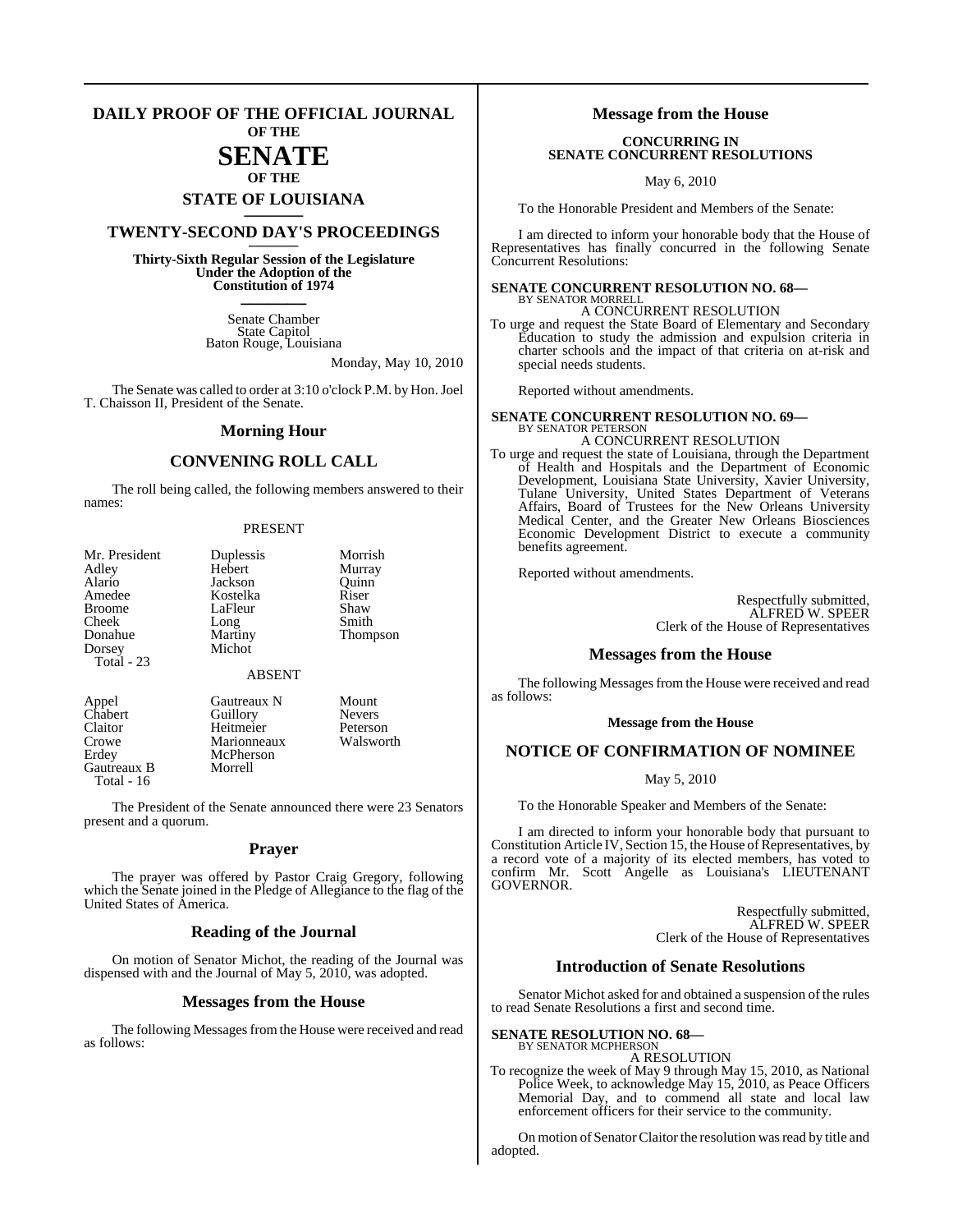# DAILY PROOF OF THE OFFICIAL JOURNAL OF THE SENATE OF THE STATE OF LOUISIANA

## TWENTY-SECOND DAY'S PROCEEDINGS

**Thirty-Sixth Regular Session of the Legislature Under the Adoption of the Constitution of 1974**

Senate Chamber
State Capitol
Baton Rouge, Louisiana

Monday, May 10, 2010

The Senate was called to order at 3:10 o'clock P.M. by Hon. Joel T. Chaisson II, President of the Senate.

## Morning Hour

## CONVENING ROLL CALL

The roll being called, the following members answered to their names:

PRESENT

| | | |
|---|---|---|
| Mr. President | Duplessis | Morrish |
| Adley | Hebert | Murray |
| Alario | Jackson | Quinn |
| Amedee | Kostelka | Riser |
| Broome | LaFleur | Shaw |
| Cheek | Long | Smith |
| Donahue | Martiny | Thompson |
| Dorsey | Michot | |
| Total - 23 | | |

ABSENT

| | | |
|---|---|---|
| Appel | Gautreaux N | Mount |
| Chabert | Guillory | Nevers |
| Claitor | Heitmeier | Peterson |
| Crowe | Marionneaux | Walsworth |
| Erdey | McPherson | |
| Gautreaux B | Morrell | |
| Total - 16 | | |

The President of the Senate announced there were 23 Senators present and a quorum.

## Prayer

The prayer was offered by Pastor Craig Gregory, following which the Senate joined in the Pledge of Allegiance to the flag of the United States of America.

## Reading of the Journal

On motion of Senator Michot, the reading of the Journal was dispensed with and the Journal of May 5, 2010, was adopted.

## Messages from the House

The following Messages from the House were received and read as follows:

## Message from the House

**CONCURRING IN SENATE CONCURRENT RESOLUTIONS**

May 6, 2010

To the Honorable President and Members of the Senate:

I am directed to inform your honorable body that the House of Representatives has finally concurred in the following Senate Concurrent Resolutions:

**SENATE CONCURRENT RESOLUTION NO. 68—**
BY SENATOR MORRELL
A CONCURRENT RESOLUTION

To urge and request the State Board of Elementary and Secondary Education to study the admission and expulsion criteria in charter schools and the impact of that criteria on at-risk and special needs students.

Reported without amendments.

**SENATE CONCURRENT RESOLUTION NO. 69—**
BY SENATOR PETERSON
A CONCURRENT RESOLUTION

To urge and request the state of Louisiana, through the Department of Health and Hospitals and the Department of Economic Development, Louisiana State University, Xavier University, Tulane University, United States Department of Veterans Affairs, Board of Trustees for the New Orleans University Medical Center, and the Greater New Orleans Biosciences Economic Development District to execute a community benefits agreement.

Reported without amendments.

Respectfully submitted,
ALFRED W. SPEER
Clerk of the House of Representatives

## Messages from the House

The following Messages from the House were received and read as follows:

**Message from the House**

## NOTICE OF CONFIRMATION OF NOMINEE

May 5, 2010

To the Honorable Speaker and Members of the Senate:

I am directed to inform your honorable body that pursuant to Constitution Article IV, Section 15, the House of Representatives, by a record vote of a majority of its elected members, has voted to confirm Mr. Scott Angelle as Louisiana's LIEUTENANT GOVERNOR.

Respectfully submitted,
ALFRED W. SPEER
Clerk of the House of Representatives

## Introduction of Senate Resolutions

Senator Michot asked for and obtained a suspension of the rules to read Senate Resolutions a first and second time.

**SENATE RESOLUTION NO. 68—**
BY SENATOR MCPHERSON
A RESOLUTION

To recognize the week of May 9 through May 15, 2010, as National Police Week, to acknowledge May 15, 2010, as Peace Officers Memorial Day, and to commend all state and local law enforcement officers for their service to the community.

On motion of Senator Claitor the resolution was read by title and adopted.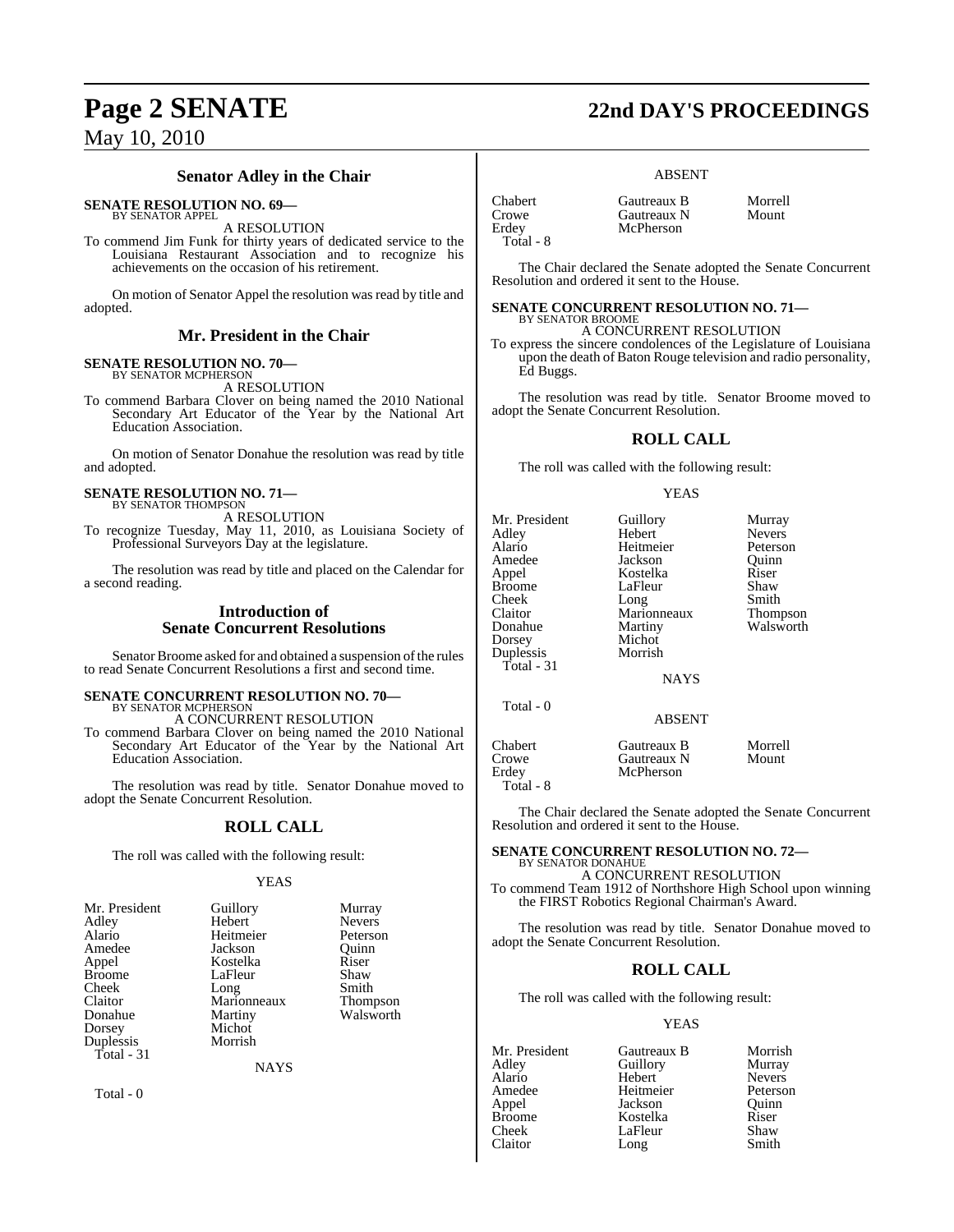## Senator Adley in the Chair

**SENATE RESOLUTION NO. 69—**
BY SENATOR APPEL

A RESOLUTION

To commend Jim Funk for thirty years of dedicated service to the Louisiana Restaurant Association and to recognize his achievements on the occasion of his retirement.

On motion of Senator Appel the resolution was read by title and adopted.

## Mr. President in the Chair

**SENATE RESOLUTION NO. 70—**
BY SENATOR MCPHERSON

A RESOLUTION

To commend Barbara Clover on being named the 2010 National Secondary Art Educator of the Year by the National Art Education Association.

On motion of Senator Donahue the resolution was read by title and adopted.

**SENATE RESOLUTION NO. 71—**
BY SENATOR THOMPSON

A RESOLUTION

To recognize Tuesday, May 11, 2010, as Louisiana Society of Professional Surveyors Day at the legislature.

The resolution was read by title and placed on the Calendar for a second reading.

## Introduction of Senate Concurrent Resolutions

Senator Broome asked for and obtained a suspension of the rules to read Senate Concurrent Resolutions a first and second time.

**SENATE CONCURRENT RESOLUTION NO. 70—**
BY SENATOR MCPHERSON

A CONCURRENT RESOLUTION

To commend Barbara Clover on being named the 2010 National Secondary Art Educator of the Year by the National Art Education Association.

The resolution was read by title. Senator Donahue moved to adopt the Senate Concurrent Resolution.

## ROLL CALL

The roll was called with the following result:

YEAS

| | | |
|---|---|---|
| Mr. President | Guillory | Murray |
| Adley | Hebert | Nevers |
| Alario | Heitmeier | Peterson |
| Amedee | Jackson | Quinn |
| Appel | Kostelka | Riser |
| Broome | LaFleur | Shaw |
| Cheek | Long | Smith |
| Claitor | Marionneaux | Thompson |
| Donahue | Martiny | Walsworth |
| Dorsey | Michot | |
| Duplessis | Morrish | |
| Total - 31 | | |

NAYS

Total - 0

ABSENT

| | | |
|---|---|---|
| Chabert | Gautreaux B | Morrell |
| Crowe | Gautreaux N | Mount |
| Erdey | McPherson | |
| Total - 8 | | |

The Chair declared the Senate adopted the Senate Concurrent Resolution and ordered it sent to the House.

**SENATE CONCURRENT RESOLUTION NO. 71—**
BY SENATOR BROOME

A CONCURRENT RESOLUTION

To express the sincere condolences of the Legislature of Louisiana upon the death of Baton Rouge television and radio personality, Ed Buggs.

The resolution was read by title. Senator Broome moved to adopt the Senate Concurrent Resolution.

## ROLL CALL

The roll was called with the following result:

YEAS

| | | |
|---|---|---|
| Mr. President | Guillory | Murray |
| Adley | Hebert | Nevers |
| Alario | Heitmeier | Peterson |
| Amedee | Jackson | Quinn |
| Appel | Kostelka | Riser |
| Broome | LaFleur | Shaw |
| Cheek | Long | Smith |
| Claitor | Marionneaux | Thompson |
| Donahue | Martiny | Walsworth |
| Dorsey | Michot | |
| Duplessis | Morrish | |
| Total - 31 | | |

NAYS

Total - 0

ABSENT

| | | |
|---|---|---|
| Chabert | Gautreaux B | Morrell |
| Crowe | Gautreaux N | Mount |
| Erdey | McPherson | |
| Total - 8 | | |

The Chair declared the Senate adopted the Senate Concurrent Resolution and ordered it sent to the House.

**SENATE CONCURRENT RESOLUTION NO. 72—**
BY SENATOR DONAHUE

A CONCURRENT RESOLUTION

To commend Team 1912 of Northshore High School upon winning the FIRST Robotics Regional Chairman's Award.

The resolution was read by title. Senator Donahue moved to adopt the Senate Concurrent Resolution.

## ROLL CALL

The roll was called with the following result:

YEAS

| | | |
|---|---|---|
| Mr. President | Gautreaux B | Morrish |
| Adley | Guillory | Murray |
| Alario | Hebert | Nevers |
| Amedee | Heitmeier | Peterson |
| Appel | Jackson | Quinn |
| Broome | Kostelka | Riser |
| Cheek | LaFleur | Shaw |
| Claitor | Long | Smith |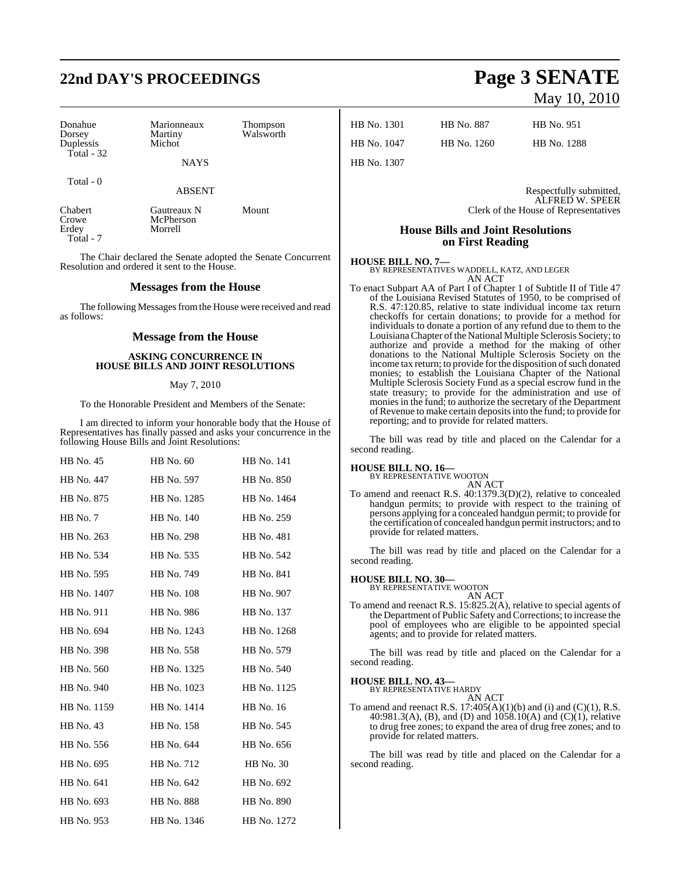| | | |
|---|---|---|
| Donahue | Marionneaux | Thompson |
| Dorsey | Martiny | Walsworth |
| Duplessis | Michot | |

Total - 32

NAYS

Total - 0

ABSENT

| | | |
|---|---|---|
| Chabert | Gautreaux N | Mount |
| Crowe | McPherson | |
| Erdey | Morrell | |

Total - 7

The Chair declared the Senate adopted the Senate Concurrent Resolution and ordered it sent to the House.

## Messages from the House

The following Messages from the House were received and read as follows:

## Message from the House

**ASKING CONCURRENCE IN HOUSE BILLS AND JOINT RESOLUTIONS**

May 7, 2010

To the Honorable President and Members of the Senate:

I am directed to inform your honorable body that the House of Representatives has finally passed and asks your concurrence in the following House Bills and Joint Resolutions:

| | | |
|---|---|---|
| HB No. 45 | HB No. 60 | HB No. 141 |
| HB No. 447 | HB No. 597 | HB No. 850 |
| HB No. 875 | HB No. 1285 | HB No. 1464 |
| HB No. 7 | HB No. 140 | HB No. 259 |
| HB No. 263 | HB No. 298 | HB No. 481 |
| HB No. 534 | HB No. 535 | HB No. 542 |
| HB No. 595 | HB No. 749 | HB No. 841 |
| HB No. 1407 | HB No. 108 | HB No. 907 |
| HB No. 911 | HB No. 986 | HB No. 137 |
| HB No. 694 | HB No. 1243 | HB No. 1268 |
| HB No. 398 | HB No. 558 | HB No. 579 |
| HB No. 560 | HB No. 1325 | HB No. 540 |
| HB No. 940 | HB No. 1023 | HB No. 1125 |
| HB No. 1159 | HB No. 1414 | HB No. 16 |
| HB No. 43 | HB No. 158 | HB No. 545 |
| HB No. 556 | HB No. 644 | HB No. 656 |
| HB No. 695 | HB No. 712 | HB No. 30 |
| HB No. 641 | HB No. 642 | HB No. 692 |
| HB No. 693 | HB No. 888 | HB No. 890 |
| HB No. 953 | HB No. 1346 | HB No. 1272 |
| HB No. 1301 | HB No. 887 | HB No. 951 |
| HB No. 1047 | HB No. 1260 | HB No. 1288 |
| HB No. 1307 | | |

Respectfully submitted,
ALFRED W. SPEER
Clerk of the House of Representatives

## House Bills and Joint Resolutions on First Reading

**HOUSE BILL NO. 7—**
BY REPRESENTATIVES WADDELL, KATZ, AND LEGER
AN ACT

To enact Subpart AA of Part I of Chapter 1 of Subtitle II of Title 47 of the Louisiana Revised Statutes of 1950, to be comprised of R.S. 47:120.85, relative to state individual income tax return checkoffs for certain donations; to provide for a method for individuals to donate a portion of any refund due to them to the Louisiana Chapter of the National Multiple Sclerosis Society; to authorize and provide a method for the making of other donations to the National Multiple Sclerosis Society on the income tax return; to provide for the disposition of such donated monies; to establish the Louisiana Chapter of the National Multiple Sclerosis Society Fund as a special escrow fund in the state treasury; to provide for the administration and use of monies in the fund; to authorize the secretary of the Department of Revenue to make certain deposits into the fund; to provide for reporting; and to provide for related matters.

The bill was read by title and placed on the Calendar for a second reading.

**HOUSE BILL NO. 16—**
BY REPRESENTATIVE WOOTON
AN ACT

To amend and reenact R.S. 40:1379.3(D)(2), relative to concealed handgun permits; to provide with respect to the training of persons applying for a concealed handgun permit; to provide for the certification of concealed handgun permit instructors; and to provide for related matters.

The bill was read by title and placed on the Calendar for a second reading.

**HOUSE BILL NO. 30—**
BY REPRESENTATIVE WOOTON
AN ACT

To amend and reenact R.S. 15:825.2(A), relative to special agents of the Department of Public Safety and Corrections; to increase the pool of employees who are eligible to be appointed special agents; and to provide for related matters.

The bill was read by title and placed on the Calendar for a second reading.

**HOUSE BILL NO. 43—**
BY REPRESENTATIVE HARDY
AN ACT

To amend and reenact R.S. 17:405(A)(1)(b) and (i) and (C)(1), R.S. 40:981.3(A), (B), and (D) and 1058.10(A) and (C)(1), relative to drug free zones; to expand the area of drug free zones; and to provide for related matters.

The bill was read by title and placed on the Calendar for a second reading.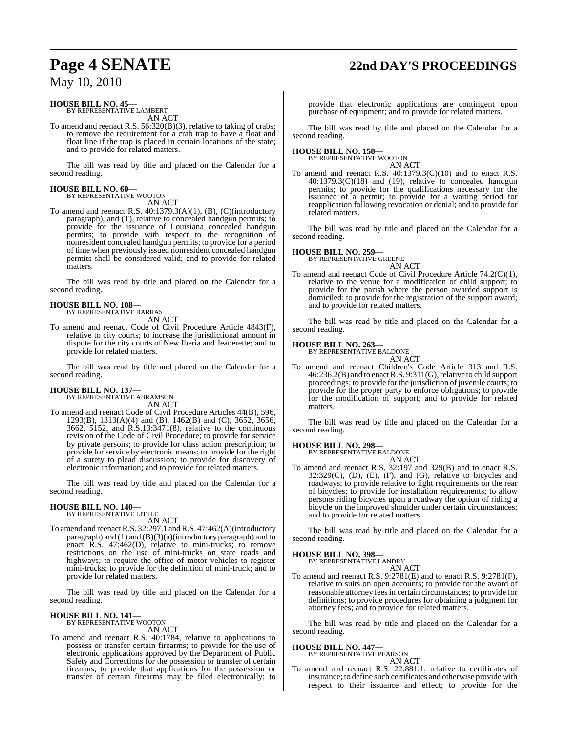**HOUSE BILL NO. 45—**
BY REPRESENTATIVE LAMBERT
AN ACT

To amend and reenact R.S. 56:320(B)(3), relative to taking of crabs; to remove the requirement for a crab trap to have a float and float line if the trap is placed in certain locations of the state; and to provide for related matters.

The bill was read by title and placed on the Calendar for a second reading.

**HOUSE BILL NO. 60—**
BY REPRESENTATIVE WOOTON
AN ACT

To amend and reenact R.S. 40:1379.3(A)(1), (B), (C)(introductory paragraph), and (T), relative to concealed handgun permits; to provide for the issuance of Louisiana concealed handgun permits; to provide with respect to the recognition of nonresident concealed handgun permits; to provide for a period of time when previously issued nonresident concealed handgun permits shall be considered valid; and to provide for related matters.

The bill was read by title and placed on the Calendar for a second reading.

**HOUSE BILL NO. 108—**
BY REPRESENTATIVE BARRAS
AN ACT

To amend and reenact Code of Civil Procedure Article 4843(F), relative to city courts; to increase the jurisdictional amount in dispute for the city courts of New Iberia and Jeanerette; and to provide for related matters.

The bill was read by title and placed on the Calendar for a second reading.

**HOUSE BILL NO. 137—**
BY REPRESENTATIVE ABRAMSON
AN ACT

To amend and reenact Code of Civil Procedure Articles 44(B), 596, 1293(B), 1313(A)(4) and (B), 1462(B) and (C), 3652, 3656, 3662, 5152, and R.S.13:3471(8), relative to the continuous revision of the Code of Civil Procedure; to provide for service by private persons; to provide for class action prescription; to provide for service by electronic means; to provide for the right of a surety to plead discussion; to provide for discovery of electronic information; and to provide for related matters.

The bill was read by title and placed on the Calendar for a second reading.

**HOUSE BILL NO. 140—**
BY REPRESENTATIVE LITTLE
AN ACT

To amend and reenact R.S. 32:297.1 and R.S. 47:462(A)(introductory paragraph) and (1) and (B)(3)(a)(introductory paragraph) and to enact R.S. 47:462(D), relative to mini-trucks; to remove restrictions on the use of mini-trucks on state roads and highways; to require the office of motor vehicles to register mini-trucks; to provide for the definition of mini-truck; and to provide for related matters.

The bill was read by title and placed on the Calendar for a second reading.

**HOUSE BILL NO. 141—**
BY REPRESENTATIVE WOOTON
AN ACT

To amend and reenact R.S. 40:1784, relative to applications to possess or transfer certain firearms; to provide for the use of electronic applications approved by the Department of Public Safety and Corrections for the possession or transfer of certain firearms; to provide that applications for the possession or transfer of certain firearms may be filed electronically; to provide that electronic applications are contingent upon purchase of equipment; and to provide for related matters.

The bill was read by title and placed on the Calendar for a second reading.

**HOUSE BILL NO. 158—**
BY REPRESENTATIVE WOOTON
AN ACT

To amend and reenact R.S. 40:1379.3(C)(10) and to enact R.S. 40:1379.3(C)(18) and (19), relative to concealed handgun permits; to provide for the qualifications necessary for the issuance of a permit; to provide for a waiting period for reapplication following revocation or denial; and to provide for related matters.

The bill was read by title and placed on the Calendar for a second reading.

**HOUSE BILL NO. 259—**
BY REPRESENTATIVE GREENE
AN ACT

To amend and reenact Code of Civil Procedure Article 74.2(C)(1), relative to the venue for a modification of child support; to provide for the parish where the person awarded support is domiciled; to provide for the registration of the support award; and to provide for related matters.

The bill was read by title and placed on the Calendar for a second reading.

**HOUSE BILL NO. 263—**
BY REPRESENTATIVE BALDONE
AN ACT

To amend and reenact Children's Code Article 313 and R.S. 46:236.2(B) and to enact R.S. 9:311(G), relative to child support proceedings; to provide for the jurisdiction of juvenile courts; to provide for the proper party to enforce obligations; to provide for the modification of support; and to provide for related matters.

The bill was read by title and placed on the Calendar for a second reading.

**HOUSE BILL NO. 298—**
BY REPRESENTATIVE BALDONE
AN ACT

To amend and reenact R.S. 32:197 and 329(B) and to enact R.S. 32:329(C), (D), (E), (F), and (G), relative to bicycles and roadways; to provide relative to light requirements on the rear of bicycles; to provide for installation requirements; to allow persons riding bicycles upon a roadway the option of riding a bicycle on the improved shoulder under certain circumstances; and to provide for related matters.

The bill was read by title and placed on the Calendar for a second reading.

**HOUSE BILL NO. 398—**
BY REPRESENTATIVE LANDRY
AN ACT

To amend and reenact R.S. 9:2781(E) and to enact R.S. 9:2781(F), relative to suits on open accounts; to provide for the award of reasonable attorney fees in certain circumstances; to provide for definitions; to provide procedures for obtaining a judgment for attorney fees; and to provide for related matters.

The bill was read by title and placed on the Calendar for a second reading.

**HOUSE BILL NO. 447—**
BY REPRESENTATIVE PEARSON
AN ACT

To amend and reenact R.S. 22:881.1, relative to certificates of insurance; to define such certificates and otherwise provide with respect to their issuance and effect; to provide for the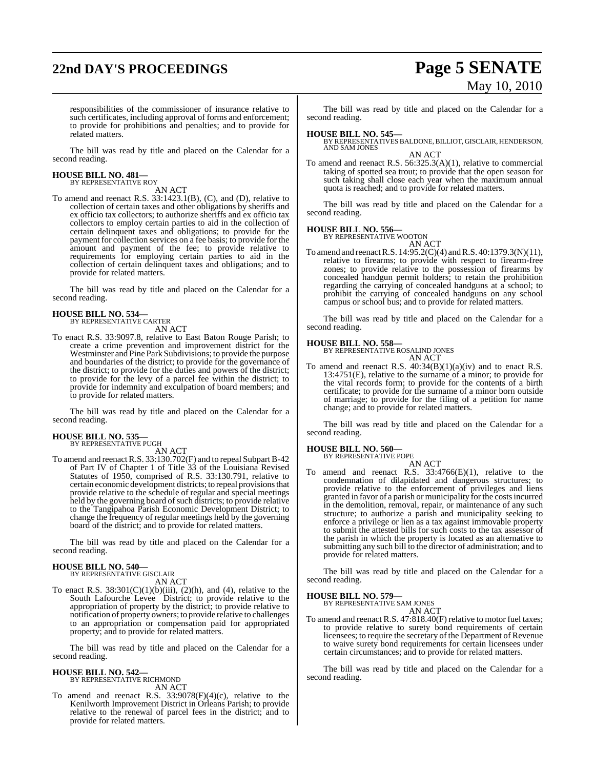responsibilities of the commissioner of insurance relative to such certificates, including approval of forms and enforcement; to provide for prohibitions and penalties; and to provide for related matters.

The bill was read by title and placed on the Calendar for a second reading.

**HOUSE BILL NO. 481—**
BY REPRESENTATIVE ROY

AN ACT

To amend and reenact R.S. 33:1423.1(B), (C), and (D), relative to collection of certain taxes and other obligations by sheriffs and ex officio tax collectors; to authorize sheriffs and ex officio tax collectors to employ certain parties to aid in the collection of certain delinquent taxes and obligations; to provide for the payment for collection services on a fee basis; to provide for the amount and payment of the fee; to provide relative to requirements for employing certain parties to aid in the collection of certain delinquent taxes and obligations; and to provide for related matters.

The bill was read by title and placed on the Calendar for a second reading.

**HOUSE BILL NO. 534—**
BY REPRESENTATIVE CARTER

AN ACT

To enact R.S. 33:9097.8, relative to East Baton Rouge Parish; to create a crime prevention and improvement district for the Westminster and Pine Park Subdivisions; to provide the purpose and boundaries of the district; to provide for the governance of the district; to provide for the duties and powers of the district; to provide for the levy of a parcel fee within the district; to provide for indemnity and exculpation of board members; and to provide for related matters.

The bill was read by title and placed on the Calendar for a second reading.

**HOUSE BILL NO. 535—**
BY REPRESENTATIVE PUGH

AN ACT

To amend and reenact R.S. 33:130.702(F) and to repeal Subpart B-42 of Part IV of Chapter 1 of Title 33 of the Louisiana Revised Statutes of 1950, comprised of R.S. 33:130.791, relative to certain economic development districts; to repeal provisions that provide relative to the schedule of regular and special meetings held by the governing board of such districts; to provide relative to the Tangipahoa Parish Economic Development District; to change the frequency of regular meetings held by the governing board of the district; and to provide for related matters.

The bill was read by title and placed on the Calendar for a second reading.

**HOUSE BILL NO. 540—**
BY REPRESENTATIVE GISCLAIR

AN ACT

To enact R.S. 38:301(C)(1)(b)(iii), (2)(h), and (4), relative to the South Lafourche Levee District; to provide relative to the appropriation of property by the district; to provide relative to notification of property owners; to provide relative to challenges to an appropriation or compensation paid for appropriated property; and to provide for related matters.

The bill was read by title and placed on the Calendar for a second reading.

**HOUSE BILL NO. 542—**
BY REPRESENTATIVE RICHMOND

AN ACT

To amend and reenact R.S. 33:9078(F)(4)(c), relative to the Kenilworth Improvement District in Orleans Parish; to provide relative to the renewal of parcel fees in the district; and to provide for related matters.

The bill was read by title and placed on the Calendar for a second reading.

**HOUSE BILL NO. 545—**
BY REPRESENTATIVES BALDONE, BILLIOT, GISCLAIR, HENDERSON, AND SAM JONES

AN ACT

To amend and reenact R.S. 56:325.3(A)(1), relative to commercial taking of spotted sea trout; to provide that the open season for such taking shall close each year when the maximum annual quota is reached; and to provide for related matters.

The bill was read by title and placed on the Calendar for a second reading.

**HOUSE BILL NO. 556—**
BY REPRESENTATIVE WOOTON

AN ACT

To amend and reenact R.S. 14:95.2(C)(4) and R.S. 40:1379.3(N)(11), relative to firearms; to provide with respect to firearm-free zones; to provide relative to the possession of firearms by concealed handgun permit holders; to retain the prohibition regarding the carrying of concealed handguns at a school; to prohibit the carrying of concealed handguns on any school campus or school bus; and to provide for related matters.

The bill was read by title and placed on the Calendar for a second reading.

**HOUSE BILL NO. 558—**
BY REPRESENTATIVE ROSALIND JONES

AN ACT

To amend and reenact R.S. 40:34(B)(1)(a)(iv) and to enact R.S. 13:4751(E), relative to the surname of a minor; to provide for the vital records form; to provide for the contents of a birth certificate; to provide for the surname of a minor born outside of marriage; to provide for the filing of a petition for name change; and to provide for related matters.

The bill was read by title and placed on the Calendar for a second reading.

**HOUSE BILL NO. 560—**
BY REPRESENTATIVE POPE

AN ACT

To amend and reenact R.S. 33:4766(E)(1), relative to the condemnation of dilapidated and dangerous structures; to provide relative to the enforcement of privileges and liens granted in favor of a parish or municipality for the costs incurred in the demolition, removal, repair, or maintenance of any such structure; to authorize a parish and municipality seeking to enforce a privilege or lien as a tax against immovable property to submit the attested bills for such costs to the tax assessor of the parish in which the property is located as an alternative to submitting any such bill to the director of administration; and to provide for related matters.

The bill was read by title and placed on the Calendar for a second reading.

**HOUSE BILL NO. 579—**
BY REPRESENTATIVE SAM JONES

AN ACT

To amend and reenact R.S. 47:818.40(F) relative to motor fuel taxes; to provide relative to surety bond requirements of certain licensees; to require the secretary of the Department of Revenue to waive surety bond requirements for certain licensees under certain circumstances; and to provide for related matters.

The bill was read by title and placed on the Calendar for a second reading.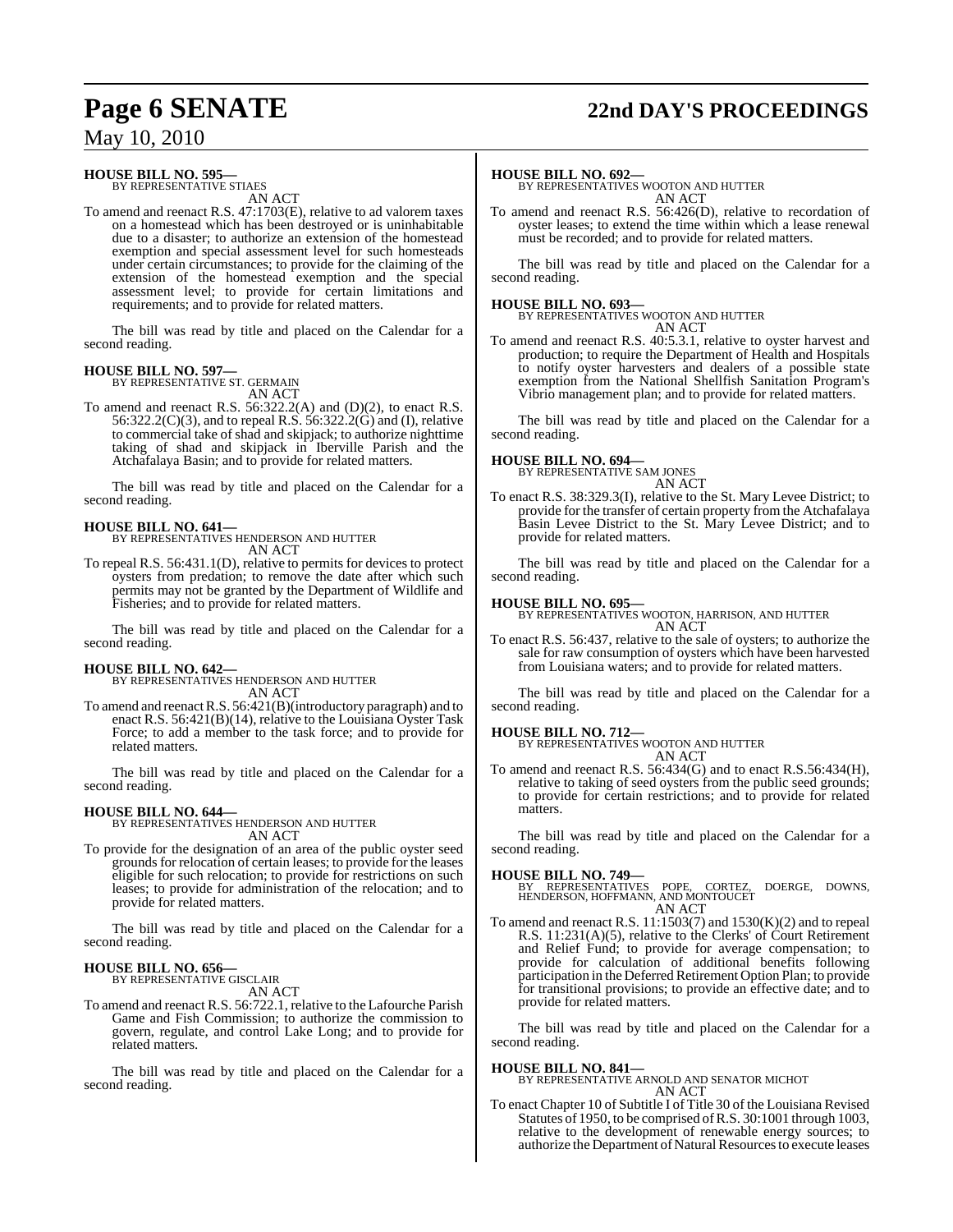**HOUSE BILL NO. 595—**
BY REPRESENTATIVE STIAES

AN ACT

To amend and reenact R.S. 47:1703(E), relative to ad valorem taxes on a homestead which has been destroyed or is uninhabitable due to a disaster; to authorize an extension of the homestead exemption and special assessment level for such homesteads under certain circumstances; to provide for the claiming of the extension of the homestead exemption and the special assessment level; to provide for certain limitations and requirements; and to provide for related matters.

The bill was read by title and placed on the Calendar for a second reading.

**HOUSE BILL NO. 597—**
BY REPRESENTATIVE ST. GERMAIN

AN ACT

To amend and reenact R.S. 56:322.2(A) and (D)(2), to enact R.S. 56:322.2(C)(3), and to repeal R.S. 56:322.2(G) and (I), relative to commercial take of shad and skipjack; to authorize nighttime taking of shad and skipjack in Iberville Parish and the Atchafalaya Basin; and to provide for related matters.

The bill was read by title and placed on the Calendar for a second reading.

**HOUSE BILL NO. 641—**
BY REPRESENTATIVES HENDERSON AND HUTTER

AN ACT

To repeal R.S. 56:431.1(D), relative to permits for devices to protect oysters from predation; to remove the date after which such permits may not be granted by the Department of Wildlife and Fisheries; and to provide for related matters.

The bill was read by title and placed on the Calendar for a second reading.

**HOUSE BILL NO. 642—**
BY REPRESENTATIVES HENDERSON AND HUTTER

AN ACT

To amend and reenact R.S. 56:421(B)(introductory paragraph) and to enact R.S. 56:421(B)(14), relative to the Louisiana Oyster Task Force; to add a member to the task force; and to provide for related matters.

The bill was read by title and placed on the Calendar for a second reading.

**HOUSE BILL NO. 644—**
BY REPRESENTATIVES HENDERSON AND HUTTER

AN ACT

To provide for the designation of an area of the public oyster seed grounds for relocation of certain leases; to provide for the leases eligible for such relocation; to provide for restrictions on such leases; to provide for administration of the relocation; and to provide for related matters.

The bill was read by title and placed on the Calendar for a second reading.

**HOUSE BILL NO. 656—**
BY REPRESENTATIVE GISCLAIR

AN ACT

To amend and reenact R.S. 56:722.1, relative to the Lafourche Parish Game and Fish Commission; to authorize the commission to govern, regulate, and control Lake Long; and to provide for related matters.

The bill was read by title and placed on the Calendar for a second reading.

**HOUSE BILL NO. 692—**
BY REPRESENTATIVES WOOTON AND HUTTER

AN ACT

To amend and reenact R.S. 56:426(D), relative to recordation of oyster leases; to extend the time within which a lease renewal must be recorded; and to provide for related matters.

The bill was read by title and placed on the Calendar for a second reading.

**HOUSE BILL NO. 693—**
BY REPRESENTATIVES WOOTON AND HUTTER

AN ACT

To amend and reenact R.S. 40:5.3.1, relative to oyster harvest and production; to require the Department of Health and Hospitals to notify oyster harvesters and dealers of a possible state exemption from the National Shellfish Sanitation Program's Vibrio management plan; and to provide for related matters.

The bill was read by title and placed on the Calendar for a second reading.

**HOUSE BILL NO. 694—**
BY REPRESENTATIVE SAM JONES

AN ACT

To enact R.S. 38:329.3(I), relative to the St. Mary Levee District; to provide for the transfer of certain property from the Atchafalaya Basin Levee District to the St. Mary Levee District; and to provide for related matters.

The bill was read by title and placed on the Calendar for a second reading.

**HOUSE BILL NO. 695—**
BY REPRESENTATIVES WOOTON, HARRISON, AND HUTTER

AN ACT

To enact R.S. 56:437, relative to the sale of oysters; to authorize the sale for raw consumption of oysters which have been harvested from Louisiana waters; and to provide for related matters.

The bill was read by title and placed on the Calendar for a second reading.

**HOUSE BILL NO. 712—**
BY REPRESENTATIVES WOOTON AND HUTTER

AN ACT

To amend and reenact R.S. 56:434(G) and to enact R.S.56:434(H), relative to taking of seed oysters from the public seed grounds; to provide for certain restrictions; and to provide for related matters.

The bill was read by title and placed on the Calendar for a second reading.

**HOUSE BILL NO. 749—**
BY REPRESENTATIVES POPE, CORTEZ, DOERGE, DOWNS, HENDERSON, HOFFMANN, AND MONTOUCET

AN ACT

To amend and reenact R.S. 11:1503(7) and 1530(K)(2) and to repeal R.S. 11:231(A)(5), relative to the Clerks' of Court Retirement and Relief Fund; to provide for average compensation; to provide for calculation of additional benefits following participation in the Deferred Retirement Option Plan; to provide for transitional provisions; to provide an effective date; and to provide for related matters.

The bill was read by title and placed on the Calendar for a second reading.

**HOUSE BILL NO. 841—**
BY REPRESENTATIVE ARNOLD AND SENATOR MICHOT

AN ACT

To enact Chapter 10 of Subtitle I of Title 30 of the Louisiana Revised Statutes of 1950, to be comprised of R.S. 30:1001 through 1003, relative to the development of renewable energy sources; to authorize the Department of Natural Resources to execute leases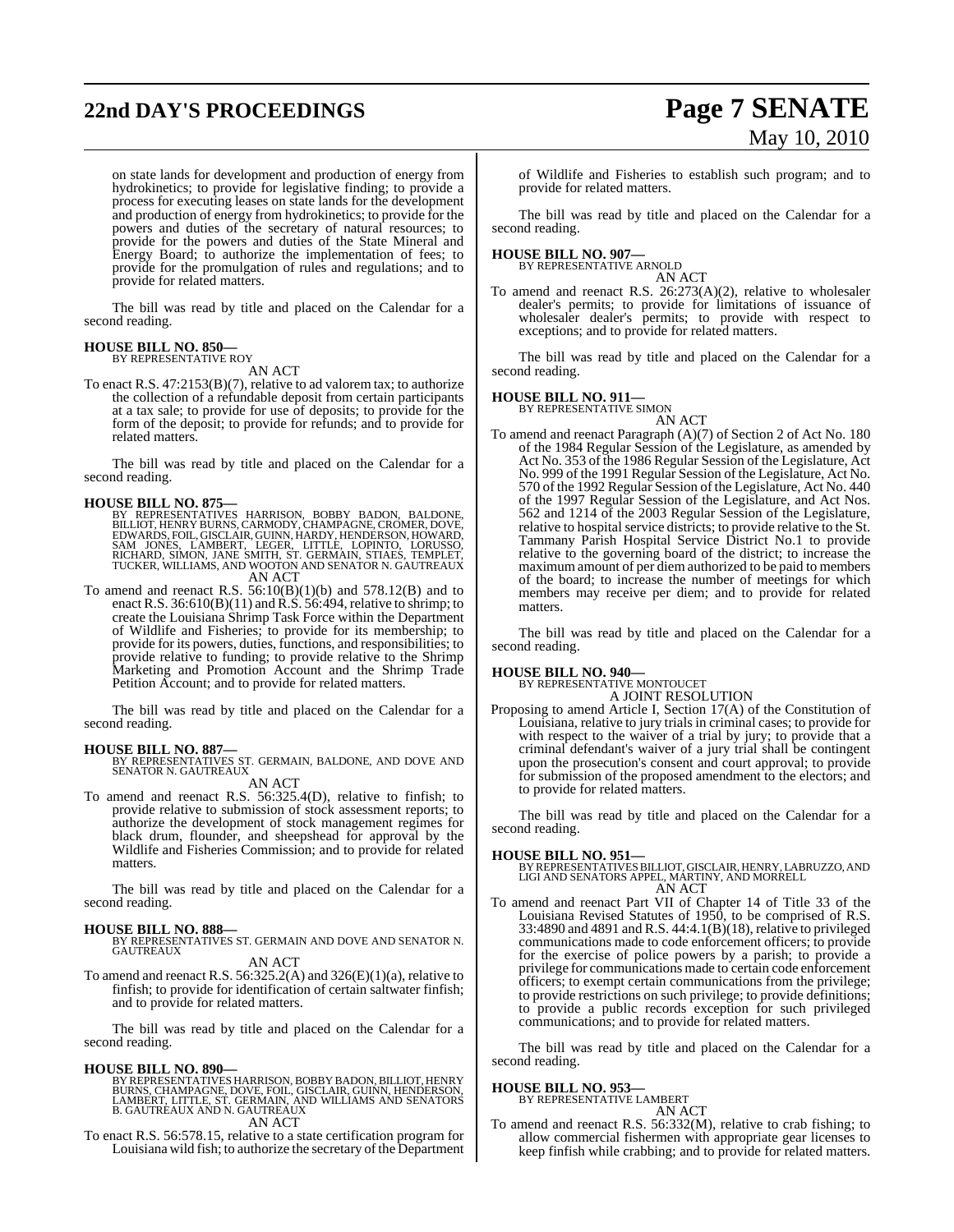on state lands for development and production of energy from hydrokinetics; to provide for legislative finding; to provide a process for executing leases on state lands for the development and production of energy from hydrokinetics; to provide for the powers and duties of the secretary of natural resources; to provide for the powers and duties of the State Mineral and Energy Board; to authorize the implementation of fees; to provide for the promulgation of rules and regulations; and to provide for related matters.

The bill was read by title and placed on the Calendar for a second reading.

**HOUSE BILL NO. 850—**
BY REPRESENTATIVE ROY
AN ACT

To enact R.S. 47:2153(B)(7), relative to ad valorem tax; to authorize the collection of a refundable deposit from certain participants at a tax sale; to provide for use of deposits; to provide for the form of the deposit; to provide for refunds; and to provide for related matters.

The bill was read by title and placed on the Calendar for a second reading.

**HOUSE BILL NO. 875—**
BY REPRESENTATIVES HARRISON, BOBBY BADON, BALDONE, BILLIOT, HENRY BURNS, CARMODY, CHAMPAGNE, CROMER, DOVE, EDWARDS, FOIL, GISCLAIR, GUINN, HARDY, HENDERSON, HOWARD, SAM JONES, LAMBERT, LEGER, LITTLE, LOPINTO, LORUSSO, RICHARD, SIMON, JANE SMITH, ST. GERMAIN, STIAES, TEMPLET, TUCKER, WILLIAMS, AND WOOTON AND SENATOR N. GAUTREAUX
AN ACT

To amend and reenact R.S. 56:10(B)(1)(b) and 578.12(B) and to enact R.S. 36:610(B)(11) and R.S. 56:494, relative to shrimp; to create the Louisiana Shrimp Task Force within the Department of Wildlife and Fisheries; to provide for its membership; to provide for its powers, duties, functions, and responsibilities; to provide relative to funding; to provide relative to the Shrimp Marketing and Promotion Account and the Shrimp Trade Petition Account; and to provide for related matters.

The bill was read by title and placed on the Calendar for a second reading.

**HOUSE BILL NO. 887—**
BY REPRESENTATIVES ST. GERMAIN, BALDONE, AND DOVE AND SENATOR N. GAUTREAUX
AN ACT

To amend and reenact R.S. 56:325.4(D), relative to finfish; to provide relative to submission of stock assessment reports; to authorize the development of stock management regimes for black drum, flounder, and sheepshead for approval by the Wildlife and Fisheries Commission; and to provide for related matters.

The bill was read by title and placed on the Calendar for a second reading.

**HOUSE BILL NO. 888—**
BY REPRESENTATIVES ST. GERMAIN AND DOVE AND SENATOR N. GAUTREAUX
AN ACT

To amend and reenact R.S. 56:325.2(A) and 326(E)(1)(a), relative to finfish; to provide for identification of certain saltwater finfish; and to provide for related matters.

The bill was read by title and placed on the Calendar for a second reading.

**HOUSE BILL NO. 890—**
BY REPRESENTATIVES HARRISON, BOBBY BADON, BILLIOT, HENRY BURNS, CHAMPAGNE, DOVE, FOIL, GISCLAIR, GUINN, HENDERSON, LAMBERT, LITTLE, ST. GERMAIN, AND WILLIAMS AND SENATORS B. GAUTREAUX AND N. GAUTREAUX
AN ACT

To enact R.S. 56:578.15, relative to a state certification program for Louisiana wild fish; to authorize the secretary of the Department of Wildlife and Fisheries to establish such program; and to provide for related matters.

The bill was read by title and placed on the Calendar for a second reading.

**HOUSE BILL NO. 907—**
BY REPRESENTATIVE ARNOLD
AN ACT

To amend and reenact R.S. 26:273(A)(2), relative to wholesaler dealer's permits; to provide for limitations of issuance of wholesaler dealer's permits; to provide with respect to exceptions; and to provide for related matters.

The bill was read by title and placed on the Calendar for a second reading.

**HOUSE BILL NO. 911—**
BY REPRESENTATIVE SIMON
AN ACT

To amend and reenact Paragraph (A)(7) of Section 2 of Act No. 180 of the 1984 Regular Session of the Legislature, as amended by Act No. 353 of the 1986 Regular Session of the Legislature, Act No. 999 of the 1991 Regular Session of the Legislature, Act No. 570 of the 1992 Regular Session of the Legislature, Act No. 440 of the 1997 Regular Session of the Legislature, and Act Nos. 562 and 1214 of the 2003 Regular Session of the Legislature, relative to hospital service districts; to provide relative to the St. Tammany Parish Hospital Service District No.1 to provide relative to the governing board of the district; to increase the maximum amount of per diem authorized to be paid to members of the board; to increase the number of meetings for which members may receive per diem; and to provide for related matters.

The bill was read by title and placed on the Calendar for a second reading.

**HOUSE BILL NO. 940—**
BY REPRESENTATIVE MONTOUCET
A JOINT RESOLUTION

Proposing to amend Article I, Section 17(A) of the Constitution of Louisiana, relative to jury trials in criminal cases; to provide for with respect to the waiver of a trial by jury; to provide that a criminal defendant's waiver of a jury trial shall be contingent upon the prosecution's consent and court approval; to provide for submission of the proposed amendment to the electors; and to provide for related matters.

The bill was read by title and placed on the Calendar for a second reading.

**HOUSE BILL NO. 951—**
BY REPRESENTATIVES BILLIOT, GISCLAIR, HENRY, LABRUZZO, AND LIGI AND SENATORS APPEL, MARTINY, AND MORRELL
AN ACT

To amend and reenact Part VII of Chapter 14 of Title 33 of the Louisiana Revised Statutes of 1950, to be comprised of R.S. 33:4890 and 4891 and R.S. 44:4.1(B)(18), relative to privileged communications made to code enforcement officers; to provide for the exercise of police powers by a parish; to provide a privilege for communications made to certain code enforcement officers; to exempt certain communications from the privilege; to provide restrictions on such privilege; to provide definitions; to provide a public records exception for such privileged communications; and to provide for related matters.

The bill was read by title and placed on the Calendar for a second reading.

**HOUSE BILL NO. 953—**
BY REPRESENTATIVE LAMBERT
AN ACT

To amend and reenact R.S. 56:332(M), relative to crab fishing; to allow commercial fishermen with appropriate gear licenses to keep finfish while crabbing; and to provide for related matters.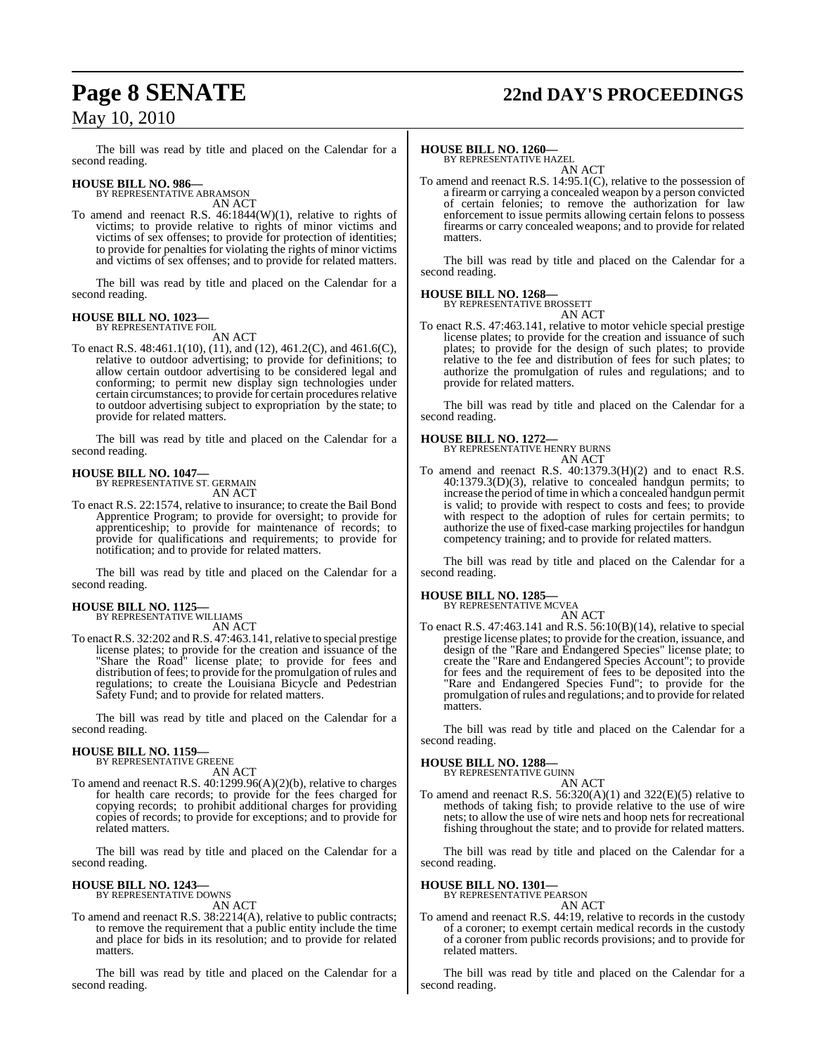The bill was read by title and placed on the Calendar for a second reading.

**HOUSE BILL NO. 986—**
BY REPRESENTATIVE ABRAMSON
AN ACT

To amend and reenact R.S. 46:1844(W)(1), relative to rights of victims; to provide relative to rights of minor victims and victims of sex offenses; to provide for protection of identities; to provide for penalties for violating the rights of minor victims and victims of sex offenses; and to provide for related matters.

The bill was read by title and placed on the Calendar for a second reading.

**HOUSE BILL NO. 1023—**
BY REPRESENTATIVE FOIL
AN ACT

To enact R.S. 48:461.1(10), (11), and (12), 461.2(C), and 461.6(C), relative to outdoor advertising; to provide for definitions; to allow certain outdoor advertising to be considered legal and conforming; to permit new display sign technologies under certain circumstances; to provide for certain procedures relative to outdoor advertising subject to expropriation by the state; to provide for related matters.

The bill was read by title and placed on the Calendar for a second reading.

**HOUSE BILL NO. 1047—**
BY REPRESENTATIVE ST. GERMAIN
AN ACT

To enact R.S. 22:1574, relative to insurance; to create the Bail Bond Apprentice Program; to provide for oversight; to provide for apprenticeship; to provide for maintenance of records; to provide for qualifications and requirements; to provide for notification; and to provide for related matters.

The bill was read by title and placed on the Calendar for a second reading.

**HOUSE BILL NO. 1125—**
BY REPRESENTATIVE WILLIAMS
AN ACT

To enact R.S. 32:202 and R.S. 47:463.141, relative to special prestige license plates; to provide for the creation and issuance of the "Share the Road" license plate; to provide for fees and distribution of fees; to provide for the promulgation of rules and regulations; to create the Louisiana Bicycle and Pedestrian Safety Fund; and to provide for related matters.

The bill was read by title and placed on the Calendar for a second reading.

**HOUSE BILL NO. 1159—**
BY REPRESENTATIVE GREENE
AN ACT

To amend and reenact R.S. 40:1299.96(A)(2)(b), relative to charges for health care records; to provide for the fees charged for copying records; to prohibit additional charges for providing copies of records; to provide for exceptions; and to provide for related matters.

The bill was read by title and placed on the Calendar for a second reading.

**HOUSE BILL NO. 1243—**
BY REPRESENTATIVE DOWNS
AN ACT

To amend and reenact R.S. 38:2214(A), relative to public contracts; to remove the requirement that a public entity include the time and place for bids in its resolution; and to provide for related matters.

The bill was read by title and placed on the Calendar for a second reading.

**HOUSE BILL NO. 1260—**
BY REPRESENTATIVE HAZEL
AN ACT

To amend and reenact R.S. 14:95.1(C), relative to the possession of a firearm or carrying a concealed weapon by a person convicted of certain felonies; to remove the authorization for law enforcement to issue permits allowing certain felons to possess firearms or carry concealed weapons; and to provide for related matters.

The bill was read by title and placed on the Calendar for a second reading.

**HOUSE BILL NO. 1268—**
BY REPRESENTATIVE BROSSETT
AN ACT

To enact R.S. 47:463.141, relative to motor vehicle special prestige license plates; to provide for the creation and issuance of such plates; to provide for the design of such plates; to provide relative to the fee and distribution of fees for such plates; to authorize the promulgation of rules and regulations; and to provide for related matters.

The bill was read by title and placed on the Calendar for a second reading.

**HOUSE BILL NO. 1272—**
BY REPRESENTATIVE HENRY BURNS
AN ACT

To amend and reenact R.S. 40:1379.3(H)(2) and to enact R.S. 40:1379.3(D)(3), relative to concealed handgun permits; to increase the period of time in which a concealed handgun permit is valid; to provide with respect to costs and fees; to provide with respect to the adoption of rules for certain permits; to authorize the use of fixed-case marking projectiles for handgun competency training; and to provide for related matters.

The bill was read by title and placed on the Calendar for a second reading.

**HOUSE BILL NO. 1285—**
BY REPRESENTATIVE MCVEA
AN ACT

To enact R.S. 47:463.141 and R.S. 56:10(B)(14), relative to special prestige license plates; to provide for the creation, issuance, and design of the "Rare and Endangered Species" license plate; to create the "Rare and Endangered Species Account"; to provide for fees and the requirement of fees to be deposited into the "Rare and Endangered Species Fund"; to provide for the promulgation of rules and regulations; and to provide for related matters.

The bill was read by title and placed on the Calendar for a second reading.

**HOUSE BILL NO. 1288—**
BY REPRESENTATIVE GUINN
AN ACT

To amend and reenact R.S. 56:320(A)(1) and 322(E)(5) relative to methods of taking fish; to provide relative to the use of wire nets; to allow the use of wire nets and hoop nets for recreational fishing throughout the state; and to provide for related matters.

The bill was read by title and placed on the Calendar for a second reading.

**HOUSE BILL NO. 1301—**
BY REPRESENTATIVE PEARSON
AN ACT

To amend and reenact R.S. 44:19, relative to records in the custody of a coroner; to exempt certain medical records in the custody of a coroner from public records provisions; and to provide for related matters.

The bill was read by title and placed on the Calendar for a second reading.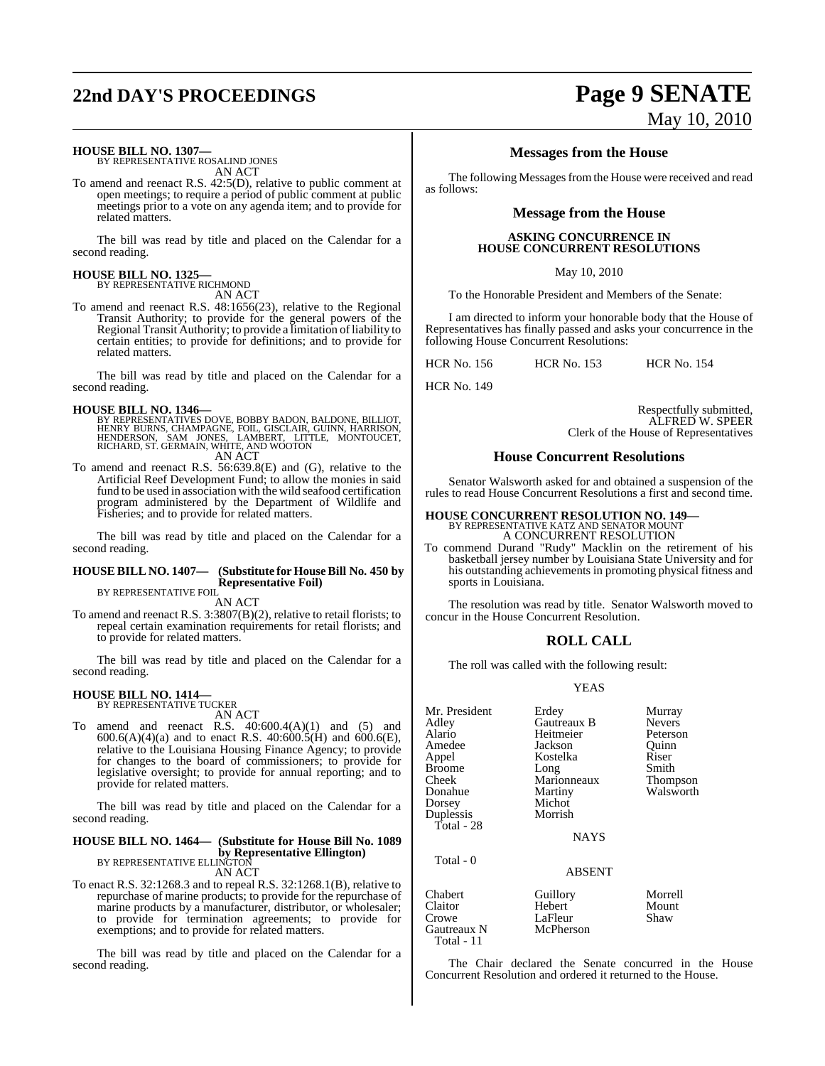**HOUSE BILL NO. 1307—**
BY REPRESENTATIVE ROSALIND JONES
AN ACT

To amend and reenact R.S. 42:5(D), relative to public comment at open meetings; to require a period of public comment at public meetings prior to a vote on any agenda item; and to provide for related matters.

The bill was read by title and placed on the Calendar for a second reading.

**HOUSE BILL NO. 1325—**
BY REPRESENTATIVE RICHMOND
AN ACT

To amend and reenact R.S. 48:1656(23), relative to the Regional Transit Authority; to provide for the general powers of the Regional Transit Authority; to provide a limitation of liability to certain entities; to provide for definitions; and to provide for related matters.

The bill was read by title and placed on the Calendar for a second reading.

**HOUSE BILL NO. 1346—**
BY REPRESENTATIVES DOVE, BOBBY BADON, BALDONE, BILLIOT, HENRY BURNS, CHAMPAGNE, FOIL, GISCLAIR, GUINN, HARRISON, HENDERSON, SAM JONES, LAMBERT, LITTLE, MONTOUCET, RICHARD, ST. GERMAIN, WHITE, AND WOOTON
AN ACT

To amend and reenact R.S. 56:639.8(E) and (G), relative to the Artificial Reef Development Fund; to allow the monies in said fund to be used in association with the wild seafood certification program administered by the Department of Wildlife and Fisheries; and to provide for related matters.

The bill was read by title and placed on the Calendar for a second reading.

**HOUSE BILL NO. 1407— (Substitute for House Bill No. 450 by Representative Foil)**
BY REPRESENTATIVE FOIL
AN ACT

To amend and reenact R.S. 3:3807(B)(2), relative to retail florists; to repeal certain examination requirements for retail florists; and to provide for related matters.

The bill was read by title and placed on the Calendar for a second reading.

**HOUSE BILL NO. 1414—**
BY REPRESENTATIVE TUCKER
AN ACT

To amend and reenact R.S. 40:600.4(A)(1) and (5) and 600.6(A)(4)(a) and to enact R.S. 40:600.5(H) and 600.6(E), relative to the Louisiana Housing Finance Agency; to provide for changes to the board of commissioners; to provide for legislative oversight; to provide for annual reporting; and to provide for related matters.

The bill was read by title and placed on the Calendar for a second reading.

**HOUSE BILL NO. 1464— (Substitute for House Bill No. 1089 by Representative Ellington)**
BY REPRESENTATIVE ELLINGTON
AN ACT

To enact R.S. 32:1268.3 and to repeal R.S. 32:1268.1(B), relative to repurchase of marine products; to provide for the repurchase of marine products by a manufacturer, distributor, or wholesaler; to provide for termination agreements; to provide for exemptions; and to provide for related matters.

The bill was read by title and placed on the Calendar for a second reading.

## Messages from the House

The following Messages from the House were received and read as follows:

## Message from the House

**ASKING CONCURRENCE IN HOUSE CONCURRENT RESOLUTIONS**

May 10, 2010

To the Honorable President and Members of the Senate:

I am directed to inform your honorable body that the House of Representatives has finally passed and asks your concurrence in the following House Concurrent Resolutions:

HCR No. 156 HCR No. 153 HCR No. 154

HCR No. 149

Respectfully submitted,
ALFRED W. SPEER
Clerk of the House of Representatives

## House Concurrent Resolutions

Senator Walsworth asked for and obtained a suspension of the rules to read House Concurrent Resolutions a first and second time.

**HOUSE CONCURRENT RESOLUTION NO. 149—**
BY REPRESENTATIVE KATZ AND SENATOR MOUNT
A CONCURRENT RESOLUTION

To commend Durand "Rudy" Macklin on the retirement of his basketball jersey number by Louisiana State University and for his outstanding achievements in promoting physical fitness and sports in Louisiana.

The resolution was read by title. Senator Walsworth moved to concur in the House Concurrent Resolution.

## ROLL CALL

The roll was called with the following result:

YEAS

| | | |
|---|---|---|
| Mr. President | Erdey | Murray |
| Adley | Gautreaux B | Nevers |
| Alario | Heitmeier | Peterson |
| Amedee | Jackson | Quinn |
| Appel | Kostelka | Riser |
| Broome | Long | Smith |
| Cheek | Marionneaux | Thompson |
| Donahue | Martiny | Walsworth |
| Dorsey | Michot | |
| Duplessis | Morrish | |

Total - 28

NAYS

Total - 0

ABSENT

| | | |
|---|---|---|
| Chabert | Guillory | Morrell |
| Claitor | Hebert | Mount |
| Crowe | LaFleur | Shaw |
| Gautreaux N | McPherson | |

Total - 11

The Chair declared the Senate concurred in the House Concurrent Resolution and ordered it returned to the House.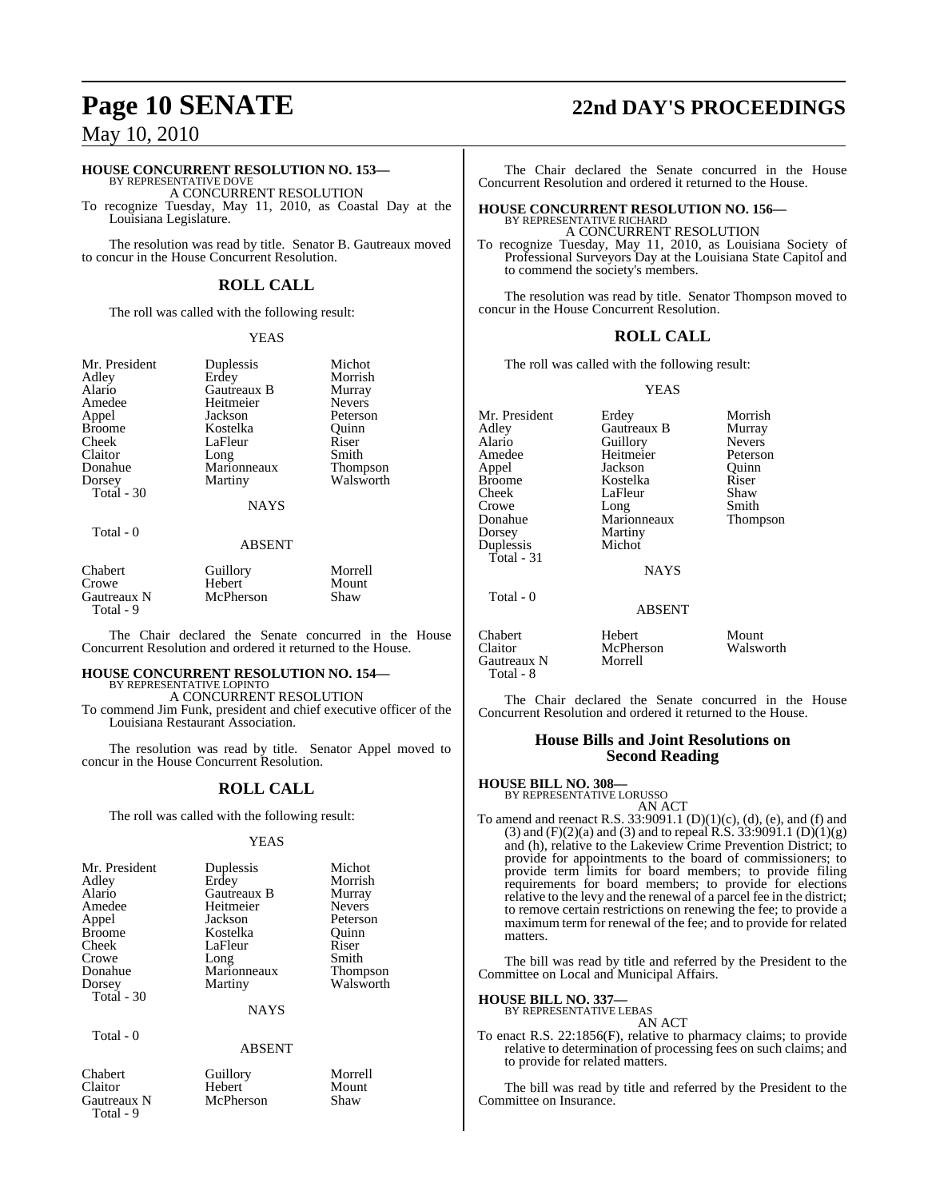**HOUSE CONCURRENT RESOLUTION NO. 153—**
BY REPRESENTATIVE DOVE
A CONCURRENT RESOLUTION

To recognize Tuesday, May 11, 2010, as Coastal Day at the Louisiana Legislature.

The resolution was read by title. Senator B. Gautreaux moved to concur in the House Concurrent Resolution.

## ROLL CALL

The roll was called with the following result:

YEAS

| | | |
|---|---|---|
| Mr. President | Duplessis | Michot |
| Adley | Erdey | Morrish |
| Alario | Gautreaux B | Murray |
| Amedee | Heitmeier | Nevers |
| Appel | Jackson | Peterson |
| Broome | Kostelka | Quinn |
| Cheek | LaFleur | Riser |
| Claitor | Long | Smith |
| Donahue | Marionneaux | Thompson |
| Dorsey | Martiny | Walsworth |
| Total - 30 | | |

NAYS

Total - 0

ABSENT

| | | |
|---|---|---|
| Chabert | Guillory | Morrell |
| Crowe | Hebert | Mount |
| Gautreaux N | McPherson | Shaw |
| Total - 9 | | |

The Chair declared the Senate concurred in the House Concurrent Resolution and ordered it returned to the House.

**HOUSE CONCURRENT RESOLUTION NO. 154—**
BY REPRESENTATIVE LOPINTO
A CONCURRENT RESOLUTION

To commend Jim Funk, president and chief executive officer of the Louisiana Restaurant Association.

The resolution was read by title. Senator Appel moved to concur in the House Concurrent Resolution.

## ROLL CALL

The roll was called with the following result:

YEAS

| | | |
|---|---|---|
| Mr. President | Duplessis | Michot |
| Adley | Erdey | Morrish |
| Alario | Gautreaux B | Murray |
| Amedee | Heitmeier | Nevers |
| Appel | Jackson | Peterson |
| Broome | Kostelka | Quinn |
| Cheek | LaFleur | Riser |
| Crowe | Long | Smith |
| Donahue | Marionneaux | Thompson |
| Dorsey | Martiny | Walsworth |
| Total - 30 | | |

NAYS

Total - 0

ABSENT

| | | |
|---|---|---|
| Chabert | Guillory | Morrell |
| Claitor | Hebert | Mount |
| Gautreaux N | McPherson | Shaw |
| Total - 9 | | |

The Chair declared the Senate concurred in the House Concurrent Resolution and ordered it returned to the House.

**HOUSE CONCURRENT RESOLUTION NO. 156—**
BY REPRESENTATIVE RICHARD
A CONCURRENT RESOLUTION

To recognize Tuesday, May 11, 2010, as Louisiana Society of Professional Surveyors Day at the Louisiana State Capitol and to commend the society's members.

The resolution was read by title. Senator Thompson moved to concur in the House Concurrent Resolution.

## ROLL CALL

The roll was called with the following result:

YEAS

| | | |
|---|---|---|
| Mr. President | Erdey | Morrish |
| Adley | Gautreaux B | Murray |
| Alario | Guillory | Nevers |
| Amedee | Heitmeier | Peterson |
| Appel | Jackson | Quinn |
| Broome | Kostelka | Riser |
| Cheek | LaFleur | Shaw |
| Crowe | Long | Smith |
| Donahue | Marionneaux | Thompson |
| Dorsey | Martiny | |
| Duplessis | Michot | |
| Total - 31 | | |

NAYS

Total - 0

ABSENT

| | | |
|---|---|---|
| Chabert | Hebert | Mount |
| Claitor | McPherson | Walsworth |
| Gautreaux N | Morrell | |
| Total - 8 | | |

The Chair declared the Senate concurred in the House Concurrent Resolution and ordered it returned to the House.

## House Bills and Joint Resolutions on Second Reading

**HOUSE BILL NO. 308—**
BY REPRESENTATIVE LORUSSO
AN ACT

To amend and reenact R.S. 33:9091.1 (D)(1)(c), (d), (e), and (f) and (3) and (F)(2)(a) and (3) and to repeal R.S. 33:9091.1 (D)(1)(g) and (h), relative to the Lakeview Crime Prevention District; to provide for appointments to the board of commissioners; to provide term limits for board members; to provide filing requirements for board members; to provide for elections relative to the levy and the renewal of a parcel fee in the district; to remove certain restrictions on renewing the fee; to provide a maximum term for renewal of the fee; and to provide for related matters.

The bill was read by title and referred by the President to the Committee on Local and Municipal Affairs.

**HOUSE BILL NO. 337—**
BY REPRESENTATIVE LEBAS
AN ACT

To enact R.S. 22:1856(F), relative to pharmacy claims; to provide relative to determination of processing fees on such claims; and to provide for related matters.

The bill was read by title and referred by the President to the Committee on Insurance.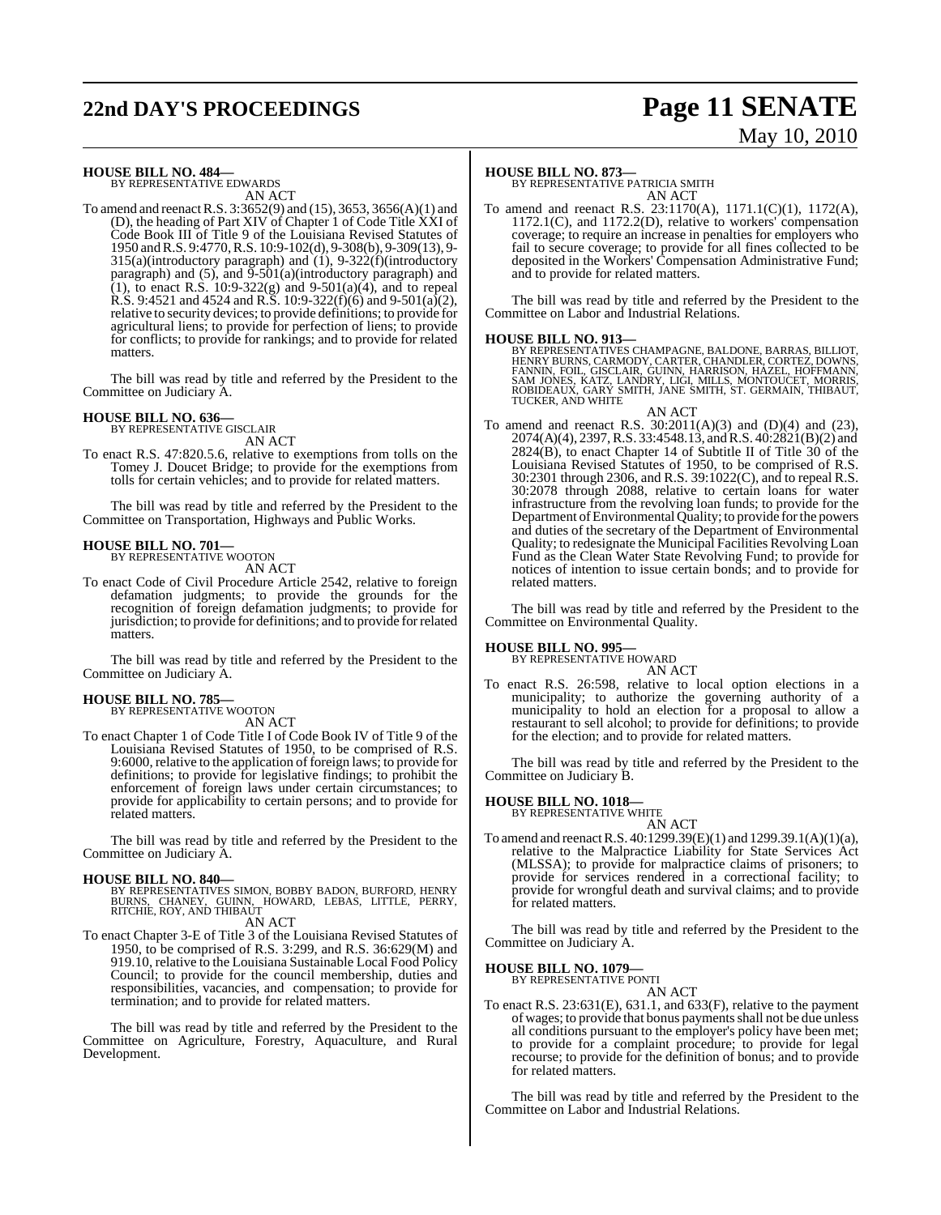**HOUSE BILL NO. 484—**
BY REPRESENTATIVE EDWARDS

AN ACT

To amend and reenact R.S. 3:3652(9) and (15), 3653, 3656(A)(1) and (D), the heading of Part XIV of Chapter 1 of Code Title XXI of Code Book III of Title 9 of the Louisiana Revised Statutes of 1950 and R.S. 9:4770, R.S. 10:9-102(d), 9-308(b), 9-309(13), 9-315(a)(introductory paragraph) and (1), 9-322(f)(introductory paragraph) and (5), and 9-501(a)(introductory paragraph) and (1), to enact R.S. 10:9-322(g) and 9-501(a)(4), and to repeal R.S. 9:4521 and 4524 and R.S. 10:9-322(f)(6) and 9-501(a)(2), relative to security devices; to provide definitions; to provide for agricultural liens; to provide for perfection of liens; to provide for conflicts; to provide for rankings; and to provide for related matters.

The bill was read by title and referred by the President to the Committee on Judiciary A.

**HOUSE BILL NO. 636—**
BY REPRESENTATIVE GISCLAIR

AN ACT

To enact R.S. 47:820.5.6, relative to exemptions from tolls on the Tomey J. Doucet Bridge; to provide for the exemptions from tolls for certain vehicles; and to provide for related matters.

The bill was read by title and referred by the President to the Committee on Transportation, Highways and Public Works.

**HOUSE BILL NO. 701—**
BY REPRESENTATIVE WOOTON

AN ACT

To enact Code of Civil Procedure Article 2542, relative to foreign defamation judgments; to provide the grounds for the recognition of foreign defamation judgments; to provide for jurisdiction; to provide for definitions; and to provide for related matters.

The bill was read by title and referred by the President to the Committee on Judiciary A.

**HOUSE BILL NO. 785—**
BY REPRESENTATIVE WOOTON

AN ACT

To enact Chapter 1 of Code Title I of Code Book IV of Title 9 of the Louisiana Revised Statutes of 1950, to be comprised of R.S. 9:6000, relative to the application of foreign laws; to provide for definitions; to provide for legislative findings; to prohibit the enforcement of foreign laws under certain circumstances; to provide for applicability to certain persons; and to provide for related matters.

The bill was read by title and referred by the President to the Committee on Judiciary A.

**HOUSE BILL NO. 840—**
BY REPRESENTATIVES SIMON, BOBBY BADON, BURFORD, HENRY BURNS, CHANEY, GUINN, HOWARD, LEBAS, LITTLE, PERRY, RITCHIE, ROY, AND THIBAUT

AN ACT

To enact Chapter 3-E of Title 3 of the Louisiana Revised Statutes of 1950, to be comprised of R.S. 3:299, and R.S. 36:629(M) and 919.10, relative to the Louisiana Sustainable Local Food Policy Council; to provide for the council membership, duties and responsibilities, vacancies, and compensation; to provide for termination; and to provide for related matters.

The bill was read by title and referred by the President to the Committee on Agriculture, Forestry, Aquaculture, and Rural Development.

**HOUSE BILL NO. 873—**
BY REPRESENTATIVE PATRICIA SMITH

AN ACT

To amend and reenact R.S. 23:1170(A), 1171.1(C)(1), 1172(A), 1172.1(C), and 1172.2(D), relative to workers' compensation coverage; to require an increase in penalties for employers who fail to secure coverage; to provide for all fines collected to be deposited in the Workers' Compensation Administrative Fund; and to provide for related matters.

The bill was read by title and referred by the President to the Committee on Labor and Industrial Relations.

**HOUSE BILL NO. 913—**
BY REPRESENTATIVES CHAMPAGNE, BALDONE, BARRAS, BILLIOT, HENRY BURNS, CARMODY, CARTER, CHANDLER, CORTEZ, DOWNS, FANNIN, FOIL, GISCLAIR, GUINN, HARRISON, HAZEL, HOFFMANN, SAM JONES, KATZ, LANDRY, LIGI, MILLS, MONTOUCET, MORRIS, ROBIDEAUX, GARY SMITH, JANE SMITH, ST. GERMAIN, THIBAUT, TUCKER, AND WHITE

AN ACT

To amend and reenact R.S. 30:2011(A)(3) and (D)(4) and (23), 2074(A)(4), 2397, R.S. 33:4548.13, and R.S. 40:2821(B)(2) and 2824(B), to enact Chapter 14 of Subtitle II of Title 30 of the Louisiana Revised Statutes of 1950, to be comprised of R.S. 30:2301 through 2306, and R.S. 39:1022(C), and to repeal R.S. 30:2078 through 2088, relative to certain loans for water infrastructure from the revolving loan funds; to provide for the Department of Environmental Quality; to provide for the powers and duties of the secretary of the Department of Environmental Quality; to redesignate the Municipal Facilities Revolving Loan Fund as the Clean Water State Revolving Fund; to provide for notices of intention to issue certain bonds; and to provide for related matters.

The bill was read by title and referred by the President to the Committee on Environmental Quality.

**HOUSE BILL NO. 995—**
BY REPRESENTATIVE HOWARD

AN ACT

To enact R.S. 26:598, relative to local option elections in a municipality; to authorize the governing authority of a municipality to hold an election for a proposal to allow a restaurant to sell alcohol; to provide for definitions; to provide for the election; and to provide for related matters.

The bill was read by title and referred by the President to the Committee on Judiciary B.

**HOUSE BILL NO. 1018—**
BY REPRESENTATIVE WHITE

AN ACT

To amend and reenact R.S. 40:1299.39(E)(1) and 1299.39.1(A)(1)(a), relative to the Malpractice Liability for State Services Act (MLSSA); to provide for malpractice claims of prisoners; to provide for services rendered in a correctional facility; to provide for wrongful death and survival claims; and to provide for related matters.

The bill was read by title and referred by the President to the Committee on Judiciary A.

**HOUSE BILL NO. 1079—**
BY REPRESENTATIVE PONTI

AN ACT

To enact R.S. 23:631(E), 631.1, and 633(F), relative to the payment of wages; to provide that bonus payments shall not be due unless all conditions pursuant to the employer's policy have been met; to provide for a complaint procedure; to provide for legal recourse; to provide for the definition of bonus; and to provide for related matters.

The bill was read by title and referred by the President to the Committee on Labor and Industrial Relations.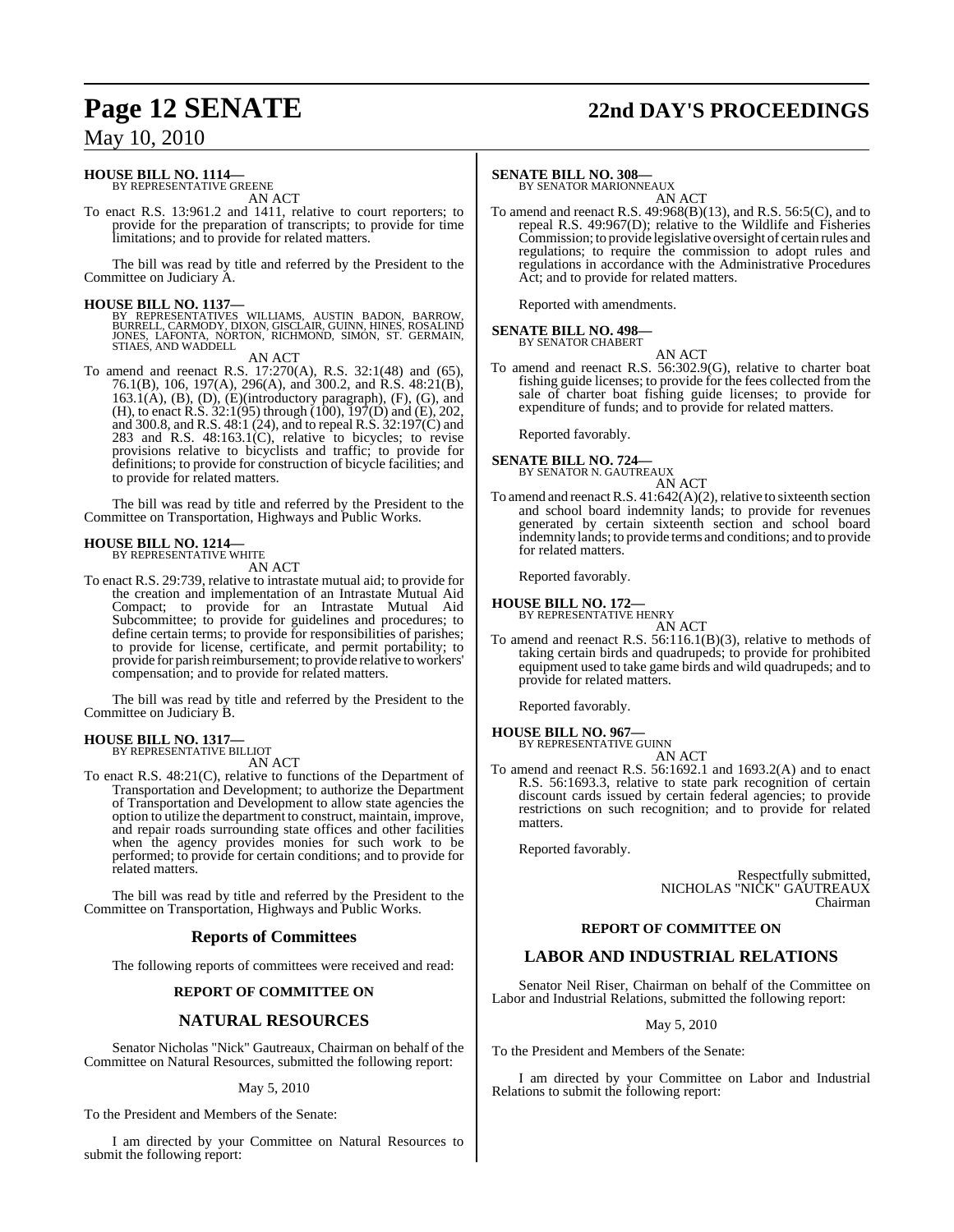**HOUSE BILL NO. 1114—**
BY REPRESENTATIVE GREENE

AN ACT

To enact R.S. 13:961.2 and 1411, relative to court reporters; to provide for the preparation of transcripts; to provide for time limitations; and to provide for related matters.

The bill was read by title and referred by the President to the Committee on Judiciary A.

**HOUSE BILL NO. 1137—**
BY REPRESENTATIVES WILLIAMS, AUSTIN BADON, BARROW, BURRELL, CARMODY, DIXON, GISCLAIR, GUINN, HINES, ROSALIND JONES, LAFONTA, NORTON, RICHMOND, SIMON, ST. GERMAIN, STIAES, AND WADDELL

AN ACT

To amend and reenact R.S. 17:270(A), R.S. 32:1(48) and (65), 76.1(B), 106, 197(A), 296(A), and 300.2, and R.S. 48:21(B), 163.1(A), (B), (D), (E)(introductory paragraph), (F), (G), and (H), to enact R.S. 32:1(95) through (100), 197(D) and (E), 202, and 300.8, and R.S. 48:1 (24), and to repeal R.S. 32:197(C) and 283 and R.S. 48:163.1(C), relative to bicycles; to revise provisions relative to bicyclists and traffic; to provide for definitions; to provide for construction of bicycle facilities; and to provide for related matters.

The bill was read by title and referred by the President to the Committee on Transportation, Highways and Public Works.

**HOUSE BILL NO. 1214—**
BY REPRESENTATIVE WHITE

AN ACT

To enact R.S. 29:739, relative to intrastate mutual aid; to provide for the creation and implementation of an Intrastate Mutual Aid Compact; to provide for an Intrastate Mutual Aid Subcommittee; to provide for guidelines and procedures; to define certain terms; to provide for responsibilities of parishes; to provide for license, certificate, and permit portability; to provide for parish reimbursement; to provide relative to workers' compensation; and to provide for related matters.

The bill was read by title and referred by the President to the Committee on Judiciary B.

**HOUSE BILL NO. 1317—**
BY REPRESENTATIVE BILLIOT

AN ACT

To enact R.S. 48:21(C), relative to functions of the Department of Transportation and Development; to authorize the Department of Transportation and Development to allow state agencies the option to utilize the department to construct, maintain, improve, and repair roads surrounding state offices and other facilities when the agency provides monies for such work to be performed; to provide for certain conditions; and to provide for related matters.

The bill was read by title and referred by the President to the Committee on Transportation, Highways and Public Works.

## Reports of Committees

The following reports of committees were received and read:

### REPORT OF COMMITTEE ON

## NATURAL RESOURCES

Senator Nicholas "Nick" Gautreaux, Chairman on behalf of the Committee on Natural Resources, submitted the following report:

May 5, 2010

To the President and Members of the Senate:

I am directed by your Committee on Natural Resources to submit the following report:

**SENATE BILL NO. 308—**
BY SENATOR MARIONNEAUX

AN ACT

To amend and reenact R.S. 49:968(B)(13), and R.S. 56:5(C), and to repeal R.S. 49:967(D); relative to the Wildlife and Fisheries Commission; to provide legislative oversight of certain rules and regulations; to require the commission to adopt rules and regulations in accordance with the Administrative Procedures Act; and to provide for related matters.

Reported with amendments.

**SENATE BILL NO. 498—**
BY SENATOR CHABERT

AN ACT

To amend and reenact R.S. 56:302.9(G), relative to charter boat fishing guide licenses; to provide for the fees collected from the sale of charter boat fishing guide licenses; to provide for expenditure of funds; and to provide for related matters.

Reported favorably.

**SENATE BILL NO. 724—**
BY SENATOR N. GAUTREAUX

AN ACT

To amend and reenact R.S. 41:642(A)(2), relative to sixteenth section and school board indemnity lands; to provide for revenues generated by certain sixteenth section and school board indemnity lands; to provide terms and conditions; and to provide for related matters.

Reported favorably.

**HOUSE BILL NO. 172—**
BY REPRESENTATIVE HENRY

AN ACT

To amend and reenact R.S. 56:116.1(B)(3), relative to methods of taking certain birds and quadrupeds; to provide for prohibited equipment used to take game birds and wild quadrupeds; and to provide for related matters.

Reported favorably.

**HOUSE BILL NO. 967—**
BY REPRESENTATIVE GUINN

AN ACT

To amend and reenact R.S. 56:1692.1 and 1693.2(A) and to enact R.S. 56:1693.3, relative to state park recognition of certain discount cards issued by certain federal agencies; to provide restrictions on such recognition; and to provide for related matters.

Reported favorably.

Respectfully submitted,
NICHOLAS "NICK" GAUTREAUX
Chairman

### REPORT OF COMMITTEE ON

## LABOR AND INDUSTRIAL RELATIONS

Senator Neil Riser, Chairman on behalf of the Committee on Labor and Industrial Relations, submitted the following report:

May 5, 2010

To the President and Members of the Senate:

I am directed by your Committee on Labor and Industrial Relations to submit the following report: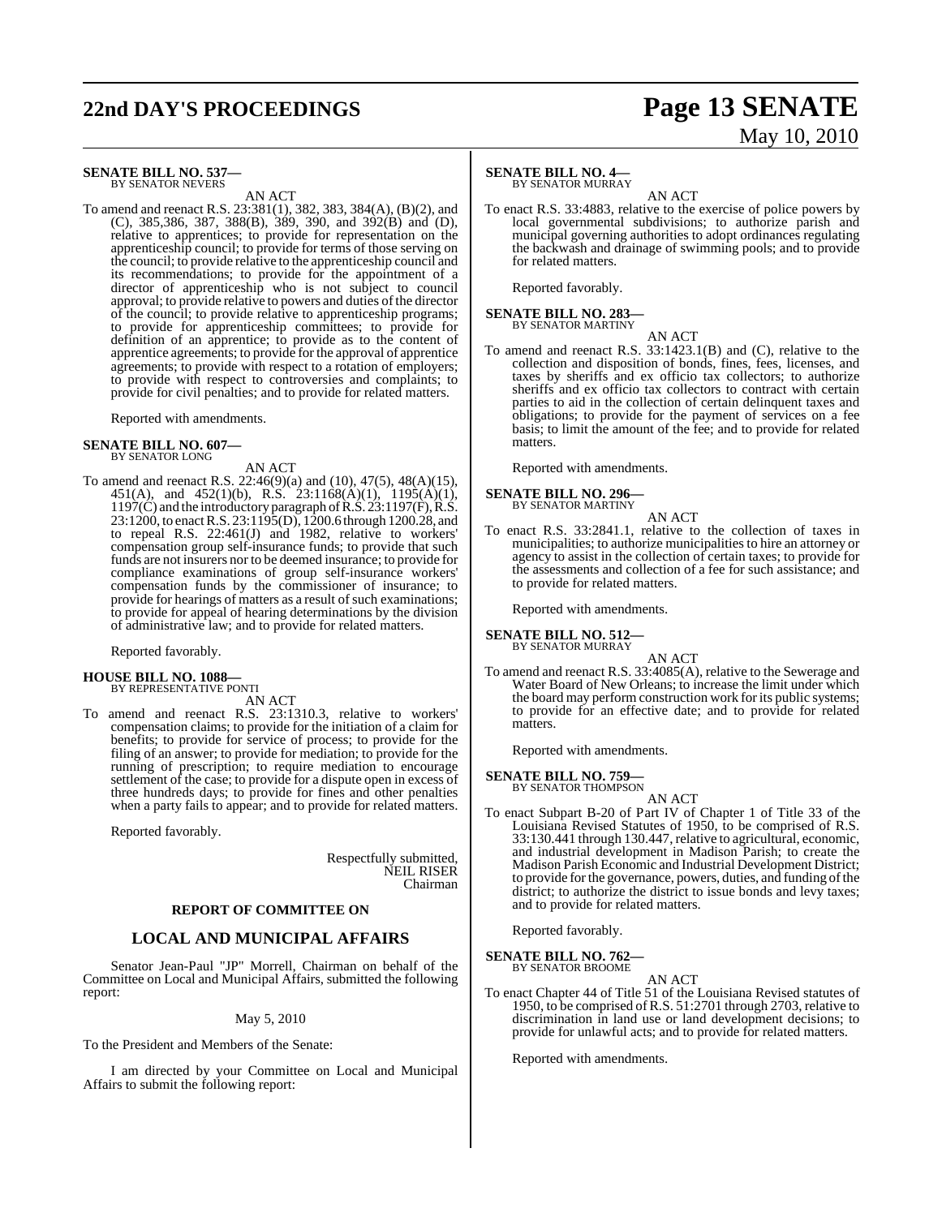**SENATE BILL NO. 537—**
BY SENATOR NEVERS

AN ACT

To amend and reenact R.S. 23:381(1), 382, 383, 384(A), (B)(2), and (C), 385,386, 387, 388(B), 389, 390, and 392(B) and (D), relative to apprentices; to provide for representation on the apprenticeship council; to provide for terms of those serving on the council; to provide relative to the apprenticeship council and its recommendations; to provide for the appointment of a director of apprenticeship who is not subject to council approval; to provide relative to powers and duties of the director of the council; to provide relative to apprenticeship programs; to provide for apprenticeship committees; to provide for definition of an apprentice; to provide as to the content of apprentice agreements; to provide for the approval of apprentice agreements; to provide with respect to a rotation of employers; to provide with respect to controversies and complaints; to provide for civil penalties; and to provide for related matters.

Reported with amendments.

**SENATE BILL NO. 607—**
BY SENATOR LONG

AN ACT

To amend and reenact R.S. 22:46(9)(a) and (10), 47(5), 48(A)(15), 451(A), and 452(1)(b), R.S. 23:1168(A)(1), 1195(A)(1), 1197(C) and the introductory paragraph of R.S. 23:1197(F), R.S. 23:1200, to enact R.S. 23:1195(D), 1200.6 through 1200.28, and to repeal R.S. 22:461(J) and 1982, relative to workers' compensation group self-insurance funds; to provide that such funds are not insurers nor to be deemed insurance; to provide for compliance examinations of group self-insurance workers' compensation funds by the commissioner of insurance; to provide for hearings of matters as a result of such examinations; to provide for appeal of hearing determinations by the division of administrative law; and to provide for related matters.

Reported favorably.

**HOUSE BILL NO. 1088—**
BY REPRESENTATIVE PONTI

AN ACT

To amend and reenact R.S. 23:1310.3, relative to workers' compensation claims; to provide for the initiation of a claim for benefits; to provide for service of process; to provide for the filing of an answer; to provide for mediation; to provide for the running of prescription; to require mediation to encourage settlement of the case; to provide for a dispute open in excess of three hundreds days; to provide for fines and other penalties when a party fails to appear; and to provide for related matters.

Reported favorably.

Respectfully submitted,
NEIL RISER
Chairman

## REPORT OF COMMITTEE ON

## LOCAL AND MUNICIPAL AFFAIRS

Senator Jean-Paul "JP" Morrell, Chairman on behalf of the Committee on Local and Municipal Affairs, submitted the following report:

May 5, 2010

To the President and Members of the Senate:

I am directed by your Committee on Local and Municipal Affairs to submit the following report:

**SENATE BILL NO. 4—**
BY SENATOR MURRAY

AN ACT

To enact R.S. 33:4883, relative to the exercise of police powers by local governmental subdivisions; to authorize parish and municipal governing authorities to adopt ordinances regulating the backwash and drainage of swimming pools; and to provide for related matters.

Reported favorably.

**SENATE BILL NO. 283—**
BY SENATOR MARTINY

AN ACT

To amend and reenact R.S. 33:1423.1(B) and (C), relative to the collection and disposition of bonds, fines, fees, licenses, and taxes by sheriffs and ex officio tax collectors; to authorize sheriffs and ex officio tax collectors to contract with certain parties to aid in the collection of certain delinquent taxes and obligations; to provide for the payment of services on a fee basis; to limit the amount of the fee; and to provide for related matters.

Reported with amendments.

**SENATE BILL NO. 296—**
BY SENATOR MARTINY

AN ACT

To enact R.S. 33:2841.1, relative to the collection of taxes in municipalities; to authorize municipalities to hire an attorney or agency to assist in the collection of certain taxes; to provide for the assessments and collection of a fee for such assistance; and to provide for related matters.

Reported with amendments.

**SENATE BILL NO. 512—**
BY SENATOR MURRAY

AN ACT

To amend and reenact R.S. 33:4085(A), relative to the Sewerage and Water Board of New Orleans; to increase the limit under which the board may perform construction work for its public systems; to provide for an effective date; and to provide for related matters.

Reported with amendments.

**SENATE BILL NO. 759—**
BY SENATOR THOMPSON

AN ACT

To enact Subpart B-20 of Part IV of Chapter 1 of Title 33 of the Louisiana Revised Statutes of 1950, to be comprised of R.S. 33:130.441 through 130.447, relative to agricultural, economic, and industrial development in Madison Parish; to create the Madison Parish Economic and Industrial Development District; to provide for the governance, powers, duties, and funding of the district; to authorize the district to issue bonds and levy taxes; and to provide for related matters.

Reported favorably.

**SENATE BILL NO. 762—**
BY SENATOR BROOME

AN ACT

To enact Chapter 44 of Title 51 of the Louisiana Revised statutes of 1950, to be comprised of R.S. 51:2701 through 2703, relative to discrimination in land use or land development decisions; to provide for unlawful acts; and to provide for related matters.

Reported with amendments.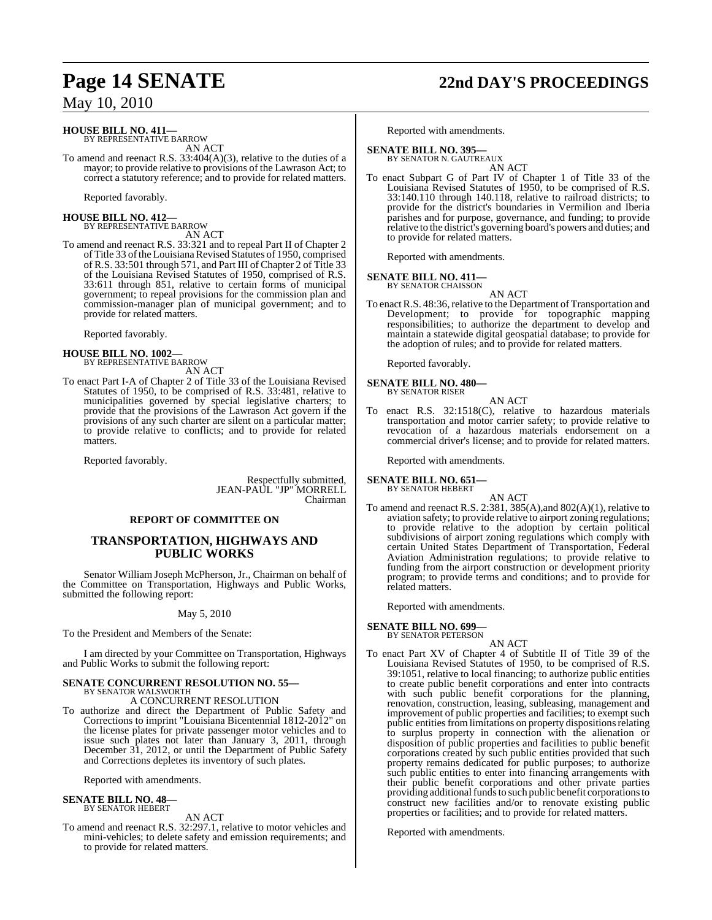**HOUSE BILL NO. 411—**
BY REPRESENTATIVE BARROW

AN ACT

To amend and reenact R.S. 33:404(A)(3), relative to the duties of a mayor; to provide relative to provisions of the Lawrason Act; to correct a statutory reference; and to provide for related matters.

Reported favorably.

**HOUSE BILL NO. 412—**
BY REPRESENTATIVE BARROW

AN ACT

To amend and reenact R.S. 33:321 and to repeal Part II of Chapter 2 of Title 33 of the Louisiana Revised Statutes of 1950, comprised of R.S. 33:501 through 571, and Part III of Chapter 2 of Title 33 of the Louisiana Revised Statutes of 1950, comprised of R.S. 33:611 through 851, relative to certain forms of municipal government; to repeal provisions for the commission plan and commission-manager plan of municipal government; and to provide for related matters.

Reported favorably.

**HOUSE BILL NO. 1002—**
BY REPRESENTATIVE BARROW

AN ACT

To enact Part I-A of Chapter 2 of Title 33 of the Louisiana Revised Statutes of 1950, to be comprised of R.S. 33:481, relative to municipalities governed by special legislative charters; to provide that the provisions of the Lawrason Act govern if the provisions of any such charter are silent on a particular matter; to provide relative to conflicts; and to provide for related matters.

Reported favorably.

Respectfully submitted,
JEAN-PAUL "JP" MORRELL
Chairman

## REPORT OF COMMITTEE ON

## TRANSPORTATION, HIGHWAYS AND PUBLIC WORKS

Senator William Joseph McPherson, Jr., Chairman on behalf of the Committee on Transportation, Highways and Public Works, submitted the following report:

May 5, 2010

To the President and Members of the Senate:

I am directed by your Committee on Transportation, Highways and Public Works to submit the following report:

**SENATE CONCURRENT RESOLUTION NO. 55—**
BY SENATOR WALSWORTH

A CONCURRENT RESOLUTION

To authorize and direct the Department of Public Safety and Corrections to imprint "Louisiana Bicentennial 1812-2012" on the license plates for private passenger motor vehicles and to issue such plates not later than January 3, 2011, through December 31, 2012, or until the Department of Public Safety and Corrections depletes its inventory of such plates.

Reported with amendments.

**SENATE BILL NO. 48—**
BY SENATOR HEBERT

AN ACT

To amend and reenact R.S. 32:297.1, relative to motor vehicles and mini-vehicles; to delete safety and emission requirements; and to provide for related matters.

Reported with amendments.

**SENATE BILL NO. 395—**
BY SENATOR N. GAUTREAUX

AN ACT

To enact Subpart G of Part IV of Chapter 1 of Title 33 of the Louisiana Revised Statutes of 1950, to be comprised of R.S. 33:140.110 through 140.118, relative to railroad districts; to provide for the district's boundaries in Vermilion and Iberia parishes and for purpose, governance, and funding; to provide relative to the district's governing board's powers and duties; and to provide for related matters.

Reported with amendments.

**SENATE BILL NO. 411—**
BY SENATOR CHAISSON

AN ACT

To enact R.S. 48:36, relative to the Department of Transportation and Development; to provide for topographic mapping responsibilities; to authorize the department to develop and maintain a statewide digital geospatial database; to provide for the adoption of rules; and to provide for related matters.

Reported favorably.

**SENATE BILL NO. 480—**
BY SENATOR RISER

AN ACT

To enact R.S. 32:1518(C), relative to hazardous materials transportation and motor carrier safety; to provide relative to revocation of a hazardous materials endorsement on a commercial driver's license; and to provide for related matters.

Reported with amendments.

**SENATE BILL NO. 651—**
BY SENATOR HEBERT

AN ACT

To amend and reenact R.S. 2:381, 385(A),and 802(A)(1), relative to aviation safety; to provide relative to airport zoning regulations; to provide relative to the adoption by certain political subdivisions of airport zoning regulations which comply with certain United States Department of Transportation, Federal Aviation Administration regulations; to provide relative to funding from the airport construction or development priority program; to provide terms and conditions; and to provide for related matters.

Reported with amendments.

**SENATE BILL NO. 699—**
BY SENATOR PETERSON

AN ACT

To enact Part XV of Chapter 4 of Subtitle II of Title 39 of the Louisiana Revised Statutes of 1950, to be comprised of R.S. 39:1051, relative to local financing; to authorize public entities to create public benefit corporations and enter into contracts with such public benefit corporations for the planning, renovation, construction, leasing, subleasing, management and improvement of public properties and facilities; to exempt such public entities from limitations on property dispositions relating to surplus property in connection with the alienation or disposition of public properties and facilities to public benefit corporations created by such public entities provided that such property remains dedicated for public purposes; to authorize such public entities to enter into financing arrangements with their public benefit corporations and other private parties providing additional funds to such public benefit corporations to construct new facilities and/or to renovate existing public properties or facilities; and to provide for related matters.

Reported with amendments.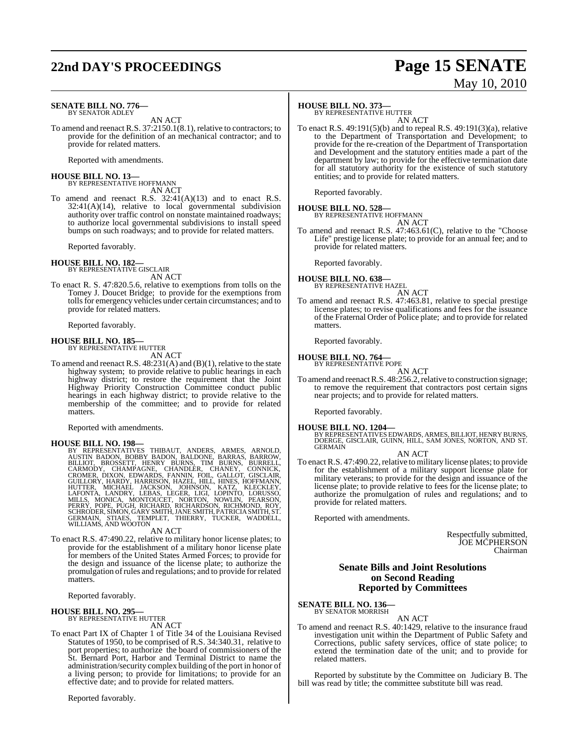**SENATE BILL NO. 776—**
BY SENATOR ADLEY

AN ACT

To amend and reenact R.S. 37:2150.1(8.1), relative to contractors; to provide for the definition of an mechanical contractor; and to provide for related matters.

Reported with amendments.

**HOUSE BILL NO. 13—**
BY REPRESENTATIVE HOFFMANN

AN ACT

To amend and reenact R.S. 32:41(A)(13) and to enact R.S. 32:41(A)(14), relative to local governmental subdivision authority over traffic control on nonstate maintained roadways; to authorize local governmental subdivisions to install speed bumps on such roadways; and to provide for related matters.

Reported favorably.

**HOUSE BILL NO. 182—**
BY REPRESENTATIVE GISCLAIR

AN ACT

To enact R. S. 47:820.5.6, relative to exemptions from tolls on the Tomey J. Doucet Bridge; to provide for the exemptions from tolls for emergency vehicles under certain circumstances; and to provide for related matters.

Reported favorably.

**HOUSE BILL NO. 185—**
BY REPRESENTATIVE HUTTER

AN ACT

To amend and reenact R.S. 48:231(A) and (B)(1), relative to the state highway system; to provide relative to public hearings in each highway district; to restore the requirement that the Joint Highway Priority Construction Committee conduct public hearings in each highway district; to provide relative to the membership of the committee; and to provide for related matters.

Reported with amendments.

**HOUSE BILL NO. 198—**
BY REPRESENTATIVES THIBAUT, ANDERS, ARMES, ARNOLD, AUSTIN BADON, BOBBY BADON, BALDONE, BARRAS, BARROW, BILLIOT, BROSSETT, HENRY BURNS, TIM BURNS, BURRELL, CARMODY, CHAMPAGNE, CHANDLER, CHANEY, CONNICK, CROMER, DIXON, EDWARDS, FANNIN, FOIL, GALLOT, GISCLAIR, GUILLORY, HARDY, HARRISON, HAZEL, HILL, HINES, HOFFMANN, HUTTER, MICHAEL JACKSON, JOHNSON, KATZ, KLECKLEY, LAFONTA, LANDRY, LEBAS, LEGER, LIGI, LOPINTO, LORUSSO, MILLS, MONICA, MONTOUCET, NORTON, NOWLIN, PEARSON, PERRY, POPE, PUGH, RICHARD, RICHARDSON, RICHMOND, ROY, SCHRODER, SIMON, GARY SMITH, JANE SMITH, PATRICIA SMITH, ST. GERMAIN, STIAES, TEMPLET, THIERRY, TUCKER, WADDELL, WILLIAMS, AND WOOTON

AN ACT

To enact R.S. 47:490.22, relative to military honor license plates; to provide for the establishment of a military honor license plate for members of the United States Armed Forces; to provide for the design and issuance of the license plate; to authorize the promulgation of rules and regulations; and to provide for related matters.

Reported favorably.

**HOUSE BILL NO. 295—**
BY REPRESENTATIVE HUTTER

AN ACT

To enact Part IX of Chapter 1 of Title 34 of the Louisiana Revised Statutes of 1950, to be comprised of R.S. 34:340.31, relative to port properties; to authorize the board of commissioners of the St. Bernard Port, Harbor and Terminal District to name the administration/security complex building of the port in honor of a living person; to provide for limitations; to provide for an effective date; and to provide for related matters.

Reported favorably.

**HOUSE BILL NO. 373—**
BY REPRESENTATIVE HUTTER

AN ACT

To enact R.S. 49:191(5)(b) and to repeal R.S. 49:191(3)(a), relative to the Department of Transportation and Development; to provide for the re-creation of the Department of Transportation and Development and the statutory entities made a part of the department by law; to provide for the effective termination date for all statutory authority for the existence of such statutory entities; and to provide for related matters.

Reported favorably.

**HOUSE BILL NO. 528—**
BY REPRESENTATIVE HOFFMANN

AN ACT

To amend and reenact R.S. 47:463.61(C), relative to the "Choose Life" prestige license plate; to provide for an annual fee; and to provide for related matters.

Reported favorably.

**HOUSE BILL NO. 638—**
BY REPRESENTATIVE HAZEL

AN ACT

To amend and reenact R.S. 47:463.81, relative to special prestige license plates; to revise qualifications and fees for the issuance of the Fraternal Order of Police plate; and to provide for related matters.

Reported favorably.

**HOUSE BILL NO. 764—**
BY REPRESENTATIVE POPE

AN ACT

To amend and reenact R.S. 48:256.2, relative to construction signage; to remove the requirement that contractors post certain signs near projects; and to provide for related matters.

Reported favorably.

**HOUSE BILL NO. 1204—**
BY REPRESENTATIVES EDWARDS, ARMES, BILLIOT, HENRY BURNS, DOERGE, GISCLAIR, GUINN, HILL, SAM JONES, NORTON, AND ST. GERMAIN

AN ACT

To enact R.S. 47:490.22, relative to military license plates; to provide for the establishment of a military support license plate for military veterans; to provide for the design and issuance of the license plate; to provide relative to fees for the license plate; to authorize the promulgation of rules and regulations; and to provide for related matters.

Reported with amendments.

Respectfully submitted,
JOE MCPHERSON
Chairman

## Senate Bills and Joint Resolutions on Second Reading Reported by Committees

**SENATE BILL NO. 136—**
BY SENATOR MORRISH

AN ACT

To amend and reenact R.S. 40:1429, relative to the insurance fraud investigation unit within the Department of Public Safety and Corrections, public safety services, office of state police; to extend the termination date of the unit; and to provide for related matters.

Reported by substitute by the Committee on Judiciary B. The bill was read by title; the committee substitute bill was read.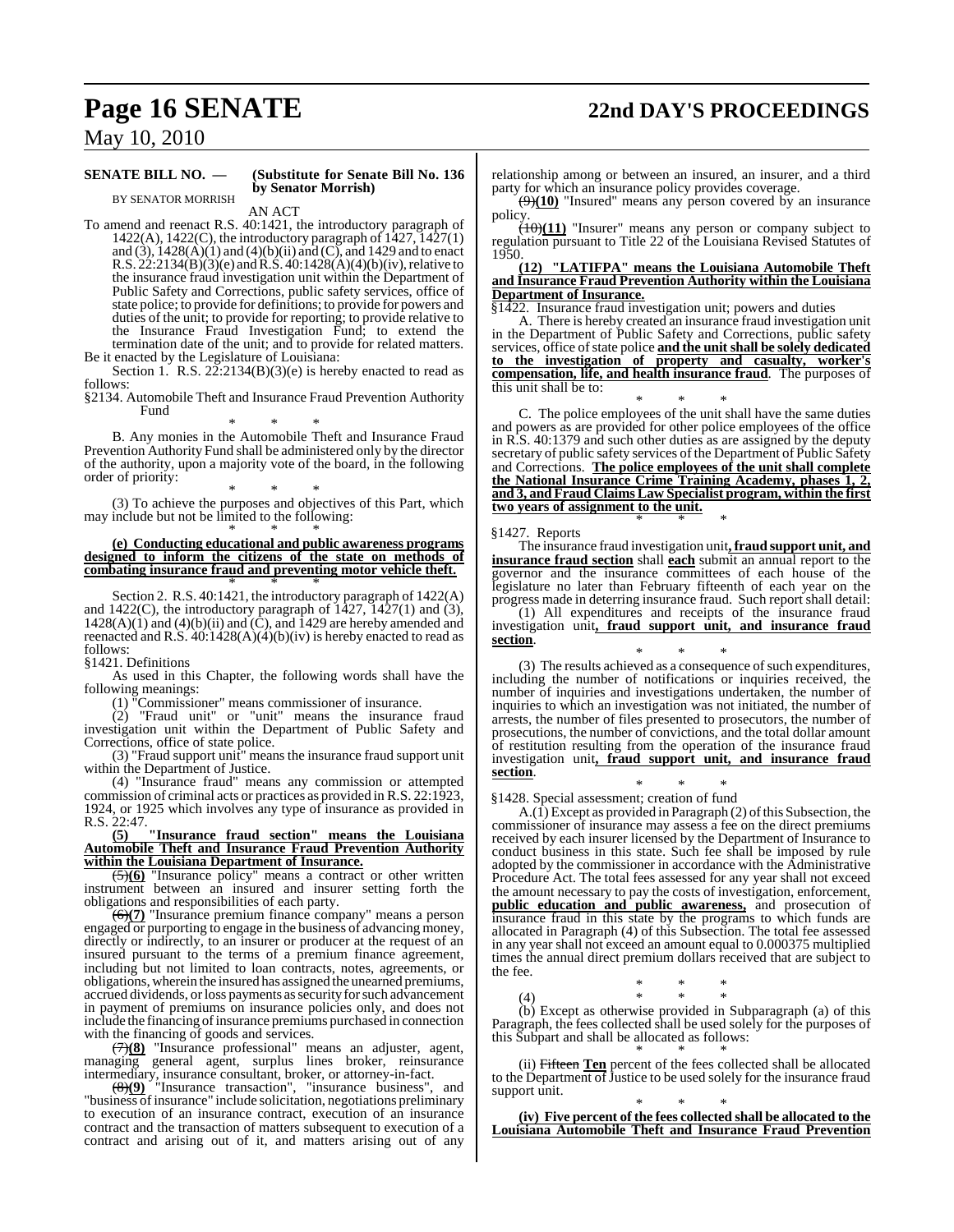**SENATE BILL NO. — (Substitute for Senate Bill No. 136 by Senator Morrish)**

BY SENATOR MORRISH

AN ACT

To amend and reenact R.S. 40:1421, the introductory paragraph of 1422(A), 1422(C), the introductory paragraph of 1427, 1427(1) and (3), 1428(A)(1) and (4)(b)(ii) and (C), and 1429 and to enact R.S. 22:2134(B)(3)(e) and R.S. 40:1428(A)(4)(b)(iv), relative to the insurance fraud investigation unit within the Department of Public Safety and Corrections, public safety services, office of state police; to provide for definitions; to provide for powers and duties of the unit; to provide for reporting; to provide relative to the Insurance Fraud Investigation Fund; to extend the termination date of the unit; and to provide for related matters.

Be it enacted by the Legislature of Louisiana:

Section 1. R.S. 22:2134(B)(3)(e) is hereby enacted to read as follows:

§2134. Automobile Theft and Insurance Fraud Prevention Authority Fund

\* \* \*

B. Any monies in the Automobile Theft and Insurance Fraud Prevention Authority Fund shall be administered only by the director of the authority, upon a majority vote of the board, in the following order of priority:

\* \* \*

(3) To achieve the purposes and objectives of this Part, which may include but not be limited to the following:

\* \* \*

**(e) Conducting educational and public awareness programs designed to inform the citizens of the state on methods of combating insurance fraud and preventing motor vehicle theft.**

\* \* \*

Section 2. R.S. 40:1421, the introductory paragraph of 1422(A) and 1422(C), the introductory paragraph of 1427, 1427(1) and (3), 1428(A)(1) and (4)(b)(ii) and (C), and 1429 are hereby amended and reenacted and R.S. 40:1428(A)(4)(b)(iv) is hereby enacted to read as follows:

§1421. Definitions

As used in this Chapter, the following words shall have the following meanings:

(1) "Commissioner" means commissioner of insurance.

(2) "Fraud unit" or "unit" means the insurance fraud investigation unit within the Department of Public Safety and Corrections, office of state police.

(3) "Fraud support unit" means the insurance fraud support unit within the Department of Justice.

(4) "Insurance fraud" means any commission or attempted commission of criminal acts or practices as provided in R.S. 22:1923, 1924, or 1925 which involves any type of insurance as provided in R.S. 22:47.

**(5) "Insurance fraud section" means the Louisiana Automobile Theft and Insurance Fraud Prevention Authority within the Louisiana Department of Insurance.**

~~(5)~~**(6)** "Insurance policy" means a contract or other written instrument between an insured and insurer setting forth the obligations and responsibilities of each party.

~~(6)~~**(7)** "Insurance premium finance company" means a person engaged or purporting to engage in the business of advancing money, directly or indirectly, to an insurer or producer at the request of an insured pursuant to the terms of a premium finance agreement, including but not limited to loan contracts, notes, agreements, or obligations, wherein the insured has assigned the unearned premiums, accrued dividends, or loss payments as security for such advancement in payment of premiums on insurance policies only, and does not include the financing of insurance premiums purchased in connection with the financing of goods and services.

~~(7)~~**(8)** "Insurance professional" means an adjuster, agent, managing general agent, surplus lines broker, reinsurance intermediary, insurance consultant, broker, or attorney-in-fact.

~~(8)~~**(9)** "Insurance transaction", "insurance business", and "business of insurance" include solicitation, negotiations preliminary to execution of an insurance contract, execution of an insurance contract and the transaction of matters subsequent to execution of a contract and arising out of it, and matters arising out of any relationship among or between an insured, an insurer, and a third party for which an insurance policy provides coverage.

~~(9)~~**(10)** "Insured" means any person covered by an insurance policy.

~~(10)~~**(11)** "Insurer" means any person or company subject to regulation pursuant to Title 22 of the Louisiana Revised Statutes of 1950.

**(12) "LATIFPA" means the Louisiana Automobile Theft and Insurance Fraud Prevention Authority within the Louisiana Department of Insurance.**

§1422. Insurance fraud investigation unit; powers and duties

A. There is hereby created an insurance fraud investigation unit in the Department of Public Safety and Corrections, public safety services, office of state police **and the unit shall be solely dedicated to the investigation of property and casualty, worker's compensation, life, and health insurance fraud**. The purposes of this unit shall be to:

\* \* \*

C. The police employees of the unit shall have the same duties and powers as are provided for other police employees of the office in R.S. 40:1379 and such other duties as are assigned by the deputy secretary of public safety services of the Department of Public Safety and Corrections. **The police employees of the unit shall complete the National Insurance Crime Training Academy, phases 1, 2, and 3, and Fraud Claims Law Specialist program, within the first two years of assignment to the unit.**

\* \* \*

§1427. Reports

The insurance fraud investigation unit**, fraud support unit, and insurance fraud section** shall **each** submit an annual report to the governor and the insurance committees of each house of the legislature no later than February fifteenth of each year on the progress made in deterring insurance fraud. Such report shall detail:

(1) All expenditures and receipts of the insurance fraud investigation unit**, fraud support unit, and insurance fraud section**.

\* \* \*

(3) The results achieved as a consequence of such expenditures, including the number of notifications or inquiries received, the number of inquiries and investigations undertaken, the number of inquiries to which an investigation was not initiated, the number of arrests, the number of files presented to prosecutors, the number of prosecutions, the number of convictions, and the total dollar amount of restitution resulting from the operation of the insurance fraud investigation unit**, fraud support unit, and insurance fraud section**.

\* \* \*

§1428. Special assessment; creation of fund

A.(1) Except as provided in Paragraph (2) of this Subsection, the commissioner of insurance may assess a fee on the direct premiums received by each insurer licensed by the Department of Insurance to conduct business in this state. Such fee shall be imposed by rule adopted by the commissioner in accordance with the Administrative Procedure Act. The total fees assessed for any year shall not exceed the amount necessary to pay the costs of investigation, enforcement, **public education and public awareness,** and prosecution of insurance fraud in this state by the programs to which funds are allocated in Paragraph (4) of this Subsection. The total fee assessed in any year shall not exceed an amount equal to 0.000375 multiplied times the annual direct premium dollars received that are subject to the fee.

\* \* \*

(4) \* \* \*

(b) Except as otherwise provided in Subparagraph (a) of this Paragraph, the fees collected shall be used solely for the purposes of this Subpart and shall be allocated as follows:

\* \* \*

(ii) ~~Fifteen~~ **Ten** percent of the fees collected shall be allocated to the Department of Justice to be used solely for the insurance fraud support unit.

\* \* \*

**(iv) Five percent of the fees collected shall be allocated to the Louisiana Automobile Theft and Insurance Fraud Prevention**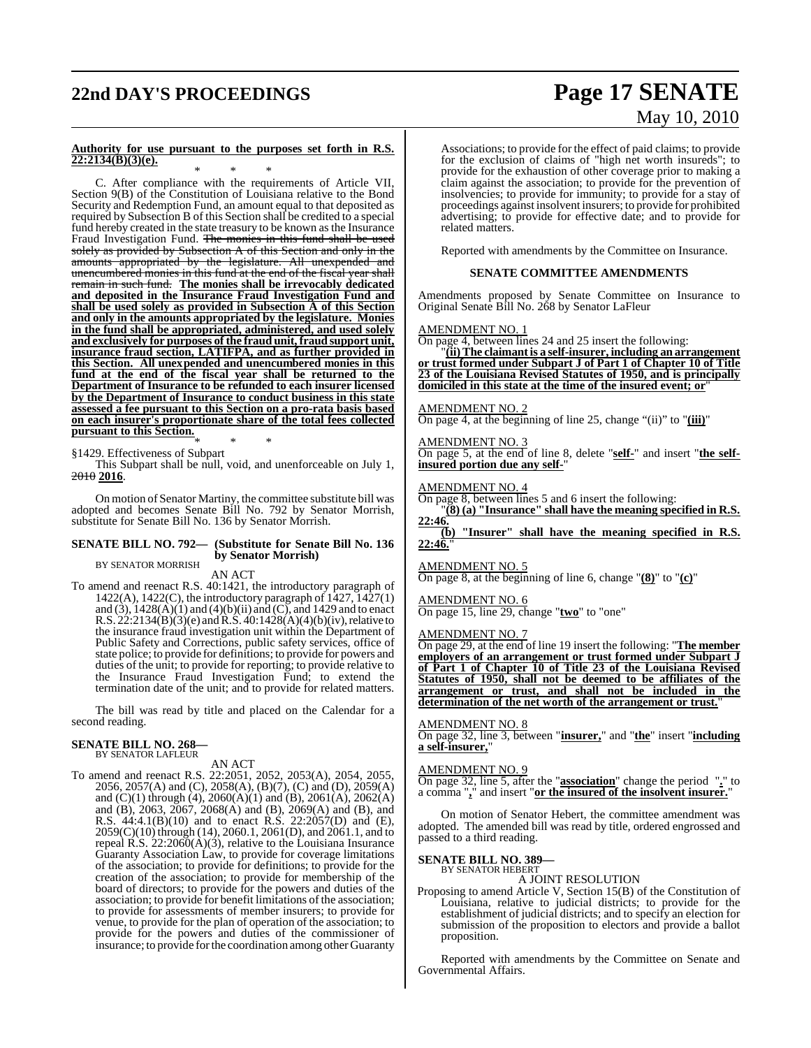**Authority for use pursuant to the purposes set forth in R.S. 22:2134(B)(3)(e).**

\* \* \*

C. After compliance with the requirements of Article VII, Section 9(B) of the Constitution of Louisiana relative to the Bond Security and Redemption Fund, an amount equal to that deposited as required by Subsection B of this Section shall be credited to a special fund hereby created in the state treasury to be known as the Insurance Fraud Investigation Fund. ~~The monies in this fund shall be used solely as provided by Subsection A of this Section and only in the amounts appropriated by the legislature. All unexpended and unencumbered monies in this fund at the end of the fiscal year shall remain in such fund.~~ **The monies shall be irrevocably dedicated and deposited in the Insurance Fraud Investigation Fund and shall be used solely as provided in Subsection A of this Section and only in the amounts appropriated by the legislature. Monies in the fund shall be appropriated, administered, and used solely and exclusively for purposes of the fraud unit, fraud support unit, insurance fraud section, LATIFPA, and as further provided in this Section. All unexpended and unencumbered monies in this fund at the end of the fiscal year shall be returned to the Department of Insurance to be refunded to each insurer licensed by the Department of Insurance to conduct business in this state assessed a fee pursuant to this Section on a pro-rata basis based on each insurer's proportionate share of the total fees collected pursuant to this Section.**

\* \* \*

§1429. Effectiveness of Subpart

This Subpart shall be null, void, and unenforceable on July 1, ~~2010~~ **2016**.

On motion of Senator Martiny, the committee substitute bill was adopted and becomes Senate Bill No. 792 by Senator Morrish, substitute for Senate Bill No. 136 by Senator Morrish.

**SENATE BILL NO. 792— (Substitute for Senate Bill No. 136 by Senator Morrish)**
BY SENATOR MORRISH

AN ACT

To amend and reenact R.S. 40:1421, the introductory paragraph of 1422(A), 1422(C), the introductory paragraph of 1427, 1427(1) and (3), 1428(A)(1) and (4)(b)(ii) and (C), and 1429 and to enact R.S. 22:2134(B)(3)(e) and R.S. 40:1428(A)(4)(b)(iv), relative to the insurance fraud investigation unit within the Department of Public Safety and Corrections, public safety services, office of state police; to provide for definitions; to provide for powers and duties of the unit; to provide for reporting; to provide relative to the Insurance Fraud Investigation Fund; to extend the termination date of the unit; and to provide for related matters.

The bill was read by title and placed on the Calendar for a second reading.

**SENATE BILL NO. 268—**
BY SENATOR LAFLEUR

AN ACT

To amend and reenact R.S. 22:2051, 2052, 2053(A), 2054, 2055, 2056, 2057(A) and (C), 2058(A), (B)(7), (C) and (D), 2059(A) and (C)(1) through (4), 2060(A)(1) and (B), 2061(A), 2062(A) and (B), 2063, 2067, 2068(A) and (B), 2069(A) and (B), and R.S. 44:4.1(B)(10) and to enact R.S. 22:2057(D) and (E), 2059(C)(10) through (14), 2060.1, 2061(D), and 2061.1, and to repeal R.S. 22:2060(A)(3), relative to the Louisiana Insurance Guaranty Association Law, to provide for coverage limitations of the association; to provide for definitions; to provide for the creation of the association; to provide for membership of the board of directors; to provide for the powers and duties of the association; to provide for benefit limitations of the association; to provide for assessments of member insurers; to provide for venue, to provide for the plan of operation of the association; to provide for the powers and duties of the commissioner of insurance; to provide for the coordination among other Guaranty Associations; to provide for the effect of paid claims; to provide for the exclusion of claims of "high net worth insureds"; to provide for the exhaustion of other coverage prior to making a claim against the association; to provide for the prevention of insolvencies; to provide for immunity; to provide for a stay of proceedings against insolvent insurers; to provide for prohibited advertising; to provide for effective date; and to provide for related matters.

Reported with amendments by the Committee on Insurance.

**SENATE COMMITTEE AMENDMENTS**

Amendments proposed by Senate Committee on Insurance to Original Senate Bill No. 268 by Senator LaFleur

AMENDMENT NO. 1
On page 4, between lines 24 and 25 insert the following:
"**(ii) The claimant is a self-insurer, including an arrangement or trust formed under Subpart J of Part 1 of Chapter 10 of Title 23 of the Louisiana Revised Statutes of 1950, and is principally domiciled in this state at the time of the insured event; or**"

AMENDMENT NO. 2
On page 4, at the beginning of line 25, change "(ii)" to "**(iii)**"

AMENDMENT NO. 3
On page 5, at the end of line 8, delete "**self-**" and insert "**the self-insured portion due any self-**"

AMENDMENT NO. 4
On page 8, between lines 5 and 6 insert the following:
"**(8) (a) "Insurance" shall have the meaning specified in R.S. 22:46.**
**(b) "Insurer" shall have the meaning specified in R.S. 22:46.**"

AMENDMENT NO. 5
On page 8, at the beginning of line 6, change "**(8)**" to "**(c)**"

AMENDMENT NO. 6
On page 15, line 29, change "**two**" to "one"

AMENDMENT NO. 7
On page 29, at the end of line 19 insert the following: "**The member employers of an arrangement or trust formed under Subpart J of Part 1 of Chapter 10 of Title 23 of the Louisiana Revised Statutes of 1950, shall not be deemed to be affiliates of the arrangement or trust, and shall not be included in the determination of the net worth of the arrangement or trust.**"

AMENDMENT NO. 8
On page 32, line 3, between "**insurer,**" and "**the**" insert "**including a self-insurer,**"

AMENDMENT NO. 9
On page 32, line 5, after the "**association**" change the period "**.**" to a comma "**,**" and insert "**or the insured of the insolvent insurer.**"

On motion of Senator Hebert, the committee amendment was adopted. The amended bill was read by title, ordered engrossed and passed to a third reading.

**SENATE BILL NO. 389—**
BY SENATOR HEBERT

A JOINT RESOLUTION

Proposing to amend Article V, Section 15(B) of the Constitution of Louisiana, relative to judicial districts; to provide for the establishment of judicial districts; and to specify an election for submission of the proposition to electors and provide a ballot proposition.

Reported with amendments by the Committee on Senate and Governmental Affairs.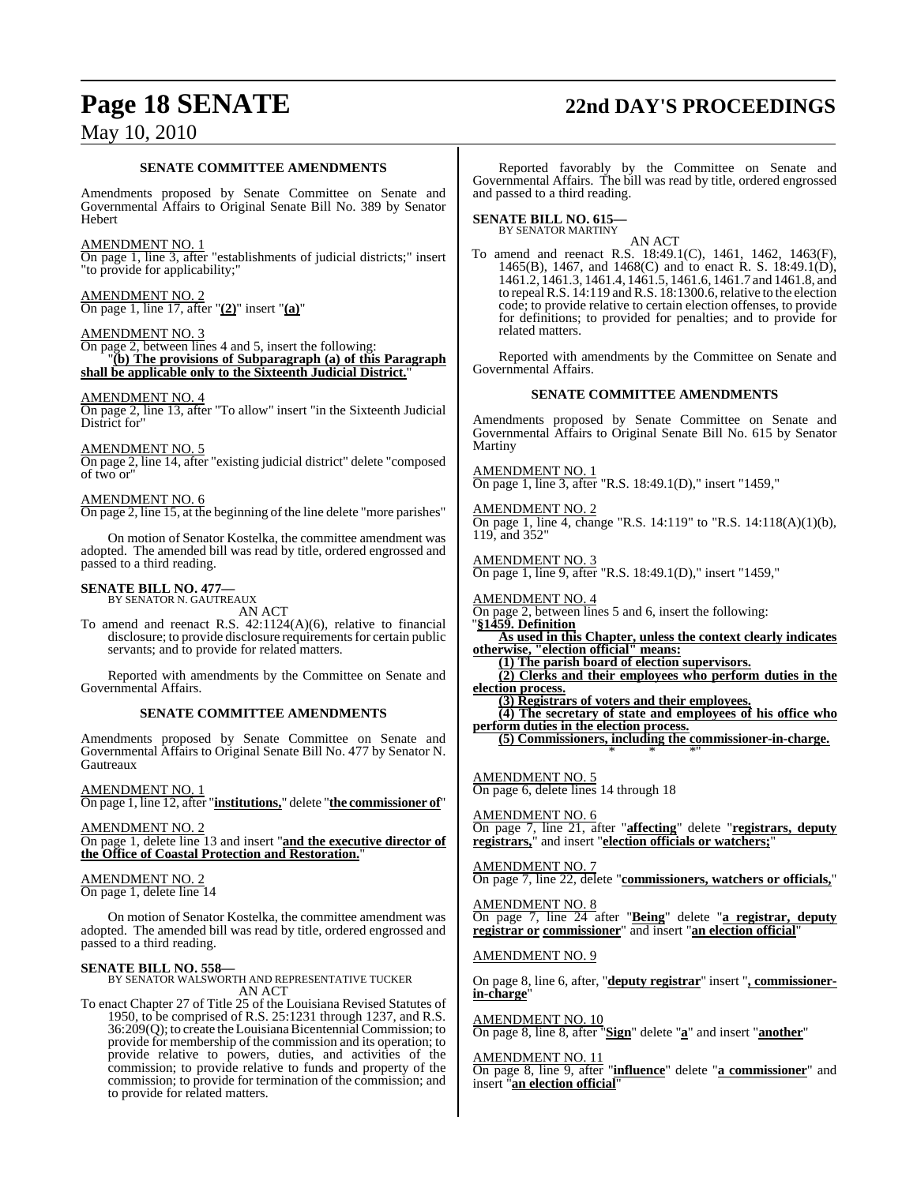### SENATE COMMITTEE AMENDMENTS

Amendments proposed by Senate Committee on Senate and Governmental Affairs to Original Senate Bill No. 389 by Senator Hebert

AMENDMENT NO. 1
On page 1, line 3, after "establishments of judicial districts;" insert "to provide for applicability;"

AMENDMENT NO. 2
On page 1, line 17, after "**(2)**" insert "**(a)**"

AMENDMENT NO. 3
On page 2, between lines 4 and 5, insert the following:
"**(b) The provisions of Subparagraph (a) of this Paragraph shall be applicable only to the Sixteenth Judicial District.**"

AMENDMENT NO. 4
On page 2, line 13, after "To allow" insert "in the Sixteenth Judicial District for"

AMENDMENT NO. 5
On page 2, line 14, after "existing judicial district" delete "composed of two or"

AMENDMENT NO. 6
On page 2, line 15, at the beginning of the line delete "more parishes"

On motion of Senator Kostelka, the committee amendment was adopted. The amended bill was read by title, ordered engrossed and passed to a third reading.

**SENATE BILL NO. 477—**
BY SENATOR N. GAUTREAUX

AN ACT

To amend and reenact R.S. 42:1124(A)(6), relative to financial disclosure; to provide disclosure requirements for certain public servants; and to provide for related matters.

Reported with amendments by the Committee on Senate and Governmental Affairs.

### SENATE COMMITTEE AMENDMENTS

Amendments proposed by Senate Committee on Senate and Governmental Affairs to Original Senate Bill No. 477 by Senator N. Gautreaux

AMENDMENT NO. 1
On page 1, line 12, after "**institutions,**" delete "**the commissioner of**"

AMENDMENT NO. 2
On page 1, delete line 13 and insert "**and the executive director of the Office of Coastal Protection and Restoration.**"

AMENDMENT NO. 2
On page 1, delete line 14

On motion of Senator Kostelka, the committee amendment was adopted. The amended bill was read by title, ordered engrossed and passed to a third reading.

**SENATE BILL NO. 558—**
BY SENATOR WALSWORTH AND REPRESENTATIVE TUCKER

AN ACT

To enact Chapter 27 of Title 25 of the Louisiana Revised Statutes of 1950, to be comprised of R.S. 25:1231 through 1237, and R.S. 36:209(Q); to create the Louisiana Bicentennial Commission; to provide for membership of the commission and its operation; to provide relative to powers, duties, and activities of the commission; to provide relative to funds and property of the commission; to provide for termination of the commission; and to provide for related matters.

Reported favorably by the Committee on Senate and Governmental Affairs. The bill was read by title, ordered engrossed and passed to a third reading.

**SENATE BILL NO. 615—**
BY SENATOR MARTINY

AN ACT

To amend and reenact R.S. 18:49.1(C), 1461, 1462, 1463(F), 1465(B), 1467, and 1468(C) and to enact R. S. 18:49.1(D), 1461.2, 1461.3, 1461.4, 1461.5, 1461.6, 1461.7 and 1461.8, and to repeal R.S. 14:119 and R.S. 18:1300.6, relative to the election code; to provide relative to certain election offenses, to provide for definitions; to provided for penalties; and to provide for related matters.

Reported with amendments by the Committee on Senate and Governmental Affairs.

### SENATE COMMITTEE AMENDMENTS

Amendments proposed by Senate Committee on Senate and Governmental Affairs to Original Senate Bill No. 615 by Senator Martiny

AMENDMENT NO. 1
On page 1, line 3, after "R.S. 18:49.1(D)," insert "1459,"

AMENDMENT NO. 2
On page 1, line 4, change "R.S. 14:119" to "R.S. 14:118(A)(1)(b), 119, and 352"

AMENDMENT NO. 3
On page 1, line 9, after "R.S. 18:49.1(D)," insert "1459,"

AMENDMENT NO. 4
On page 2, between lines 5 and 6, insert the following:
"**§1459. Definition**

**As used in this Chapter, unless the context clearly indicates otherwise, "election official" means:**

**(1) The parish board of election supervisors.**

**(2) Clerks and their employees who perform duties in the election process.**

**(3) Registrars of voters and their employees.**

**(4) The secretary of state and employees of his office who perform duties in the election process.**

**(5) Commissioners, including the commissioner-in-charge.**

\* \* \*"

AMENDMENT NO. 5
On page 6, delete lines 14 through 18

AMENDMENT NO. 6
On page 7, line 21, after "**affecting**" delete "**registrars, deputy registrars,**" and insert "**election officials or watchers;**"

AMENDMENT NO. 7
On page 7, line 22, delete "**commissioners, watchers or officials,**"

AMENDMENT NO. 8
On page 7, line 24 after "**Being**" delete "**a registrar, deputy registrar or commissioner**" and insert "**an election official**"

AMENDMENT NO. 9

On page 8, line 6, after, "**deputy registrar**" insert "**, commissioner-in-charge**"

AMENDMENT NO. 10
On page 8, line 8, after "**Sign**" delete "**a**" and insert "**another**"

AMENDMENT NO. 11
On page 8, line 9, after "**influence**" delete "**a commissioner**" and insert "**an election official**"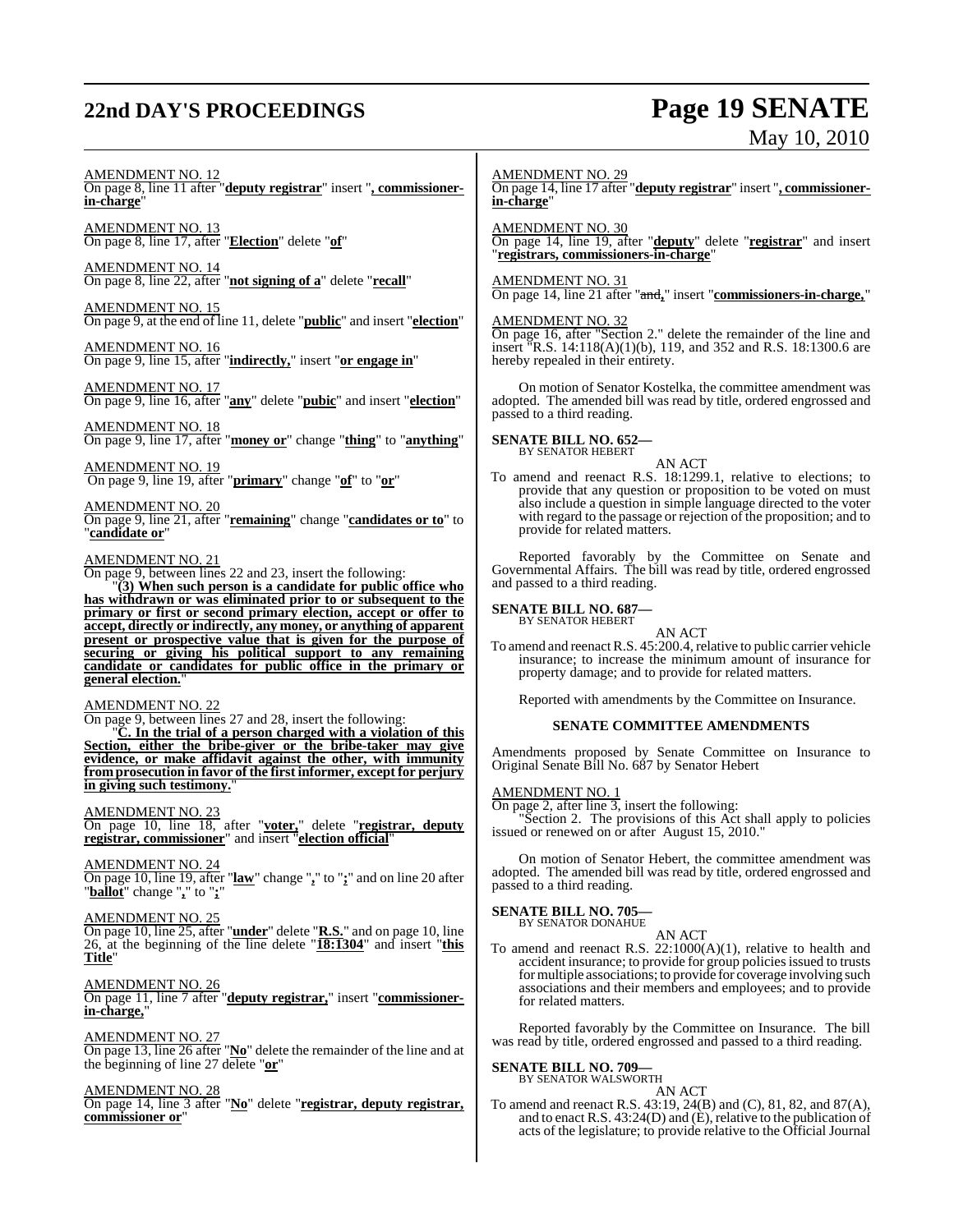AMENDMENT NO. 12

On page 8, line 11 after "**deputy registrar**" insert "**, commissioner-in-charge**"

AMENDMENT NO. 13

On page 8, line 17, after "**Election**" delete "**of**"

AMENDMENT NO. 14

On page 8, line 22, after "**not signing of a**" delete "**recall**"

AMENDMENT NO. 15

On page 9, at the end of line 11, delete "**public**" and insert "**election**"

AMENDMENT NO. 16

On page 9, line 15, after "**indirectly,**" insert "**or engage in**"

AMENDMENT NO. 17

On page 9, line 16, after "**any**" delete "**pubic**" and insert "**election**"

AMENDMENT NO. 18

On page 9, line 17, after "**money or**" change "**thing**" to "**anything**"

AMENDMENT NO. 19

On page 9, line 19, after "**primary**" change "**of**" to "**or**"

AMENDMENT NO. 20

On page 9, line 21, after "**remaining**" change "**candidates or to**" to "**candidate or**"

AMENDMENT NO. 21

On page 9, between lines 22 and 23, insert the following:

"**(3) When such person is a candidate for public office who has withdrawn or was eliminated prior to or subsequent to the primary or first or second primary election, accept or offer to accept, directly or indirectly, any money, or anything of apparent present or prospective value that is given for the purpose of securing or giving his political support to any remaining candidate or candidates for public office in the primary or general election.**"

AMENDMENT NO. 22

On page 9, between lines 27 and 28, insert the following:

"**C. In the trial of a person charged with a violation of this Section, either the bribe-giver or the bribe-taker may give evidence, or make affidavit against the other, with immunity from prosecution in favor of the first informer, except for perjury in giving such testimony.**"

AMENDMENT NO. 23

On page 10, line 18, after "**voter,**" delete "**registrar, deputy registrar, commissioner**" and insert "**election official**"

AMENDMENT NO. 24

On page 10, line 19, after "**law**" change "**,**" to "**;**" and on line 20 after "**ballot**" change "**,**" to "**;**"

AMENDMENT NO. 25

On page 10, line 25, after "**under**" delete "**R.S.**" and on page 10, line 26, at the beginning of the line delete "**18:1304**" and insert "**this Title**"

AMENDMENT NO. 26

On page 11, line 7 after "**deputy registrar,**" insert "**commissioner-in-charge,**"

AMENDMENT NO. 27

On page 13, line 26 after "**No**" delete the remainder of the line and at the beginning of line 27 delete "**or**"

AMENDMENT NO. 28

On page 14, line 3 after "**No**" delete "**registrar, deputy registrar, commissioner or**"

AMENDMENT NO. 29

On page 14, line 17 after "**deputy registrar**" insert "**, commissioner-in-charge**"

AMENDMENT NO. 30

On page 14, line 19, after "**deputy**" delete "**registrar**" and insert "**registrars, commissioners-in-charge**"

AMENDMENT NO. 31

On page 14, line 21 after "~~and~~**,**" insert "**commissioners-in-charge,**"

AMENDMENT NO. 32

On page 16, after "Section 2." delete the remainder of the line and insert "R.S. 14:118(A)(1)(b), 119, and 352 and R.S. 18:1300.6 are hereby repealed in their entirety.

On motion of Senator Kostelka, the committee amendment was adopted. The amended bill was read by title, ordered engrossed and passed to a third reading.

**SENATE BILL NO. 652—**
BY SENATOR HEBERT

AN ACT

To amend and reenact R.S. 18:1299.1, relative to elections; to provide that any question or proposition to be voted on must also include a question in simple language directed to the voter with regard to the passage or rejection of the proposition; and to provide for related matters.

Reported favorably by the Committee on Senate and Governmental Affairs. The bill was read by title, ordered engrossed and passed to a third reading.

**SENATE BILL NO. 687—**
BY SENATOR HEBERT

AN ACT

To amend and reenact R.S. 45:200.4, relative to public carrier vehicle insurance; to increase the minimum amount of insurance for property damage; and to provide for related matters.

Reported with amendments by the Committee on Insurance.

## SENATE COMMITTEE AMENDMENTS

Amendments proposed by Senate Committee on Insurance to Original Senate Bill No. 687 by Senator Hebert

AMENDMENT NO. 1

On page 2, after line 3, insert the following:

"Section 2. The provisions of this Act shall apply to policies issued or renewed on or after August 15, 2010."

On motion of Senator Hebert, the committee amendment was adopted. The amended bill was read by title, ordered engrossed and passed to a third reading.

**SENATE BILL NO. 705—**
BY SENATOR DONAHUE

AN ACT

To amend and reenact R.S. 22:1000(A)(1), relative to health and accident insurance; to provide for group policies issued to trusts for multiple associations; to provide for coverage involving such associations and their members and employees; and to provide for related matters.

Reported favorably by the Committee on Insurance. The bill was read by title, ordered engrossed and passed to a third reading.

**SENATE BILL NO. 709—**
BY SENATOR WALSWORTH

AN ACT

To amend and reenact R.S. 43:19, 24(B) and (C), 81, 82, and 87(A), and to enact R.S. 43:24(D) and (E), relative to the publication of acts of the legislature; to provide relative to the Official Journal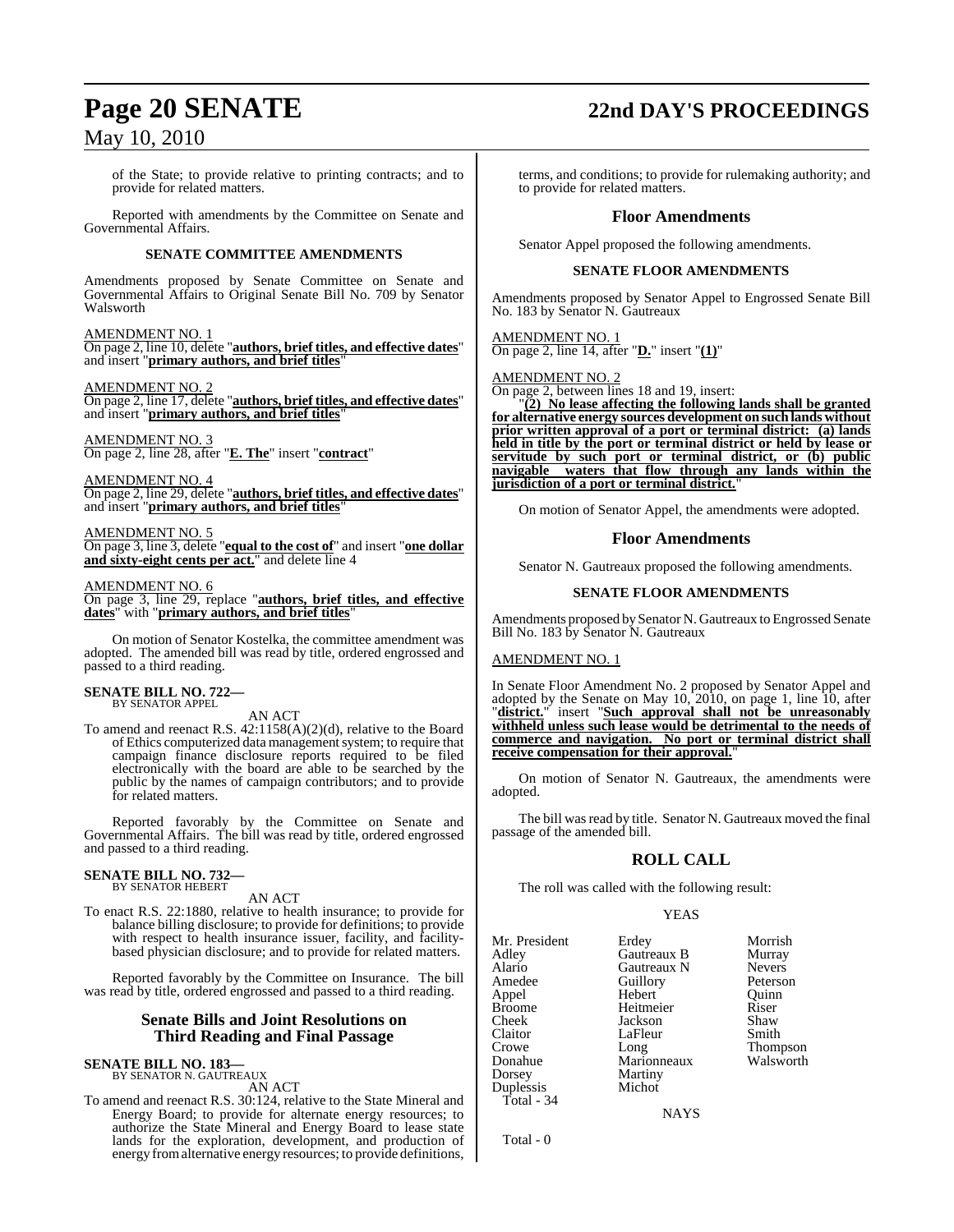of the State; to provide relative to printing contracts; and to provide for related matters.

Reported with amendments by the Committee on Senate and Governmental Affairs.

### SENATE COMMITTEE AMENDMENTS

Amendments proposed by Senate Committee on Senate and Governmental Affairs to Original Senate Bill No. 709 by Senator Walsworth

AMENDMENT NO. 1
On page 2, line 10, delete "**authors, brief titles, and effective dates**" and insert "**primary authors, and brief titles**"

AMENDMENT NO. 2
On page 2, line 17, delete "**authors, brief titles, and effective dates**" and insert "**primary authors, and brief titles**"

AMENDMENT NO. 3
On page 2, line 28, after "**E. The**" insert "**contract**"

AMENDMENT NO. 4
On page 2, line 29, delete "**authors, brief titles, and effective dates**" and insert "**primary authors, and brief titles**"

AMENDMENT NO. 5
On page 3, line 3, delete "**equal to the cost of**" and insert "**one dollar and sixty-eight cents per act.**" and delete line 4

AMENDMENT NO. 6
On page 3, line 29, replace "**authors, brief titles, and effective dates**" with "**primary authors, and brief titles**"

On motion of Senator Kostelka, the committee amendment was adopted. The amended bill was read by title, ordered engrossed and passed to a third reading.

**SENATE BILL NO. 722—**
BY SENATOR APPEL

AN ACT

To amend and reenact R.S. 42:1158(A)(2)(d), relative to the Board of Ethics computerized data management system; to require that campaign finance disclosure reports required to be filed electronically with the board are able to be searched by the public by the names of campaign contributors; and to provide for related matters.

Reported favorably by the Committee on Senate and Governmental Affairs. The bill was read by title, ordered engrossed and passed to a third reading.

**SENATE BILL NO. 732—**
BY SENATOR HEBERT

AN ACT

To enact R.S. 22:1880, relative to health insurance; to provide for balance billing disclosure; to provide for definitions; to provide with respect to health insurance issuer, facility, and facility-based physician disclosure; and to provide for related matters.

Reported favorably by the Committee on Insurance. The bill was read by title, ordered engrossed and passed to a third reading.

## Senate Bills and Joint Resolutions on Third Reading and Final Passage

**SENATE BILL NO. 183—**
BY SENATOR N. GAUTREAUX

AN ACT

To amend and reenact R.S. 30:124, relative to the State Mineral and Energy Board; to provide for alternate energy resources; to authorize the State Mineral and Energy Board to lease state lands for the exploration, development, and production of energy from alternative energy resources; to provide definitions, terms, and conditions; to provide for rulemaking authority; and to provide for related matters.

## Floor Amendments

Senator Appel proposed the following amendments.

### SENATE FLOOR AMENDMENTS

Amendments proposed by Senator Appel to Engrossed Senate Bill No. 183 by Senator N. Gautreaux

AMENDMENT NO. 1
On page 2, line 14, after "**D.**" insert "**(1)**"

AMENDMENT NO. 2
On page 2, between lines 18 and 19, insert:

"**(2) No lease affecting the following lands shall be granted for alternative energy sources development on such lands without prior written approval of a port or terminal district: (a) lands held in title by the port or terminal district or held by lease or servitude by such port or terminal district, or (b) public navigable waters that flow through any lands within the jurisdiction of a port or terminal district.**"

On motion of Senator Appel, the amendments were adopted.

## Floor Amendments

Senator N. Gautreaux proposed the following amendments.

### SENATE FLOOR AMENDMENTS

Amendments proposed by Senator N. Gautreaux to Engrossed Senate Bill No. 183 by Senator N. Gautreaux

AMENDMENT NO. 1

In Senate Floor Amendment No. 2 proposed by Senator Appel and adopted by the Senate on May 10, 2010, on page 1, line 10, after "**district.**" insert "**Such approval shall not be unreasonably withheld unless such lease would be detrimental to the needs of commerce and navigation. No port or terminal district shall receive compensation for their approval.**"

On motion of Senator N. Gautreaux, the amendments were adopted.

The bill was read by title. Senator N. Gautreaux moved the final passage of the amended bill.

## ROLL CALL

The roll was called with the following result:

YEAS

| | | |
|---|---|---|
| Mr. President | Erdey | Morrish |
| Adley | Gautreaux B | Murray |
| Alario | Gautreaux N | Nevers |
| Amedee | Guillory | Peterson |
| Appel | Hebert | Quinn |
| Broome | Heitmeier | Riser |
| Cheek | Jackson | Shaw |
| Claitor | LaFleur | Smith |
| Crowe | Long | Thompson |
| Donahue | Marionneaux | Walsworth |
| Dorsey | Martiny | |
| Duplessis | Michot | |

Total - 34

NAYS

Total - 0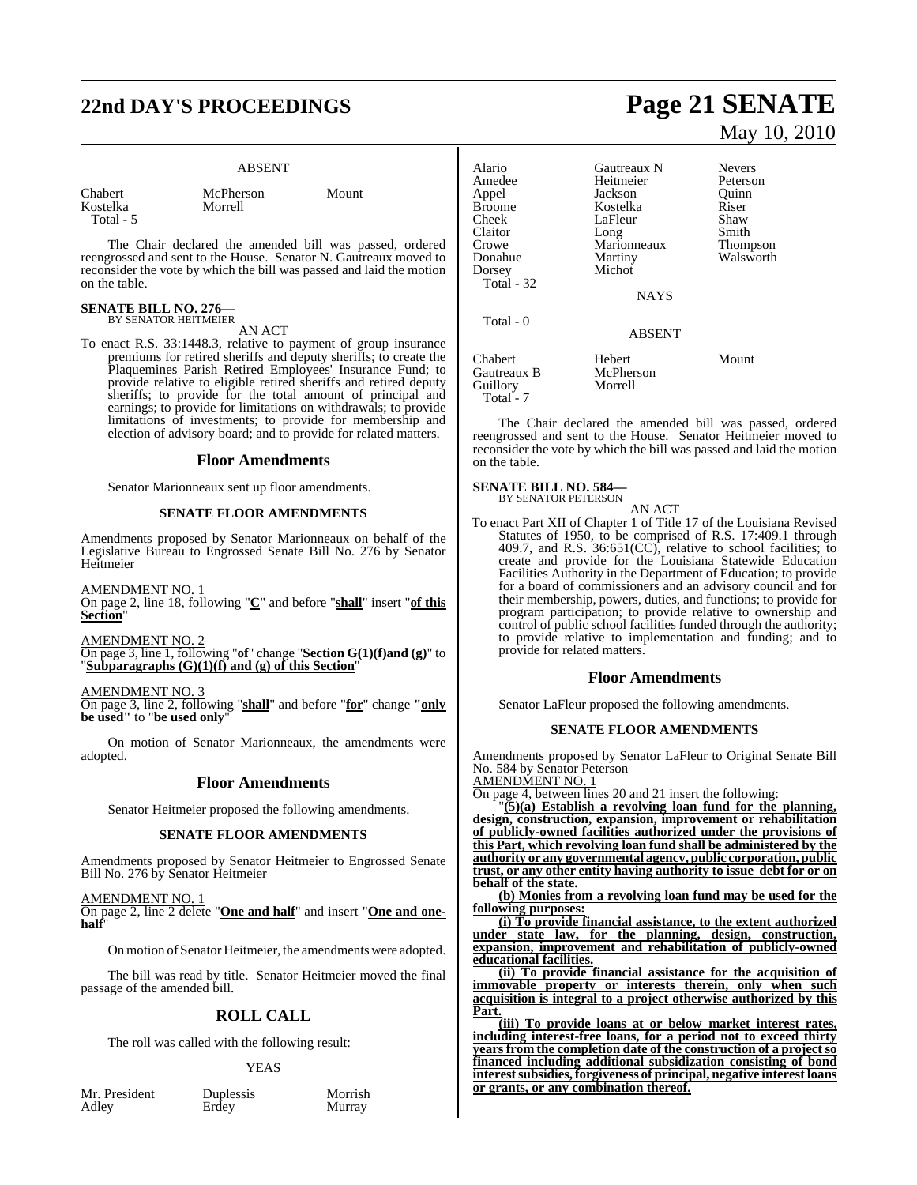ABSENT

| | | |
|---|---|---|
| Chabert | McPherson | Mount |
| Kostelka | Morrell | |
| Total - 5 | | |

The Chair declared the amended bill was passed, ordered reengrossed and sent to the House. Senator N. Gautreaux moved to reconsider the vote by which the bill was passed and laid the motion on the table.

**SENATE BILL NO. 276—**
BY SENATOR HEITMEIER

AN ACT

To enact R.S. 33:1448.3, relative to payment of group insurance premiums for retired sheriffs and deputy sheriffs; to create the Plaquemines Parish Retired Employees' Insurance Fund; to provide relative to eligible retired sheriffs and retired deputy sheriffs; to provide for the total amount of principal and earnings; to provide for limitations on withdrawals; to provide limitations of investments; to provide for membership and election of advisory board; and to provide for related matters.

## Floor Amendments

Senator Marionneaux sent up floor amendments.

### SENATE FLOOR AMENDMENTS

Amendments proposed by Senator Marionneaux on behalf of the Legislative Bureau to Engrossed Senate Bill No. 276 by Senator Heitmeier

AMENDMENT NO. 1
On page 2, line 18, following "**C**" and before "**shall**" insert "**of this Section**"

AMENDMENT NO. 2
On page 3, line 1, following "**of**" change "**Section G(1)(f)and (g)**" to "**Subparagraphs (G)(1)(f) and (g) of this Section**"

AMENDMENT NO. 3
On page 3, line 2, following "**shall**" and before "**for**" change **"only be used"** to "**be used only**"

On motion of Senator Marionneaux, the amendments were adopted.

## Floor Amendments

Senator Heitmeier proposed the following amendments.

### SENATE FLOOR AMENDMENTS

Amendments proposed by Senator Heitmeier to Engrossed Senate Bill No. 276 by Senator Heitmeier

AMENDMENT NO. 1
On page 2, line 2 delete "**One and half**" and insert "**One and one-half**"

On motion of Senator Heitmeier, the amendments were adopted.

The bill was read by title. Senator Heitmeier moved the final passage of the amended bill.

## ROLL CALL

The roll was called with the following result:

YEAS

| | | |
|---|---|---|
| Mr. President | Duplessis | Morrish |
| Adley | Erdey | Murray |
| Alario | Gautreaux N | Nevers |
| Amedee | Heitmeier | Peterson |
| Appel | Jackson | Quinn |
| Broome | Kostelka | Riser |
| Cheek | LaFleur | Shaw |
| Claitor | Long | Smith |
| Crowe | Marionneaux | Thompson |
| Donahue | Martiny | Walsworth |
| Dorsey | Michot | |
| Total - 32 | | |

NAYS

Total - 0

ABSENT

| | | |
|---|---|---|
| Chabert | Hebert | Mount |
| Gautreaux B | McPherson | |
| Guillory | Morrell | |
| Total - 7 | | |

The Chair declared the amended bill was passed, ordered reengrossed and sent to the House. Senator Heitmeier moved to reconsider the vote by which the bill was passed and laid the motion on the table.

**SENATE BILL NO. 584—**
BY SENATOR PETERSON

AN ACT

To enact Part XII of Chapter 1 of Title 17 of the Louisiana Revised Statutes of 1950, to be comprised of R.S. 17:409.1 through 409.7, and R.S. 36:651(CC), relative to school facilities; to create and provide for the Louisiana Statewide Education Facilities Authority in the Department of Education; to provide for a board of commissioners and an advisory council and for their membership, powers, duties, and functions; to provide for program participation; to provide relative to ownership and control of public school facilities funded through the authority; to provide relative to implementation and funding; and to provide for related matters.

## Floor Amendments

Senator LaFleur proposed the following amendments.

### SENATE FLOOR AMENDMENTS

Amendments proposed by Senator LaFleur to Original Senate Bill No. 584 by Senator Peterson

AMENDMENT NO. 1
On page 4, between lines 20 and 21 insert the following:

"**(5)(a) Establish a revolving loan fund for the planning, design, construction, expansion, improvement or rehabilitation of publicly-owned facilities authorized under the provisions of this Part, which revolving loan fund shall be administered by the authority or any governmental agency, public corporation, public trust, or any other entity having authority to issue debt for or on behalf of the state.**

**(b) Monies from a revolving loan fund may be used for the following purposes:**

**(i) To provide financial assistance, to the extent authorized under state law, for the planning, design, construction, expansion, improvement and rehabilitation of publicly-owned educational facilities.**

**(ii) To provide financial assistance for the acquisition of immovable property or interests therein, only when such acquisition is integral to a project otherwise authorized by this Part.**

**(iii) To provide loans at or below market interest rates, including interest-free loans, for a period not to exceed thirty years from the completion date of the construction of a project so financed including additional subsidization consisting of bond interest subsidies, forgiveness of principal, negative interest loans or grants, or any combination thereof.**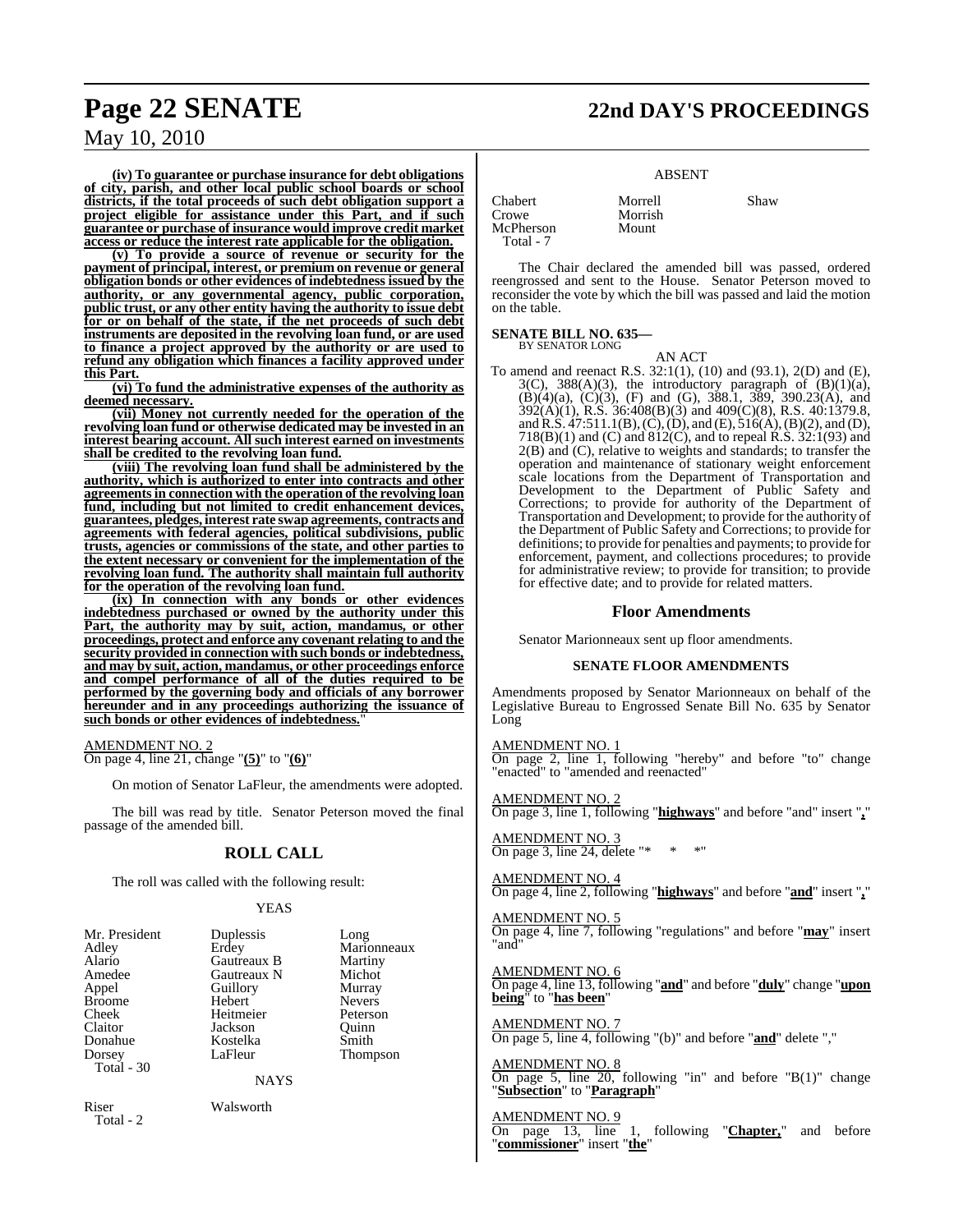**(iv) To guarantee or purchase insurance for debt obligations of city, parish, and other local public school boards or school districts, if the total proceeds of such debt obligation support a project eligible for assistance under this Part, and if such guarantee or purchase of insurance would improve credit market access or reduce the interest rate applicable for the obligation.**

**(v) To provide a source of revenue or security for the payment of principal, interest, or premium on revenue or general obligation bonds or other evidences of indebtedness issued by the authority, or any governmental agency, public corporation, public trust, or any other entity having the authority to issue debt for or on behalf of the state, if the net proceeds of such debt instruments are deposited in the revolving loan fund, or are used to finance a project approved by the authority or are used to refund any obligation which finances a facility approved under this Part.**

**(vi) To fund the administrative expenses of the authority as deemed necessary.**

**(vii) Money not currently needed for the operation of the revolving loan fund or otherwise dedicated may be invested in an interest bearing account. All such interest earned on investments shall be credited to the revolving loan fund.**

**(viii) The revolving loan fund shall be administered by the authority, which is authorized to enter into contracts and other agreements in connection with the operation of the revolving loan fund, including but not limited to credit enhancement devices, guarantees, pledges, interest rate swap agreements, contracts and agreements with federal agencies, political subdivisions, public trusts, agencies or commissions of the state, and other parties to the extent necessary or convenient for the implementation of the revolving loan fund. The authority shall maintain full authority for the operation of the revolving loan fund.**

**(ix) In connection with any bonds or other evidences indebtedness purchased or owned by the authority under this Part, the authority may by suit, action, mandamus, or other proceedings, protect and enforce any covenant relating to and the security provided in connection with such bonds or indebtedness, and may by suit, action, mandamus, or other proceedings enforce and compel performance of all of the duties required to be performed by the governing body and officials of any borrower hereunder and in any proceedings authorizing the issuance of such bonds or other evidences of indebtedness.**"

AMENDMENT NO. 2
On page 4, line 21, change "**(5)**" to "**(6)**"

On motion of Senator LaFleur, the amendments were adopted.

The bill was read by title. Senator Peterson moved the final passage of the amended bill.

## ROLL CALL

The roll was called with the following result:

YEAS

| | | |
|---|---|---|
| Mr. President | Duplessis | Long |
| Adley | Erdey | Marionneaux |
| Alario | Gautreaux B | Martiny |
| Amedee | Gautreaux N | Michot |
| Appel | Guillory | Murray |
| Broome | Hebert | Nevers |
| Cheek | Heitmeier | Peterson |
| Claitor | Jackson | Quinn |
| Donahue | Kostelka | Smith |
| Dorsey | LaFleur | Thompson |
| Total - 30 | | |

NAYS

| | |
|---|---|
| Riser | Walsworth |
| Total - 2 | |

ABSENT

| | | |
|---|---|---|
| Chabert | Morrell | Shaw |
| Crowe | Morrish | |
| McPherson | Mount | |
| Total - 7 | | |

The Chair declared the amended bill was passed, ordered reengrossed and sent to the House. Senator Peterson moved to reconsider the vote by which the bill was passed and laid the motion on the table.

**SENATE BILL NO. 635—**
BY SENATOR LONG

AN ACT

To amend and reenact R.S. 32:1(1), (10) and (93.1), 2(D) and (E), 3(C), 388(A)(3), the introductory paragraph of (B)(1)(a), (B)(4)(a), (C)(3), (F) and (G), 388.1, 389, 390.23(A), and 392(A)(1), R.S. 36:408(B)(3) and 409(C)(8), R.S. 40:1379.8, and R.S. 47:511.1(B), (C), (D), and (E), 516(A), (B)(2), and (D), 718(B)(1) and (C) and 812(C), and to repeal R.S. 32:1(93) and 2(B) and (C), relative to weights and standards; to transfer the operation and maintenance of stationary weight enforcement scale locations from the Department of Transportation and Development to the Department of Public Safety and Corrections; to provide for authority of the Department of Transportation and Development; to provide for the authority of the Department of Public Safety and Corrections; to provide for definitions; to provide for penalties and payments; to provide for enforcement, payment, and collections procedures; to provide for administrative review; to provide for transition; to provide for effective date; and to provide for related matters.

## Floor Amendments

Senator Marionneaux sent up floor amendments.

### SENATE FLOOR AMENDMENTS

Amendments proposed by Senator Marionneaux on behalf of the Legislative Bureau to Engrossed Senate Bill No. 635 by Senator Long

AMENDMENT NO. 1
On page 2, line 1, following "hereby" and before "to" change "enacted" to "amended and reenacted"

AMENDMENT NO. 2
On page 3, line 1, following "**highways**" and before "and" insert "**,**"

AMENDMENT NO. 3
On page 3, line 24, delete "* * *"

AMENDMENT NO. 4
On page 4, line 2, following "**highways**" and before "**and**" insert "**,**"

AMENDMENT NO. 5
On page 4, line 7, following "regulations" and before "**may**" insert "and"

AMENDMENT NO. 6
On page 4, line 13, following "**and**" and before "**duly**" change "**upon being**" to "**has been**"

AMENDMENT NO. 7
On page 5, line 4, following "(b)" and before "**and**" delete ","

AMENDMENT NO. 8
On page 5, line 20, following "in" and before "B(1)" change "**Subsection**" to "**Paragraph**"

AMENDMENT NO. 9
On page 13, line 1, following "**Chapter,**" and before "**commissioner**" insert "**the**"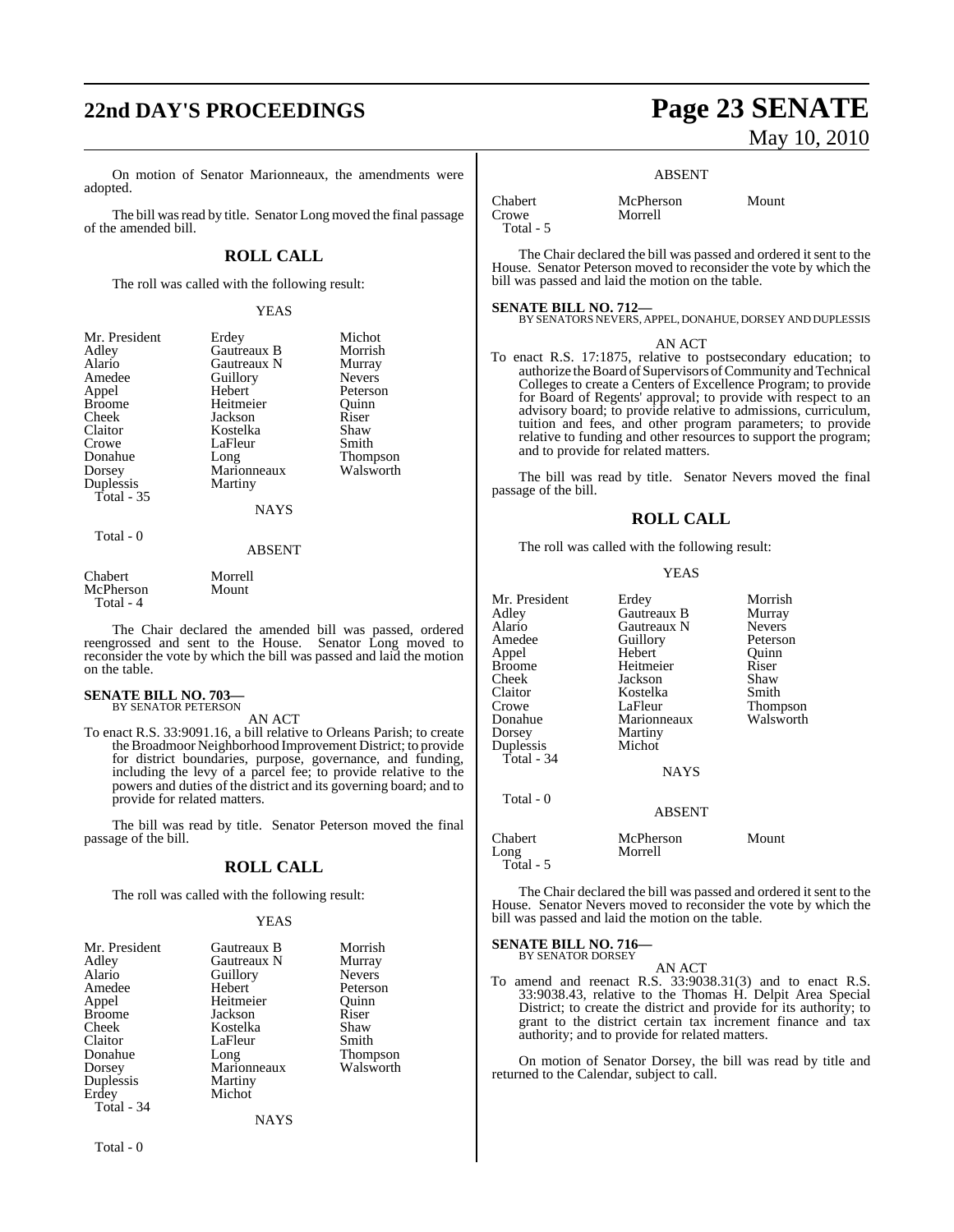On motion of Senator Marionneaux, the amendments were adopted.

The bill was read by title. Senator Long moved the final passage of the amended bill.

## ROLL CALL

The roll was called with the following result:

YEAS

| | | |
|---|---|---|
| Mr. President | Erdey | Michot |
| Adley | Gautreaux B | Morrish |
| Alario | Gautreaux N | Murray |
| Amedee | Guillory | Nevers |
| Appel | Hebert | Peterson |
| Broome | Heitmeier | Quinn |
| Cheek | Jackson | Riser |
| Claitor | Kostelka | Shaw |
| Crowe | LaFleur | Smith |
| Donahue | Long | Thompson |
| Dorsey | Marionneaux | Walsworth |
| Duplessis | Martiny | |
| Total - 35 | | |

NAYS

Total - 0

ABSENT

| | |
|---|---|
| Chabert | Morrell |
| McPherson | Mount |
| Total - 4 | |

The Chair declared the amended bill was passed, ordered reengrossed and sent to the House. Senator Long moved to reconsider the vote by which the bill was passed and laid the motion on the table.

**SENATE BILL NO. 703—**
BY SENATOR PETERSON

AN ACT

To enact R.S. 33:9091.16, a bill relative to Orleans Parish; to create the Broadmoor Neighborhood Improvement District; to provide for district boundaries, purpose, governance, and funding, including the levy of a parcel fee; to provide relative to the powers and duties of the district and its governing board; and to provide for related matters.

The bill was read by title. Senator Peterson moved the final passage of the bill.

## ROLL CALL

The roll was called with the following result:

YEAS

| | | |
|---|---|---|
| Mr. President | Gautreaux B | Morrish |
| Adley | Gautreaux N | Murray |
| Alario | Guillory | Nevers |
| Amedee | Hebert | Peterson |
| Appel | Heitmeier | Quinn |
| Broome | Jackson | Riser |
| Cheek | Kostelka | Shaw |
| Claitor | LaFleur | Smith |
| Donahue | Long | Thompson |
| Dorsey | Marionneaux | Walsworth |
| Duplessis | Martiny | |
| Erdey | Michot | |
| Total - 34 | | |

NAYS

Total - 0

ABSENT

| | | |
|---|---|---|
| Chabert | McPherson | Mount |
| Crowe | Morrell | |
| Total - 5 | | |

The Chair declared the bill was passed and ordered it sent to the House. Senator Peterson moved to reconsider the vote by which the bill was passed and laid the motion on the table.

**SENATE BILL NO. 712—**
BY SENATORS NEVERS, APPEL, DONAHUE, DORSEY AND DUPLESSIS

AN ACT

To enact R.S. 17:1875, relative to postsecondary education; to authorize the Board of Supervisors of Community and Technical Colleges to create a Centers of Excellence Program; to provide for Board of Regents' approval; to provide with respect to an advisory board; to provide relative to admissions, curriculum, tuition and fees, and other program parameters; to provide relative to funding and other resources to support the program; and to provide for related matters.

The bill was read by title. Senator Nevers moved the final passage of the bill.

## ROLL CALL

The roll was called with the following result:

YEAS

| | | |
|---|---|---|
| Mr. President | Erdey | Morrish |
| Adley | Gautreaux B | Murray |
| Alario | Gautreaux N | Nevers |
| Amedee | Guillory | Peterson |
| Appel | Hebert | Quinn |
| Broome | Heitmeier | Riser |
| Cheek | Jackson | Shaw |
| Claitor | Kostelka | Smith |
| Crowe | LaFleur | Thompson |
| Donahue | Marionneaux | Walsworth |
| Dorsey | Martiny | |
| Duplessis | Michot | |
| Total - 34 | | |

NAYS

Total - 0

ABSENT

| | | |
|---|---|---|
| Chabert | McPherson | Mount |
| Long | Morrell | |
| Total - 5 | | |

The Chair declared the bill was passed and ordered it sent to the House. Senator Nevers moved to reconsider the vote by which the bill was passed and laid the motion on the table.

**SENATE BILL NO. 716—**
BY SENATOR DORSEY

AN ACT

To amend and reenact R.S. 33:9038.31(3) and to enact R.S. 33:9038.43, relative to the Thomas H. Delpit Area Special District; to create the district and provide for its authority; to grant to the district certain tax increment finance and tax authority; and to provide for related matters.

On motion of Senator Dorsey, the bill was read by title and returned to the Calendar, subject to call.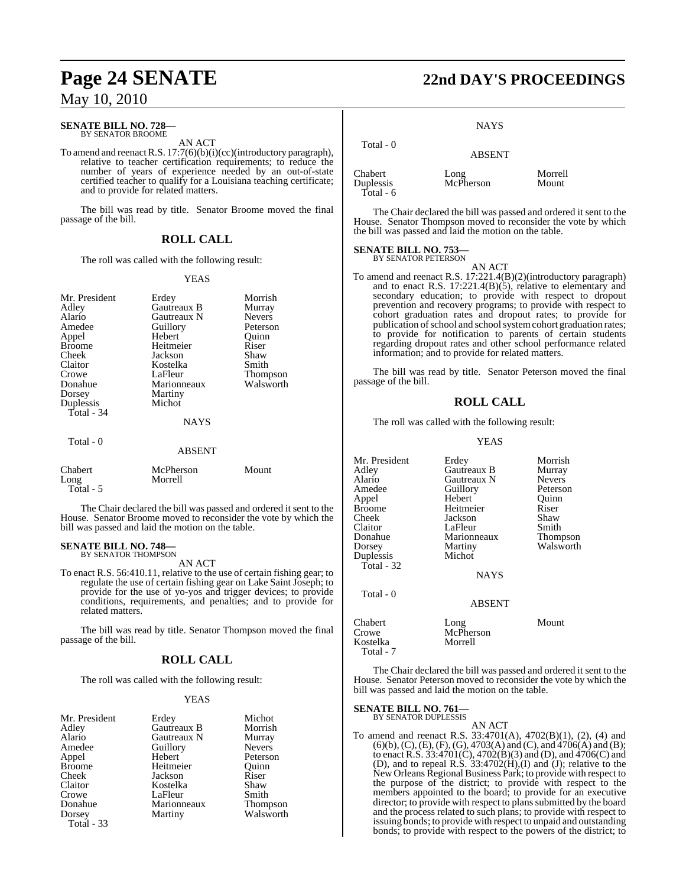**SENATE BILL NO. 728—**
BY SENATOR BROOME

AN ACT

To amend and reenact R.S. 17:7(6)(b)(i)(cc)(introductory paragraph), relative to teacher certification requirements; to reduce the number of years of experience needed by an out-of-state certified teacher to qualify for a Louisiana teaching certificate; and to provide for related matters.

The bill was read by title. Senator Broome moved the final passage of the bill.

## ROLL CALL

The roll was called with the following result:

YEAS

| | | |
|---|---|---|
| Mr. President | Erdey | Morrish |
| Adley | Gautreaux B | Murray |
| Alario | Gautreaux N | Nevers |
| Amedee | Guillory | Peterson |
| Appel | Hebert | Quinn |
| Broome | Heitmeier | Riser |
| Cheek | Jackson | Shaw |
| Claitor | Kostelka | Smith |
| Crowe | LaFleur | Thompson |
| Donahue | Marionneaux | Walsworth |
| Dorsey | Martiny | |
| Duplessis | Michot | |

Total - 34

NAYS

Total - 0

ABSENT

| | | |
|---|---|---|
| Chabert | McPherson | Mount |
| Long | Morrell | |

Total - 5

The Chair declared the bill was passed and ordered it sent to the House. Senator Broome moved to reconsider the vote by which the bill was passed and laid the motion on the table.

**SENATE BILL NO. 748—**
BY SENATOR THOMPSON

AN ACT

To enact R.S. 56:410.11, relative to the use of certain fishing gear; to regulate the use of certain fishing gear on Lake Saint Joseph; to provide for the use of yo-yos and trigger devices; to provide conditions, requirements, and penalties; and to provide for related matters.

The bill was read by title. Senator Thompson moved the final passage of the bill.

## ROLL CALL

The roll was called with the following result:

YEAS

| | | |
|---|---|---|
| Mr. President | Erdey | Michot |
| Adley | Gautreaux B | Morrish |
| Alario | Gautreaux N | Murray |
| Amedee | Guillory | Nevers |
| Appel | Hebert | Peterson |
| Broome | Heitmeier | Quinn |
| Cheek | Jackson | Riser |
| Claitor | Kostelka | Shaw |
| Crowe | LaFleur | Smith |
| Donahue | Marionneaux | Thompson |
| Dorsey | Martiny | Walsworth |

Total - 33

NAYS

Total - 0

ABSENT

| | | |
|---|---|---|
| Chabert | Long | Morrell |
| Duplessis | McPherson | Mount |

Total - 6

The Chair declared the bill was passed and ordered it sent to the House. Senator Thompson moved to reconsider the vote by which the bill was passed and laid the motion on the table.

**SENATE BILL NO. 753—**
BY SENATOR PETERSON

AN ACT

To amend and reenact R.S. 17:221.4(B)(2)(introductory paragraph) and to enact R.S. 17:221.4(B)(5), relative to elementary and secondary education; to provide with respect to dropout prevention and recovery programs; to provide with respect to cohort graduation rates and dropout rates; to provide for publication of school and school system cohort graduation rates; to provide for notification to parents of certain students regarding dropout rates and other school performance related information; and to provide for related matters.

The bill was read by title. Senator Peterson moved the final passage of the bill.

## ROLL CALL

The roll was called with the following result:

YEAS

| | | |
|---|---|---|
| Mr. President | Erdey | Morrish |
| Adley | Gautreaux B | Murray |
| Alario | Gautreaux N | Nevers |
| Amedee | Guillory | Peterson |
| Appel | Hebert | Quinn |
| Broome | Heitmeier | Riser |
| Cheek | Jackson | Shaw |
| Claitor | LaFleur | Smith |
| Donahue | Marionneaux | Thompson |
| Dorsey | Martiny | Walsworth |
| Duplessis | Michot | |

Total - 32

NAYS

Total - 0

ABSENT

| | | |
|---|---|---|
| Chabert | Long | Mount |
| Crowe | McPherson | |
| Kostelka | Morrell | |

Total - 7

The Chair declared the bill was passed and ordered it sent to the House. Senator Peterson moved to reconsider the vote by which the bill was passed and laid the motion on the table.

**SENATE BILL NO. 761—**
BY SENATOR DUPLESSIS

AN ACT

To amend and reenact R.S. 33:4701(A), 4702(B)(1), (2), (4) and (6)(b), (C), (E), (F), (G), 4703(A) and (C), and 4706(A) and (B); to enact R.S. 33:4701(C), 4702(B)(3) and (D), and 4706(C) and (D), and to repeal R.S. 33:4702(H),(I) and (J); relative to the New Orleans Regional Business Park; to provide with respect to the purpose of the district; to provide with respect to the members appointed to the board; to provide for an executive director; to provide with respect to plans submitted by the board and the process related to such plans; to provide with respect to issuing bonds; to provide with respect to unpaid and outstanding bonds; to provide with respect to the powers of the district; to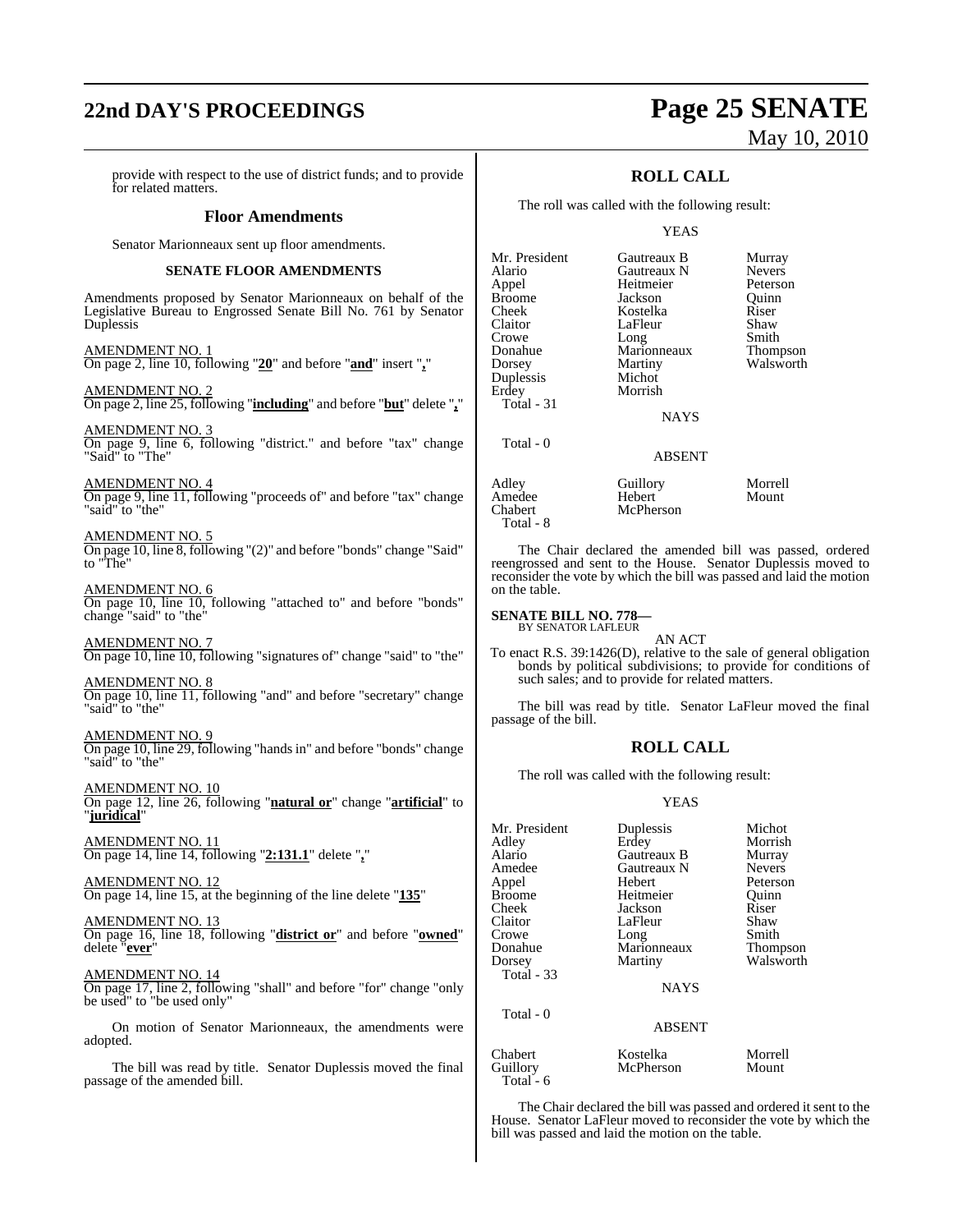provide with respect to the use of district funds; and to provide for related matters.

## Floor Amendments

Senator Marionneaux sent up floor amendments.

### SENATE FLOOR AMENDMENTS

Amendments proposed by Senator Marionneaux on behalf of the Legislative Bureau to Engrossed Senate Bill No. 761 by Senator Duplessis

AMENDMENT NO. 1
On page 2, line 10, following "**20**" and before "**and**" insert "**,**"

AMENDMENT NO. 2
On page 2, line 25, following "**including**" and before "**but**" delete "**,**"

AMENDMENT NO. 3
On page 9, line 6, following "district." and before "tax" change "Said" to "The"

AMENDMENT NO. 4
On page 9, line 11, following "proceeds of" and before "tax" change "said" to "the"

AMENDMENT NO. 5
On page 10, line 8, following "(2)" and before "bonds" change "Said" to "The"

AMENDMENT NO. 6
On page 10, line 10, following "attached to" and before "bonds" change "said" to "the"

AMENDMENT NO. 7
On page 10, line 10, following "signatures of" change "said" to "the"

AMENDMENT NO. 8
On page 10, line 11, following "and" and before "secretary" change "said" to "the"

AMENDMENT NO. 9
On page 10, line 29, following "hands in" and before "bonds" change "said" to "the"

AMENDMENT NO. 10
On page 12, line 26, following "**natural or**" change "**artificial**" to "**juridical**"

AMENDMENT NO. 11
On page 14, line 14, following "**2:131.1**" delete "**,**"

AMENDMENT NO. 12
On page 14, line 15, at the beginning of the line delete "**135**"

AMENDMENT NO. 13
On page 16, line 18, following "**district or**" and before "**owned**" delete "**ever**"

AMENDMENT NO. 14
On page 17, line 2, following "shall" and before "for" change "only be used" to "be used only"

On motion of Senator Marionneaux, the amendments were adopted.

The bill was read by title. Senator Duplessis moved the final passage of the amended bill.

## ROLL CALL

The roll was called with the following result:

YEAS

| | | |
|---|---|---|
| Mr. President | Gautreaux B | Murray |
| Alario | Gautreaux N | Nevers |
| Appel | Heitmeier | Peterson |
| Broome | Jackson | Quinn |
| Cheek | Kostelka | Riser |
| Claitor | LaFleur | Shaw |
| Crowe | Long | Smith |
| Donahue | Marionneaux | Thompson |
| Dorsey | Martiny | Walsworth |
| Duplessis | Michot | |
| Erdey | Morrish | |

Total - 31

NAYS

Total - 0

ABSENT

| | | |
|---|---|---|
| Adley | Guillory | Morrell |
| Amedee | Hebert | Mount |
| Chabert | McPherson | |

Total - 8

The Chair declared the amended bill was passed, ordered reengrossed and sent to the House. Senator Duplessis moved to reconsider the vote by which the bill was passed and laid the motion on the table.

**SENATE BILL NO. 778—**
BY SENATOR LAFLEUR

AN ACT

To enact R.S. 39:1426(D), relative to the sale of general obligation bonds by political subdivisions; to provide for conditions of such sales; and to provide for related matters.

The bill was read by title. Senator LaFleur moved the final passage of the bill.

## ROLL CALL

The roll was called with the following result:

YEAS

| | | |
|---|---|---|
| Mr. President | Duplessis | Michot |
| Adley | Erdey | Morrish |
| Alario | Gautreaux B | Murray |
| Amedee | Gautreaux N | Nevers |
| Appel | Hebert | Peterson |
| Broome | Heitmeier | Quinn |
| Cheek | Jackson | Riser |
| Claitor | LaFleur | Shaw |
| Crowe | Long | Smith |
| Donahue | Marionneaux | Thompson |
| Dorsey | Martiny | Walsworth |

Total - 33

NAYS

Total - 0

ABSENT

| | | |
|---|---|---|
| Chabert | Kostelka | Morrell |
| Guillory | McPherson | Mount |

Total - 6

The Chair declared the bill was passed and ordered it sent to the House. Senator LaFleur moved to reconsider the vote by which the bill was passed and laid the motion on the table.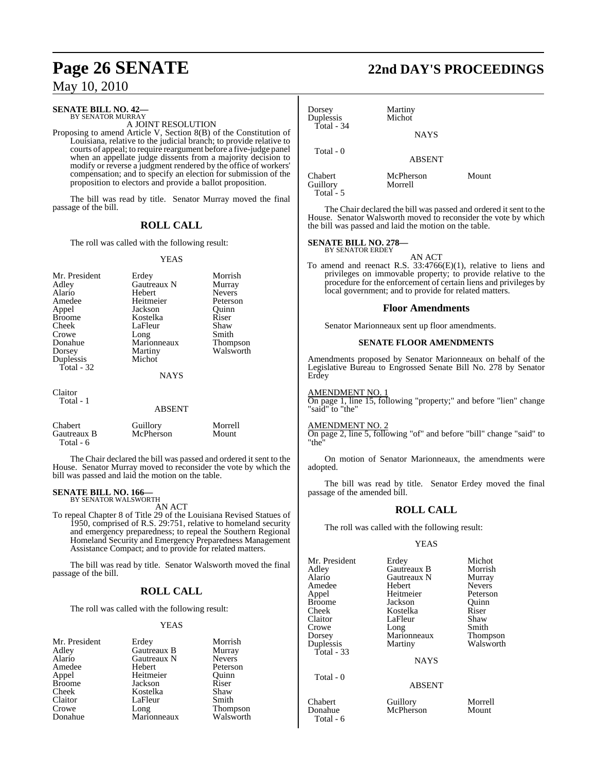**SENATE BILL NO. 42—**
BY SENATOR MURRAY

A JOINT RESOLUTION

Proposing to amend Article V, Section 8(B) of the Constitution of Louisiana, relative to the judicial branch; to provide relative to courts of appeal; to require reargument before a five-judge panel when an appellate judge dissents from a majority decision to modify or reverse a judgment rendered by the office of workers' compensation; and to specify an election for submission of the proposition to electors and provide a ballot proposition.

The bill was read by title. Senator Murray moved the final passage of the bill.

## ROLL CALL

The roll was called with the following result:

YEAS

| | | |
|---|---|---|
| Mr. President | Erdey | Morrish |
| Adley | Gautreaux N | Murray |
| Alario | Hebert | Nevers |
| Amedee | Heitmeier | Peterson |
| Appel | Jackson | Quinn |
| Broome | Kostelka | Riser |
| Cheek | LaFleur | Shaw |
| Crowe | Long | Smith |
| Donahue | Marionneaux | Thompson |
| Dorsey | Martiny | Walsworth |
| Duplessis | Michot | |
| Total - 32 | | |

NAYS

Claitor
Total - 1

ABSENT

| | | |
|---|---|---|
| Chabert | Guillory | Morrell |
| Gautreaux B | McPherson | Mount |
| Total - 6 | | |

The Chair declared the bill was passed and ordered it sent to the House. Senator Murray moved to reconsider the vote by which the bill was passed and laid the motion on the table.

**SENATE BILL NO. 166—**
BY SENATOR WALSWORTH

AN ACT

To repeal Chapter 8 of Title 29 of the Louisiana Revised Statues of 1950, comprised of R.S. 29:751, relative to homeland security and emergency preparedness; to repeal the Southern Regional Homeland Security and Emergency Preparedness Management Assistance Compact; and to provide for related matters.

The bill was read by title. Senator Walsworth moved the final passage of the bill.

## ROLL CALL

The roll was called with the following result:

YEAS

| | | |
|---|---|---|
| Mr. President | Erdey | Morrish |
| Adley | Gautreaux B | Murray |
| Alario | Gautreaux N | Nevers |
| Amedee | Hebert | Peterson |
| Appel | Heitmeier | Quinn |
| Broome | Jackson | Riser |
| Cheek | Kostelka | Shaw |
| Claitor | LaFleur | Smith |
| Crowe | Long | Thompson |
| Donahue | Marionneaux | Walsworth |
| Dorsey | Martiny | |
| Duplessis | Michot | |
| Total - 34 | | |

NAYS

Total - 0

ABSENT

| | | |
|---|---|---|
| Chabert | McPherson | Mount |
| Guillory | Morrell | |
| Total - 5 | | |

The Chair declared the bill was passed and ordered it sent to the House. Senator Walsworth moved to reconsider the vote by which the bill was passed and laid the motion on the table.

**SENATE BILL NO. 278—**
BY SENATOR ERDEY

AN ACT

To amend and reenact R.S. 33:4766(E)(1), relative to liens and privileges on immovable property; to provide relative to the procedure for the enforcement of certain liens and privileges by local government; and to provide for related matters.

## Floor Amendments

Senator Marionneaux sent up floor amendments.

### SENATE FLOOR AMENDMENTS

Amendments proposed by Senator Marionneaux on behalf of the Legislative Bureau to Engrossed Senate Bill No. 278 by Senator Erdey

AMENDMENT NO. 1
On page 1, line 15, following "property;" and before "lien" change "said" to "the"

AMENDMENT NO. 2
On page 2, line 5, following "of" and before "bill" change "said" to "the"

On motion of Senator Marionneaux, the amendments were adopted.

The bill was read by title. Senator Erdey moved the final passage of the amended bill.

## ROLL CALL

The roll was called with the following result:

YEAS

| | | |
|---|---|---|
| Mr. President | Erdey | Michot |
| Adley | Gautreaux B | Morrish |
| Alario | Gautreaux N | Murray |
| Amedee | Hebert | Nevers |
| Appel | Heitmeier | Peterson |
| Broome | Jackson | Quinn |
| Cheek | Kostelka | Riser |
| Claitor | LaFleur | Shaw |
| Crowe | Long | Smith |
| Dorsey | Marionneaux | Thompson |
| Duplessis | Martiny | Walsworth |
| Total - 33 | | |

NAYS

Total - 0

ABSENT

| | | |
|---|---|---|
| Chabert | Guillory | Morrell |
| Donahue | McPherson | Mount |
| Total - 6 | | |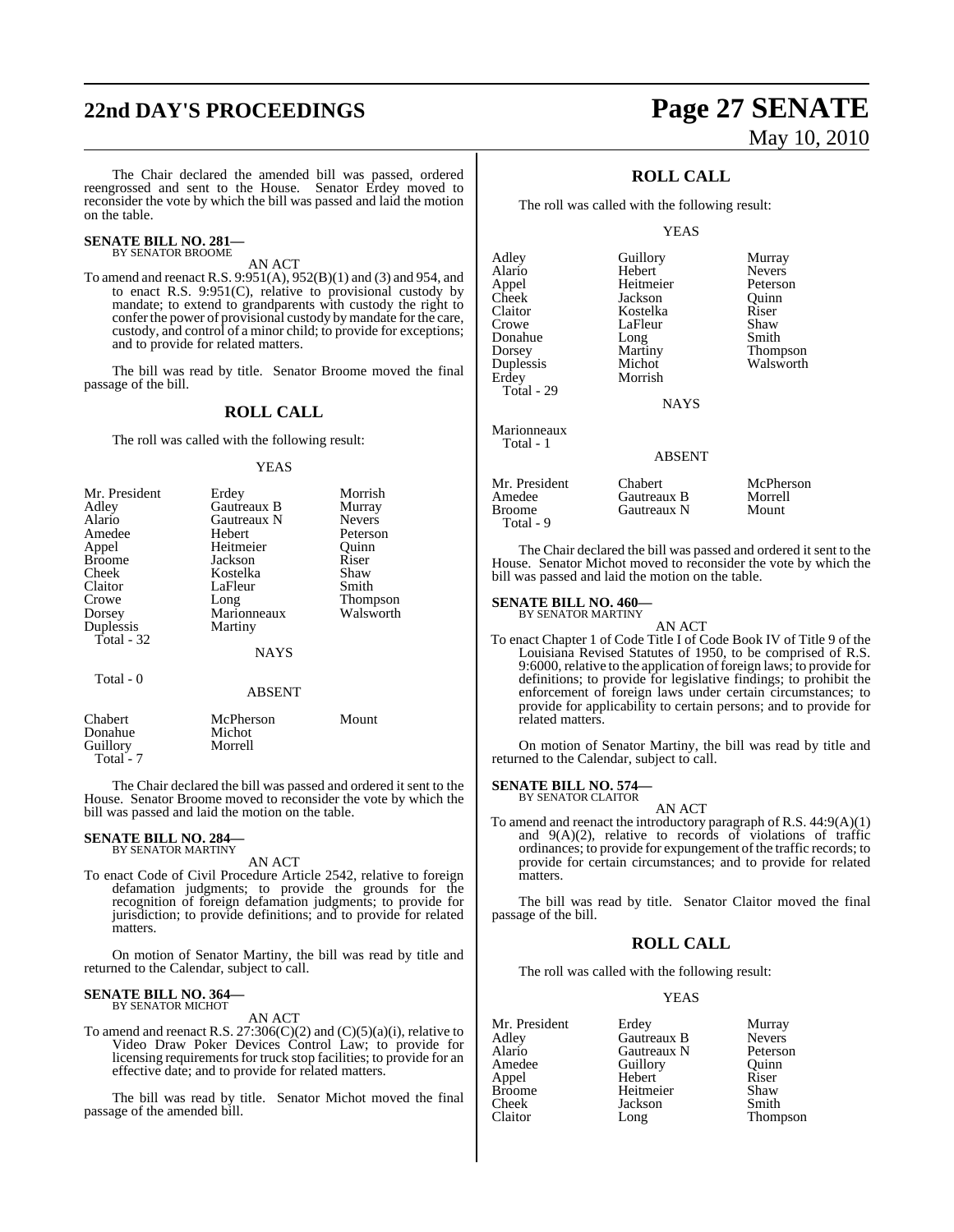The Chair declared the amended bill was passed, ordered reengrossed and sent to the House. Senator Erdey moved to reconsider the vote by which the bill was passed and laid the motion on the table.

**SENATE BILL NO. 281—**
BY SENATOR BROOME

AN ACT

To amend and reenact R.S. 9:951(A), 952(B)(1) and (3) and 954, and to enact R.S. 9:951(C), relative to provisional custody by mandate; to extend to grandparents with custody the right to confer the power of provisional custody by mandate for the care, custody, and control of a minor child; to provide for exceptions; and to provide for related matters.

The bill was read by title. Senator Broome moved the final passage of the bill.

## ROLL CALL

The roll was called with the following result:

YEAS

| | | |
|---|---|---|
| Mr. President | Erdey | Morrish |
| Adley | Gautreaux B | Murray |
| Alario | Gautreaux N | Nevers |
| Amedee | Hebert | Peterson |
| Appel | Heitmeier | Quinn |
| Broome | Jackson | Riser |
| Cheek | Kostelka | Shaw |
| Claitor | LaFleur | Smith |
| Crowe | Long | Thompson |
| Dorsey | Marionneaux | Walsworth |
| Duplessis | Martiny | |
| Total - 32 | | |

NAYS

Total - 0

ABSENT

| | | |
|---|---|---|
| Chabert | McPherson | Mount |
| Donahue | Michot | |
| Guillory | Morrell | |
| Total - 7 | | |

The Chair declared the bill was passed and ordered it sent to the House. Senator Broome moved to reconsider the vote by which the bill was passed and laid the motion on the table.

**SENATE BILL NO. 284—**
BY SENATOR MARTINY

AN ACT

To enact Code of Civil Procedure Article 2542, relative to foreign defamation judgments; to provide the grounds for the recognition of foreign defamation judgments; to provide for jurisdiction; to provide definitions; and to provide for related matters.

On motion of Senator Martiny, the bill was read by title and returned to the Calendar, subject to call.

**SENATE BILL NO. 364—**
BY SENATOR MICHOT

AN ACT

To amend and reenact R.S. 27:306(C)(2) and (C)(5)(a)(i), relative to Video Draw Poker Devices Control Law; to provide for licensing requirements for truck stop facilities; to provide for an effective date; and to provide for related matters.

The bill was read by title. Senator Michot moved the final passage of the amended bill.

## ROLL CALL

The roll was called with the following result:

YEAS

| | | |
|---|---|---|
| Adley | Guillory | Murray |
| Alario | Hebert | Nevers |
| Appel | Heitmeier | Peterson |
| Cheek | Jackson | Quinn |
| Claitor | Kostelka | Riser |
| Crowe | LaFleur | Shaw |
| Donahue | Long | Smith |
| Dorsey | Martiny | Thompson |
| Duplessis | Michot | Walsworth |
| Erdey | Morrish | |
| Total - 29 | | |

NAYS

Marionneaux
Total - 1

ABSENT

| | | |
|---|---|---|
| Mr. President | Chabert | McPherson |
| Amedee | Gautreaux B | Morrell |
| Broome | Gautreaux N | Mount |
| Total - 9 | | |

The Chair declared the bill was passed and ordered it sent to the House. Senator Michot moved to reconsider the vote by which the bill was passed and laid the motion on the table.

**SENATE BILL NO. 460—**
BY SENATOR MARTINY

AN ACT

To enact Chapter 1 of Code Title I of Code Book IV of Title 9 of the Louisiana Revised Statutes of 1950, to be comprised of R.S. 9:6000, relative to the application of foreign laws; to provide for definitions; to provide for legislative findings; to prohibit the enforcement of foreign laws under certain circumstances; to provide for applicability to certain persons; and to provide for related matters.

On motion of Senator Martiny, the bill was read by title and returned to the Calendar, subject to call.

**SENATE BILL NO. 574—**
BY SENATOR CLAITOR

AN ACT

To amend and reenact the introductory paragraph of R.S. 44:9(A)(1) and 9(A)(2), relative to records of violations of traffic ordinances; to provide for expungement of the traffic records; to provide for certain circumstances; and to provide for related matters.

The bill was read by title. Senator Claitor moved the final passage of the bill.

## ROLL CALL

The roll was called with the following result:

YEAS

| | | |
|---|---|---|
| Mr. President | Erdey | Murray |
| Adley | Gautreaux B | Nevers |
| Alario | Gautreaux N | Peterson |
| Amedee | Guillory | Quinn |
| Appel | Hebert | Riser |
| Broome | Heitmeier | Shaw |
| Cheek | Jackson | Smith |
| Claitor | Long | Thompson |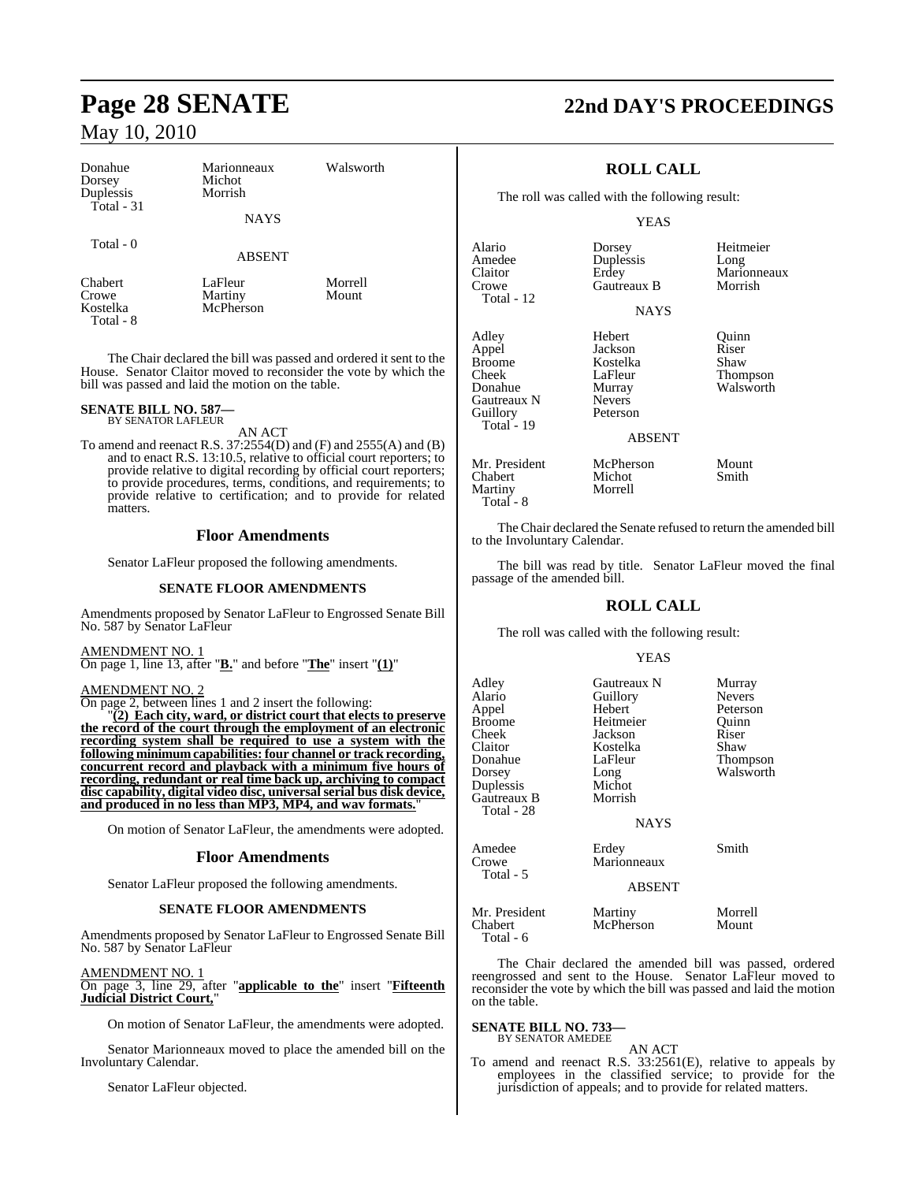| | | |
|---|---|---|
| Donahue | Marionneaux | Walsworth |
| Dorsey | Michot | |
| Duplessis | Morrish | |
| Total - 31 | | |

NAYS

Total - 0

ABSENT

| | | |
|---|---|---|
| Chabert | LaFleur | Morrell |
| Crowe | Martiny | Mount |
| Kostelka | McPherson | |
| Total - 8 | | |

The Chair declared the bill was passed and ordered it sent to the House. Senator Claitor moved to reconsider the vote by which the bill was passed and laid the motion on the table.

**SENATE BILL NO. 587—**
BY SENATOR LAFLEUR

AN ACT

To amend and reenact R.S. 37:2554(D) and (F) and 2555(A) and (B) and to enact R.S. 13:10.5, relative to official court reporters; to provide relative to digital recording by official court reporters; to provide procedures, terms, conditions, and requirements; to provide relative to certification; and to provide for related matters.

## Floor Amendments

Senator LaFleur proposed the following amendments.

### SENATE FLOOR AMENDMENTS

Amendments proposed by Senator LaFleur to Engrossed Senate Bill No. 587 by Senator LaFleur

AMENDMENT NO. 1
On page 1, line 13, after "**B.**" and before "**The**" insert "**(1)**"

AMENDMENT NO. 2
On page 2, between lines 1 and 2 insert the following:

"**(2) Each city, ward, or district court that elects to preserve the record of the court through the employment of an electronic recording system shall be required to use a system with the following minimum capabilities: four channel or track recording, concurrent record and playback with a minimum five hours of recording, redundant or real time back up, archiving to compact disc capability, digital video disc, universal serial bus disk device, and produced in no less than MP3, MP4, and wav formats.**"

On motion of Senator LaFleur, the amendments were adopted.

## Floor Amendments

Senator LaFleur proposed the following amendments.

### SENATE FLOOR AMENDMENTS

Amendments proposed by Senator LaFleur to Engrossed Senate Bill No. 587 by Senator LaFleur

AMENDMENT NO. 1
On page 3, line 29, after "**applicable to the**" insert "**Fifteenth Judicial District Court,**"

On motion of Senator LaFleur, the amendments were adopted.

Senator Marionneaux moved to place the amended bill on the Involuntary Calendar.

Senator LaFleur objected.

## ROLL CALL

The roll was called with the following result:

YEAS

| | | |
|---|---|---|
| Alario | Dorsey | Heitmeier |
| Amedee | Duplessis | Long |
| Claitor | Erdey | Marionneaux |
| Crowe | Gautreaux B | Morrish |
| Total - 12 | | |

NAYS

| | | |
|---|---|---|
| Adley | Hebert | Quinn |
| Appel | Jackson | Riser |
| Broome | Kostelka | Shaw |
| Cheek | LaFleur | Thompson |
| Donahue | Murray | Walsworth |
| Gautreaux N | Nevers | |
| Guillory | Peterson | |
| Total - 19 | | |

ABSENT

| | | |
|---|---|---|
| Mr. President | McPherson | Mount |
| Chabert | Michot | Smith |
| Martiny | Morrell | |
| Total - 8 | | |

The Chair declared the Senate refused to return the amended bill to the Involuntary Calendar.

The bill was read by title. Senator LaFleur moved the final passage of the amended bill.

## ROLL CALL

The roll was called with the following result:

YEAS

| | | |
|---|---|---|
| Adley | Gautreaux N | Murray |
| Alario | Guillory | Nevers |
| Appel | Hebert | Peterson |
| Broome | Heitmeier | Quinn |
| Cheek | Jackson | Riser |
| Claitor | Kostelka | Shaw |
| Donahue | LaFleur | Thompson |
| Dorsey | Long | Walsworth |
| Duplessis | Michot | |
| Gautreaux B | Morrish | |
| Total - 28 | | |

NAYS

| | | |
|---|---|---|
| Amedee | Erdey | Smith |
| Crowe | Marionneaux | |
| Total - 5 | | |

ABSENT

| | | |
|---|---|---|
| Mr. President | Martiny | Morrell |
| Chabert | McPherson | Mount |
| Total - 6 | | |

The Chair declared the amended bill was passed, ordered reengrossed and sent to the House. Senator LaFleur moved to reconsider the vote by which the bill was passed and laid the motion on the table.

**SENATE BILL NO. 733—**
BY SENATOR AMEDEE

AN ACT

To amend and reenact R.S. 33:2561(E), relative to appeals by employees in the classified service; to provide for the jurisdiction of appeals; and to provide for related matters.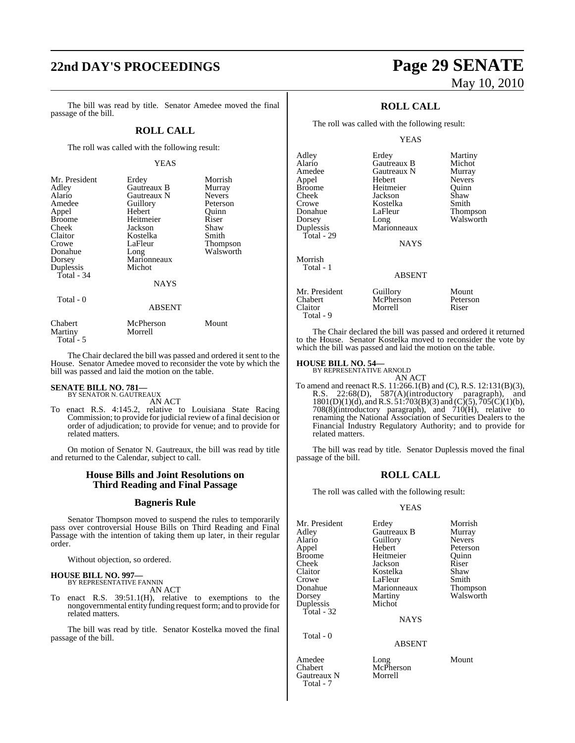The bill was read by title. Senator Amedee moved the final passage of the bill.

## ROLL CALL

The roll was called with the following result:

YEAS

| | | |
|---|---|---|
| Mr. President | Erdey | Morrish |
| Adley | Gautreaux B | Murray |
| Alario | Gautreaux N | Nevers |
| Amedee | Guillory | Peterson |
| Appel | Hebert | Quinn |
| Broome | Heitmeier | Riser |
| Cheek | Jackson | Shaw |
| Claitor | Kostelka | Smith |
| Crowe | LaFleur | Thompson |
| Donahue | Long | Walsworth |
| Dorsey | Marionneaux | |
| Duplessis | Michot | |
| Total - 34 | | |

NAYS

Total - 0

ABSENT

| | | |
|---|---|---|
| Chabert | McPherson | Mount |
| Martiny | Morrell | |
| Total - 5 | | |

The Chair declared the bill was passed and ordered it sent to the House. Senator Amedee moved to reconsider the vote by which the bill was passed and laid the motion on the table.

**SENATE BILL NO. 781—**
BY SENATOR N. GAUTREAUX
AN ACT

To enact R.S. 4:145.2, relative to Louisiana State Racing Commission; to provide for judicial review of a final decision or order of adjudication; to provide for venue; and to provide for related matters.

On motion of Senator N. Gautreaux, the bill was read by title and returned to the Calendar, subject to call.

## House Bills and Joint Resolutions on Third Reading and Final Passage

## Bagneris Rule

Senator Thompson moved to suspend the rules to temporarily pass over controversial House Bills on Third Reading and Final Passage with the intention of taking them up later, in their regular order.

Without objection, so ordered.

**HOUSE BILL NO. 997—**
BY REPRESENTATIVE FANNIN
AN ACT

To enact R.S. 39:51.1(H), relative to exemptions to the nongovernmental entity funding request form; and to provide for related matters.

The bill was read by title. Senator Kostelka moved the final passage of the bill.

## ROLL CALL

The roll was called with the following result:

YEAS

| | | |
|---|---|---|
| Adley | Erdey | Martiny |
| Alario | Gautreaux B | Michot |
| Amedee | Gautreaux N | Murray |
| Appel | Hebert | Nevers |
| Broome | Heitmeier | Quinn |
| Cheek | Jackson | Shaw |
| Crowe | Kostelka | Smith |
| Donahue | LaFleur | Thompson |
| Dorsey | Long | Walsworth |
| Duplessis | Marionneaux | |
| Total - 29 | | |

NAYS

Morrish
Total - 1

ABSENT

| | | |
|---|---|---|
| Mr. President | Guillory | Mount |
| Chabert | McPherson | Peterson |
| Claitor | Morrell | Riser |
| Total - 9 | | |

The Chair declared the bill was passed and ordered it returned to the House. Senator Kostelka moved to reconsider the vote by which the bill was passed and laid the motion on the table.

**HOUSE BILL NO. 54—**
BY REPRESENTATIVE ARNOLD
AN ACT

To amend and reenact R.S. 11:266.1(B) and (C), R.S. 12:131(B)(3), R.S. 22:68(D), 587(A)(introductory paragraph), and 1801(D)(1)(d), and R.S. 51:703(B)(3) and (C)(5), 705(C)(1)(b), 708(8)(introductory paragraph), and 710(H), relative to renaming the National Association of Securities Dealers to the Financial Industry Regulatory Authority; and to provide for related matters.

The bill was read by title. Senator Duplessis moved the final passage of the bill.

## ROLL CALL

The roll was called with the following result:

YEAS

| | | |
|---|---|---|
| Mr. President | Erdey | Morrish |
| Adley | Gautreaux B | Murray |
| Alario | Guillory | Nevers |
| Appel | Hebert | Peterson |
| Broome | Heitmeier | Quinn |
| Cheek | Jackson | Riser |
| Claitor | Kostelka | Shaw |
| Crowe | LaFleur | Smith |
| Donahue | Marionneaux | Thompson |
| Dorsey | Martiny | Walsworth |
| Duplessis | Michot | |
| Total - 32 | | |

NAYS

Total - 0

ABSENT

| | | |
|---|---|---|
| Amedee | Long | Mount |
| Chabert | McPherson | |
| Gautreaux N | Morrell | |
| Total - 7 | | |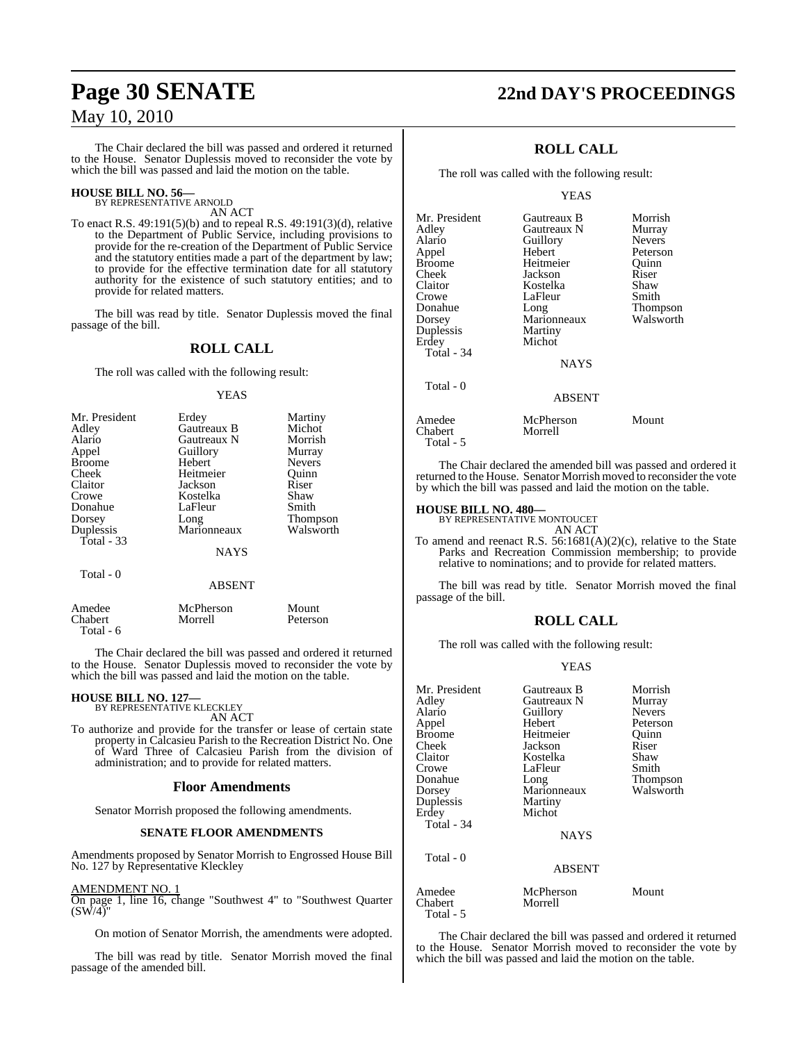The Chair declared the bill was passed and ordered it returned to the House. Senator Duplessis moved to reconsider the vote by which the bill was passed and laid the motion on the table.

**HOUSE BILL NO. 56—**
BY REPRESENTATIVE ARNOLD
AN ACT

To enact R.S. 49:191(5)(b) and to repeal R.S. 49:191(3)(d), relative to the Department of Public Service, including provisions to provide for the re-creation of the Department of Public Service and the statutory entities made a part of the department by law; to provide for the effective termination date for all statutory authority for the existence of such statutory entities; and to provide for related matters.

The bill was read by title. Senator Duplessis moved the final passage of the bill.

## ROLL CALL

The roll was called with the following result:

YEAS

| | | |
|---|---|---|
| Mr. President | Erdey | Martiny |
| Adley | Gautreaux B | Michot |
| Alario | Gautreaux N | Morrish |
| Appel | Guillory | Murray |
| Broome | Hebert | Nevers |
| Cheek | Heitmeier | Quinn |
| Claitor | Jackson | Riser |
| Crowe | Kostelka | Shaw |
| Donahue | LaFleur | Smith |
| Dorsey | Long | Thompson |
| Duplessis | Marionneaux | Walsworth |
| Total - 33 | | |

NAYS

Total - 0

ABSENT

| | | |
|---|---|---|
| Amedee | McPherson | Mount |
| Chabert | Morrell | Peterson |
| Total - 6 | | |

The Chair declared the bill was passed and ordered it returned to the House. Senator Duplessis moved to reconsider the vote by which the bill was passed and laid the motion on the table.

**HOUSE BILL NO. 127—**
BY REPRESENTATIVE KLECKLEY
AN ACT

To authorize and provide for the transfer or lease of certain state property in Calcasieu Parish to the Recreation District No. One of Ward Three of Calcasieu Parish from the division of administration; and to provide for related matters.

## Floor Amendments

Senator Morrish proposed the following amendments.

### SENATE FLOOR AMENDMENTS

Amendments proposed by Senator Morrish to Engrossed House Bill No. 127 by Representative Kleckley

AMENDMENT NO. 1
On page 1, line 16, change "Southwest 4" to "Southwest Quarter (SW/4)"

On motion of Senator Morrish, the amendments were adopted.

The bill was read by title. Senator Morrish moved the final passage of the amended bill.

## ROLL CALL

The roll was called with the following result:

YEAS

| | | |
|---|---|---|
| Mr. President | Gautreaux B | Morrish |
| Adley | Gautreaux N | Murray |
| Alario | Guillory | Nevers |
| Appel | Hebert | Peterson |
| Broome | Heitmeier | Quinn |
| Cheek | Jackson | Riser |
| Claitor | Kostelka | Shaw |
| Crowe | LaFleur | Smith |
| Donahue | Long | Thompson |
| Dorsey | Marionneaux | Walsworth |
| Duplessis | Martiny | |
| Erdey | Michot | |
| Total - 34 | | |

NAYS

Total - 0

ABSENT

| | | |
|---|---|---|
| Amedee | McPherson | Mount |
| Chabert | Morrell | |
| Total - 5 | | |

The Chair declared the amended bill was passed and ordered it returned to the House. Senator Morrish moved to reconsider the vote by which the bill was passed and laid the motion on the table.

**HOUSE BILL NO. 480—**
BY REPRESENTATIVE MONTOUCET
AN ACT

To amend and reenact R.S. 56:1681(A)(2)(c), relative to the State Parks and Recreation Commission membership; to provide relative to nominations; and to provide for related matters.

The bill was read by title. Senator Morrish moved the final passage of the bill.

## ROLL CALL

The roll was called with the following result:

YEAS

| | | |
|---|---|---|
| Mr. President | Gautreaux B | Morrish |
| Adley | Gautreaux N | Murray |
| Alario | Guillory | Nevers |
| Appel | Hebert | Peterson |
| Broome | Heitmeier | Quinn |
| Cheek | Jackson | Riser |
| Claitor | Kostelka | Shaw |
| Crowe | LaFleur | Smith |
| Donahue | Long | Thompson |
| Dorsey | Marionneaux | Walsworth |
| Duplessis | Martiny | |
| Erdey | Michot | |
| Total - 34 | | |

NAYS

Total - 0

ABSENT

| | | |
|---|---|---|
| Amedee | McPherson | Mount |
| Chabert | Morrell | |
| Total - 5 | | |

The Chair declared the bill was passed and ordered it returned to the House. Senator Morrish moved to reconsider the vote by which the bill was passed and laid the motion on the table.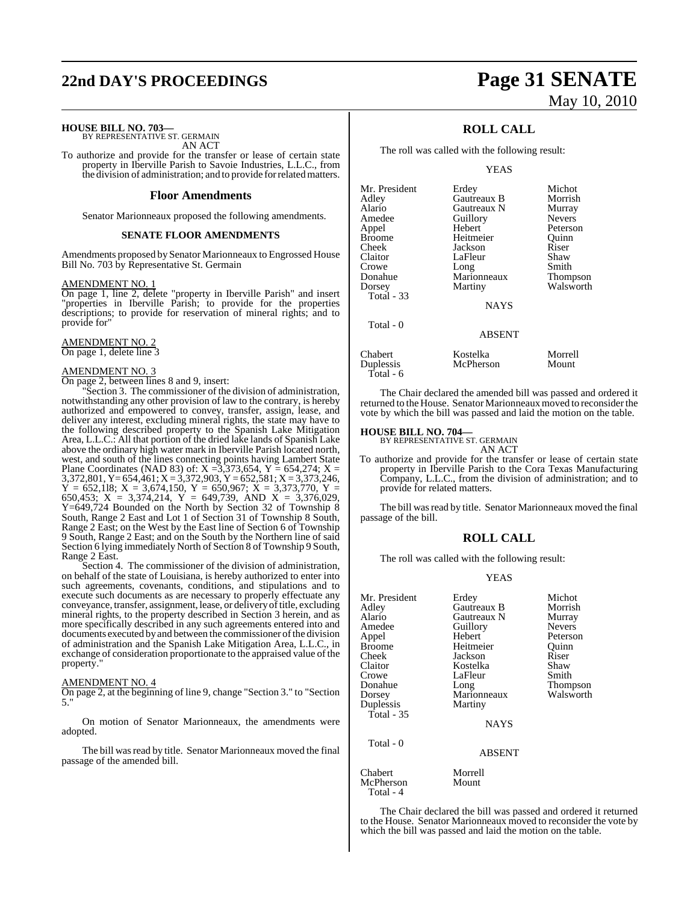**HOUSE BILL NO. 703—**
BY REPRESENTATIVE ST. GERMAIN
AN ACT

To authorize and provide for the transfer or lease of certain state property in Iberville Parish to Savoie Industries, L.L.C., from the division of administration; and to provide for related matters.

## Floor Amendments

Senator Marionneaux proposed the following amendments.

### SENATE FLOOR AMENDMENTS

Amendments proposed by Senator Marionneaux to Engrossed House Bill No. 703 by Representative St. Germain

AMENDMENT NO. 1
On page 1, line 2, delete "property in Iberville Parish" and insert "properties in Iberville Parish; to provide for the properties descriptions; to provide for reservation of mineral rights; and to provide for"

AMENDMENT NO. 2
On page 1, delete line 3

AMENDMENT NO. 3
On page 2, between lines 8 and 9, insert:

"Section 3. The commissioner of the division of administration, notwithstanding any other provision of law to the contrary, is hereby authorized and empowered to convey, transfer, assign, lease, and deliver any interest, excluding mineral rights, the state may have to the following described property to the Spanish Lake Mitigation Area, L.L.C.: All that portion of the dried lake lands of Spanish Lake above the ordinary high water mark in Iberville Parish located north, west, and south of the lines connecting points having Lambert State Plane Coordinates (NAD 83) of: X =3,373,654, Y = 654,274; X = 3,372,801, Y= 654,461; X = 3,372,903, Y = 652,581; X = 3,373,246, Y = 652,1l8; X = 3,674,150, Y = 650,967; X = 3,373,770, Y = 650,453; X = 3,374,214, Y = 649,739, AND X = 3,376,029, Y=649,724 Bounded on the North by Section 32 of Township 8 South, Range 2 East and Lot 1 of Section 31 of Township 8 South, Range 2 East; on the West by the East line of Section 6 of Township 9 South, Range 2 East; and on the South by the Northern line of said Section 6 lying immediately North of Section 8 of Township 9 South, Range 2 East.

Section 4. The commissioner of the division of administration, on behalf of the state of Louisiana, is hereby authorized to enter into such agreements, covenants, conditions, and stipulations and to execute such documents as are necessary to properly effectuate any conveyance, transfer, assignment, lease, or delivery of title, excluding mineral rights, to the property described in Section 3 herein, and as more specifically described in any such agreements entered into and documents executed by and between the commissioner of the division of administration and the Spanish Lake Mitigation Area, L.L.C., in exchange of consideration proportionate to the appraised value of the property."

AMENDMENT NO. 4
On page 2, at the beginning of line 9, change "Section 3." to "Section 5."

On motion of Senator Marionneaux, the amendments were adopted.

The bill was read by title. Senator Marionneaux moved the final passage of the amended bill.

## ROLL CALL

The roll was called with the following result:

YEAS

| | | |
|---|---|---|
| Mr. President | Erdey | Michot |
| Adley | Gautreaux B | Morrish |
| Alario | Gautreaux N | Murray |
| Amedee | Guillory | Nevers |
| Appel | Hebert | Peterson |
| Broome | Heitmeier | Quinn |
| Cheek | Jackson | Riser |
| Claitor | LaFleur | Shaw |
| Crowe | Long | Smith |
| Donahue | Marionneaux | Thompson |
| Dorsey | Martiny | Walsworth |
| Total - 33 | | |

NAYS

Total - 0

ABSENT

| | | |
|---|---|---|
| Chabert | Kostelka | Morrell |
| Duplessis | McPherson | Mount |
| Total - 6 | | |

The Chair declared the amended bill was passed and ordered it returned to the House. Senator Marionneaux moved to reconsider the vote by which the bill was passed and laid the motion on the table.

**HOUSE BILL NO. 704—**
BY REPRESENTATIVE ST. GERMAIN
AN ACT

To authorize and provide for the transfer or lease of certain state property in Iberville Parish to the Cora Texas Manufacturing Company, L.L.C., from the division of administration; and to provide for related matters.

The bill was read by title. Senator Marionneaux moved the final passage of the bill.

## ROLL CALL

The roll was called with the following result:

YEAS

| | | |
|---|---|---|
| Mr. President | Erdey | Michot |
| Adley | Gautreaux B | Morrish |
| Alario | Gautreaux N | Murray |
| Amedee | Guillory | Nevers |
| Appel | Hebert | Peterson |
| Broome | Heitmeier | Quinn |
| Cheek | Jackson | Riser |
| Claitor | Kostelka | Shaw |
| Crowe | LaFleur | Smith |
| Donahue | Long | Thompson |
| Dorsey | Marionneaux | Walsworth |
| Duplessis | Martiny | |
| Total - 35 | | |

NAYS

Total - 0

ABSENT

| | |
|---|---|
| Chabert | Morrell |
| McPherson | Mount |
| Total - 4 | |

The Chair declared the bill was passed and ordered it returned to the House. Senator Marionneaux moved to reconsider the vote by which the bill was passed and laid the motion on the table.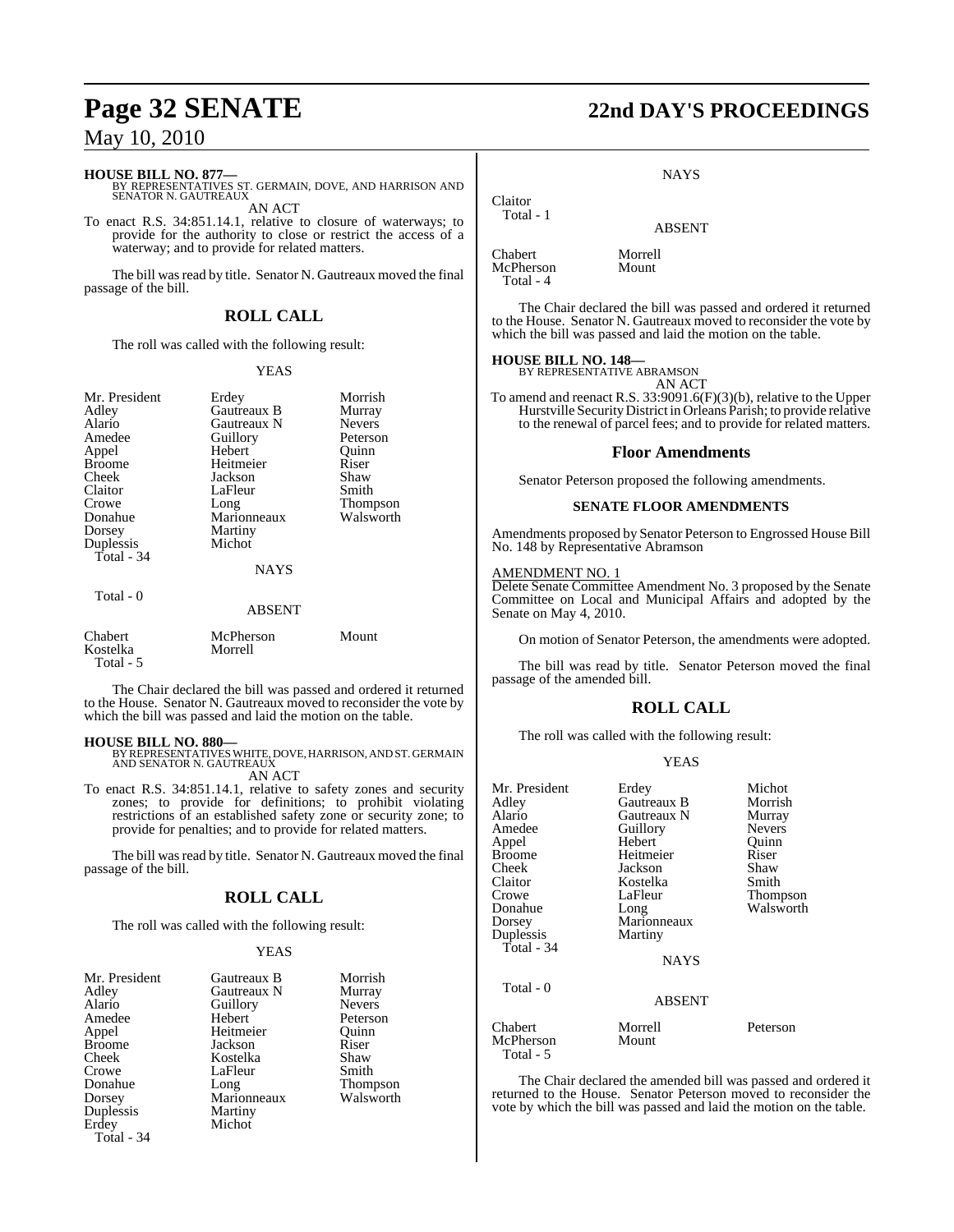**HOUSE BILL NO. 877—**
BY REPRESENTATIVES ST. GERMAIN, DOVE, AND HARRISON AND SENATOR N. GAUTREAUX

AN ACT

To enact R.S. 34:851.14.1, relative to closure of waterways; to provide for the authority to close or restrict the access of a waterway; and to provide for related matters.

The bill was read by title. Senator N. Gautreaux moved the final passage of the bill.

## ROLL CALL

The roll was called with the following result:

YEAS

| | | |
|---|---|---|
| Mr. President | Erdey | Morrish |
| Adley | Gautreaux B | Murray |
| Alario | Gautreaux N | Nevers |
| Amedee | Guillory | Peterson |
| Appel | Hebert | Quinn |
| Broome | Heitmeier | Riser |
| Cheek | Jackson | Shaw |
| Claitor | LaFleur | Smith |
| Crowe | Long | Thompson |
| Donahue | Marionneaux | Walsworth |
| Dorsey | Martiny | |
| Duplessis | Michot | |

Total - 34

NAYS

Total - 0

ABSENT

| | | |
|---|---|---|
| Chabert | McPherson | Mount |
| Kostelka | Morrell | |

Total - 5

The Chair declared the bill was passed and ordered it returned to the House. Senator N. Gautreaux moved to reconsider the vote by which the bill was passed and laid the motion on the table.

**HOUSE BILL NO. 880—**
BY REPRESENTATIVES WHITE, DOVE, HARRISON, AND ST. GERMAIN AND SENATOR N. GAUTREAUX

AN ACT

To enact R.S. 34:851.14.1, relative to safety zones and security zones; to provide for definitions; to prohibit violating restrictions of an established safety zone or security zone; to provide for penalties; and to provide for related matters.

The bill was read by title. Senator N. Gautreaux moved the final passage of the bill.

## ROLL CALL

The roll was called with the following result:

YEAS

| | | |
|---|---|---|
| Mr. President | Gautreaux B | Morrish |
| Adley | Gautreaux N | Murray |
| Alario | Guillory | Nevers |
| Amedee | Hebert | Peterson |
| Appel | Heitmeier | Quinn |
| Broome | Jackson | Riser |
| Cheek | Kostelka | Shaw |
| Crowe | LaFleur | Smith |
| Donahue | Long | Thompson |
| Dorsey | Marionneaux | Walsworth |
| Duplessis | Martiny | |
| Erdey | Michot | |

Total - 34

NAYS

Claitor

Total - 1

ABSENT

| | |
|---|---|
| Chabert | Morrell |
| McPherson | Mount |

Total - 4

The Chair declared the bill was passed and ordered it returned to the House. Senator N. Gautreaux moved to reconsider the vote by which the bill was passed and laid the motion on the table.

**HOUSE BILL NO. 148—**
BY REPRESENTATIVE ABRAMSON

AN ACT

To amend and reenact R.S. 33:9091.6(F)(3)(b), relative to the Upper Hurstville Security District in Orleans Parish; to provide relative to the renewal of parcel fees; and to provide for related matters.

## Floor Amendments

Senator Peterson proposed the following amendments.

### SENATE FLOOR AMENDMENTS

Amendments proposed by Senator Peterson to Engrossed House Bill No. 148 by Representative Abramson

AMENDMENT NO. 1

Delete Senate Committee Amendment No. 3 proposed by the Senate Committee on Local and Municipal Affairs and adopted by the Senate on May 4, 2010.

On motion of Senator Peterson, the amendments were adopted.

The bill was read by title. Senator Peterson moved the final passage of the amended bill.

## ROLL CALL

The roll was called with the following result:

YEAS

| | | |
|---|---|---|
| Mr. President | Erdey | Michot |
| Adley | Gautreaux B | Morrish |
| Alario | Gautreaux N | Murray |
| Amedee | Guillory | Nevers |
| Appel | Hebert | Quinn |
| Broome | Heitmeier | Riser |
| Cheek | Jackson | Shaw |
| Claitor | Kostelka | Smith |
| Crowe | LaFleur | Thompson |
| Donahue | Long | Walsworth |
| Dorsey | Marionneaux | |
| Duplessis | Martiny | |

Total - 34

NAYS

Total - 0

ABSENT

| | | |
|---|---|---|
| Chabert | Morrell | Peterson |
| McPherson | Mount | |

Total - 5

The Chair declared the amended bill was passed and ordered it returned to the House. Senator Peterson moved to reconsider the vote by which the bill was passed and laid the motion on the table.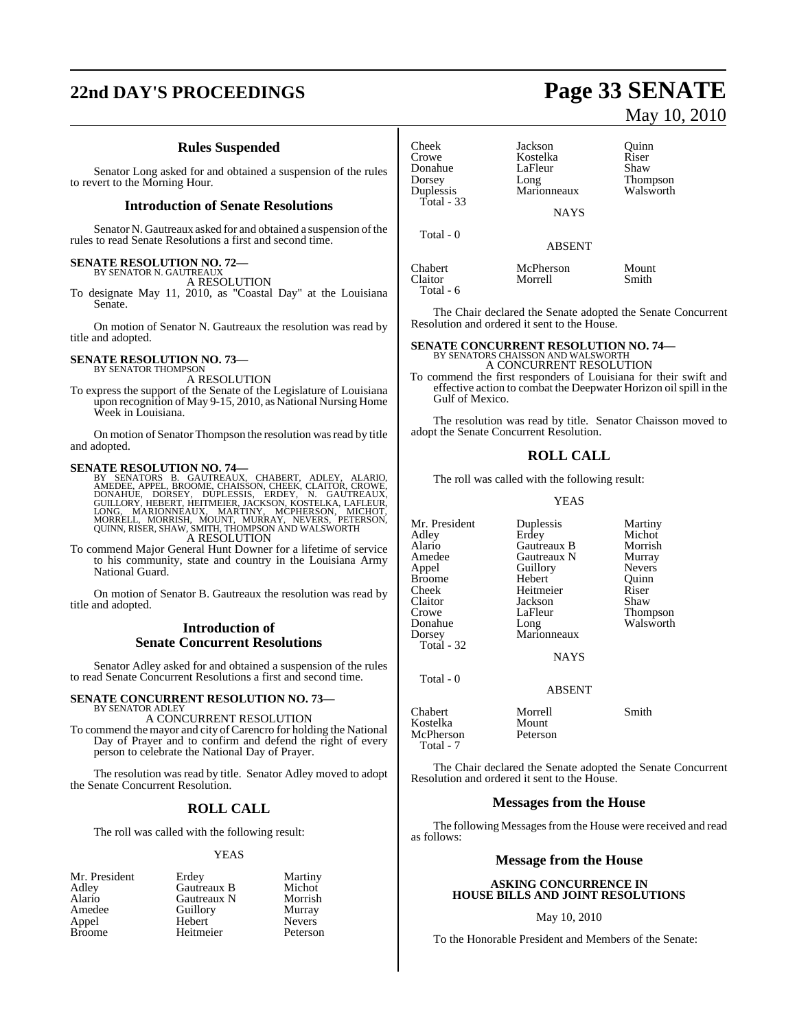### Rules Suspended

Senator Long asked for and obtained a suspension of the rules to revert to the Morning Hour.

### Introduction of Senate Resolutions

Senator N. Gautreaux asked for and obtained a suspension of the rules to read Senate Resolutions a first and second time.

**SENATE RESOLUTION NO. 72—**
BY SENATOR N. GAUTREAUX
A RESOLUTION
To designate May 11, 2010, as "Coastal Day" at the Louisiana Senate.

On motion of Senator N. Gautreaux the resolution was read by title and adopted.

**SENATE RESOLUTION NO. 73—**
BY SENATOR THOMPSON
A RESOLUTION
To express the support of the Senate of the Legislature of Louisiana upon recognition of May 9-15, 2010, as National Nursing Home Week in Louisiana.

On motion of Senator Thompson the resolution was read by title and adopted.

**SENATE RESOLUTION NO. 74—**
BY SENATORS B. GAUTREAUX, CHABERT, ADLEY, ALARIO, AMEDEE, APPEL, BROOME, CHAISSON, CHEEK, CLAITOR, CROWE, DONAHUE, DORSEY, DUPLESSIS, ERDEY, N. GAUTREAUX, GUILLORY, HEBERT, HEITMEIER, JACKSON, KOSTELKA, LAFLEUR, LONG, MARIONNEAUX, MARTINY, MCPHERSON, MICHOT, MORRELL, MORRISH, MOUNT, MURRAY, NEVERS, PETERSON, QUINN, RISER, SHAW, SMITH, THOMPSON AND WALSWORTH
A RESOLUTION
To commend Major General Hunt Downer for a lifetime of service to his community, state and country in the Louisiana Army National Guard.

On motion of Senator B. Gautreaux the resolution was read by title and adopted.

### Introduction of Senate Concurrent Resolutions

Senator Adley asked for and obtained a suspension of the rules to read Senate Concurrent Resolutions a first and second time.

**SENATE CONCURRENT RESOLUTION NO. 73—**
BY SENATOR ADLEY
A CONCURRENT RESOLUTION
To commend the mayor and city of Carencro for holding the National Day of Prayer and to confirm and defend the right of every person to celebrate the National Day of Prayer.

The resolution was read by title. Senator Adley moved to adopt the Senate Concurrent Resolution.

### ROLL CALL

The roll was called with the following result:

YEAS

| | | |
|---|---|---|
| Mr. President | Erdey | Martiny |
| Adley | Gautreaux B | Michot |
| Alario | Gautreaux N | Morrish |
| Amedee | Guillory | Murray |
| Appel | Hebert | Nevers |
| Broome | Heitmeier | Peterson |
| Cheek | Jackson | Quinn |
| Crowe | Kostelka | Riser |
| Donahue | LaFleur | Shaw |
| Dorsey | Long | Thompson |
| Duplessis | Marionneaux | Walsworth |

Total - 33

NAYS

Total - 0

ABSENT

| | | |
|---|---|---|
| Chabert | McPherson | Mount |
| Claitor | Morrell | Smith |

Total - 6

The Chair declared the Senate adopted the Senate Concurrent Resolution and ordered it sent to the House.

**SENATE CONCURRENT RESOLUTION NO. 74—**
BY SENATORS CHAISSON AND WALSWORTH
A CONCURRENT RESOLUTION
To commend the first responders of Louisiana for their swift and effective action to combat the Deepwater Horizon oil spill in the Gulf of Mexico.

The resolution was read by title. Senator Chaisson moved to adopt the Senate Concurrent Resolution.

### ROLL CALL

The roll was called with the following result:

YEAS

| | | |
|---|---|---|
| Mr. President | Duplessis | Martiny |
| Adley | Erdey | Michot |
| Alario | Gautreaux B | Morrish |
| Amedee | Gautreaux N | Murray |
| Appel | Guillory | Nevers |
| Broome | Hebert | Quinn |
| Cheek | Heitmeier | Riser |
| Claitor | Jackson | Shaw |
| Crowe | LaFleur | Thompson |
| Donahue | Long | Walsworth |
| Dorsey | Marionneaux | |

Total - 32

NAYS

Total - 0

ABSENT

| | | |
|---|---|---|
| Chabert | Morrell | Smith |
| Kostelka | Mount | |
| McPherson | Peterson | |

Total - 7

The Chair declared the Senate adopted the Senate Concurrent Resolution and ordered it sent to the House.

### Messages from the House

The following Messages from the House were received and read as follows:

### Message from the House

**ASKING CONCURRENCE IN HOUSE BILLS AND JOINT RESOLUTIONS**

May 10, 2010

To the Honorable President and Members of the Senate: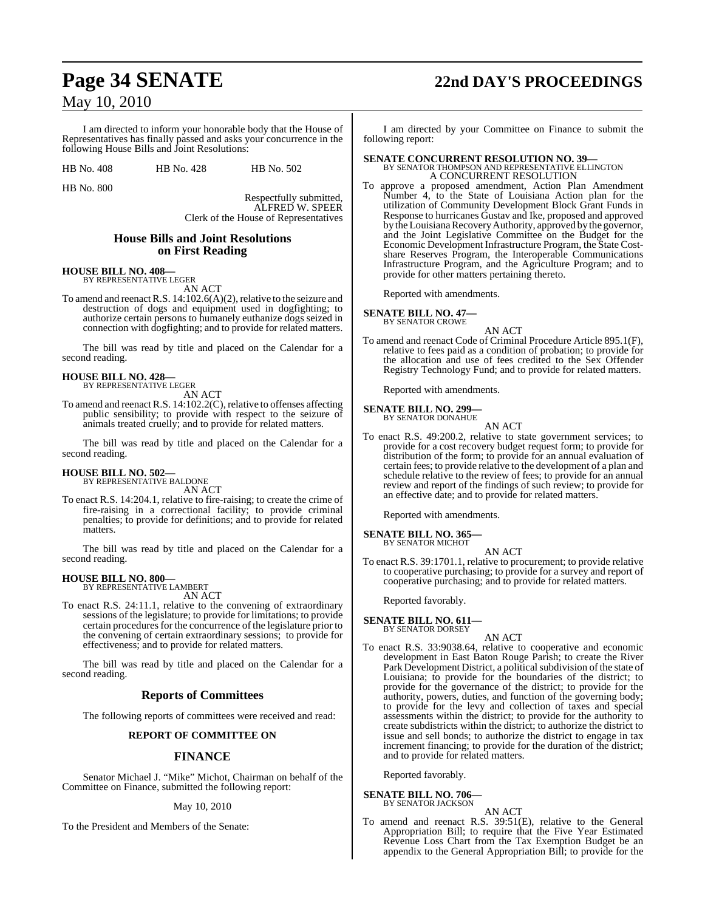I am directed to inform your honorable body that the House of Representatives has finally passed and asks your concurrence in the following House Bills and Joint Resolutions:

HB No. 408 HB No. 428 HB No. 502

HB No. 800

Respectfully submitted,
ALFRED W. SPEER
Clerk of the House of Representatives

## House Bills and Joint Resolutions on First Reading

**HOUSE BILL NO. 408—**
BY REPRESENTATIVE LEGER
AN ACT
To amend and reenact R.S. 14:102.6(A)(2), relative to the seizure and destruction of dogs and equipment used in dogfighting; to authorize certain persons to humanely euthanize dogs seized in connection with dogfighting; and to provide for related matters.

The bill was read by title and placed on the Calendar for a second reading.

**HOUSE BILL NO. 428—**
BY REPRESENTATIVE LEGER
AN ACT
To amend and reenact R.S. 14:102.2(C), relative to offenses affecting public sensibility; to provide with respect to the seizure of animals treated cruelly; and to provide for related matters.

The bill was read by title and placed on the Calendar for a second reading.

**HOUSE BILL NO. 502—**
BY REPRESENTATIVE BALDONE
AN ACT
To enact R.S. 14:204.1, relative to fire-raising; to create the crime of fire-raising in a correctional facility; to provide criminal penalties; to provide for definitions; and to provide for related matters.

The bill was read by title and placed on the Calendar for a second reading.

**HOUSE BILL NO. 800—**
BY REPRESENTATIVE LAMBERT
AN ACT
To enact R.S. 24:11.1, relative to the convening of extraordinary sessions of the legislature; to provide for limitations; to provide certain procedures for the concurrence of the legislature prior to the convening of certain extraordinary sessions; to provide for effectiveness; and to provide for related matters.

The bill was read by title and placed on the Calendar for a second reading.

## Reports of Committees

The following reports of committees were received and read:

### REPORT OF COMMITTEE ON

## FINANCE

Senator Michael J. "Mike" Michot, Chairman on behalf of the Committee on Finance, submitted the following report:

May 10, 2010

To the President and Members of the Senate:

I am directed by your Committee on Finance to submit the following report:

**SENATE CONCURRENT RESOLUTION NO. 39—**
BY SENATOR THOMPSON AND REPRESENTATIVE ELLINGTON
A CONCURRENT RESOLUTION
To approve a proposed amendment, Action Plan Amendment Number 4, to the State of Louisiana Action plan for the utilization of Community Development Block Grant Funds in Response to hurricanes Gustav and Ike, proposed and approved by the Louisiana Recovery Authority, approved by the governor, and the Joint Legislative Committee on the Budget for the Economic Development Infrastructure Program, the State Cost-share Reserves Program, the Interoperable Communications Infrastructure Program, and the Agriculture Program; and to provide for other matters pertaining thereto.

Reported with amendments.

**SENATE BILL NO. 47—**
BY SENATOR CROWE
AN ACT
To amend and reenact Code of Criminal Procedure Article 895.1(F), relative to fees paid as a condition of probation; to provide for the allocation and use of fees credited to the Sex Offender Registry Technology Fund; and to provide for related matters.

Reported with amendments.

**SENATE BILL NO. 299—**
BY SENATOR DONAHUE
AN ACT
To enact R.S. 49:200.2, relative to state government services; to provide for a cost recovery budget request form; to provide for distribution of the form; to provide for an annual evaluation of certain fees; to provide relative to the development of a plan and schedule relative to the review of fees; to provide for an annual review and report of the findings of such review; to provide for an effective date; and to provide for related matters.

Reported with amendments.

**SENATE BILL NO. 365—**
BY SENATOR MICHOT
AN ACT
To enact R.S. 39:1701.1, relative to procurement; to provide relative to cooperative purchasing; to provide for a survey and report of cooperative purchasing; and to provide for related matters.

Reported favorably.

**SENATE BILL NO. 611—**
BY SENATOR DORSEY
AN ACT
To enact R.S. 33:9038.64, relative to cooperative and economic development in East Baton Rouge Parish; to create the River Park Development District, a political subdivision of the state of Louisiana; to provide for the boundaries of the district; to provide for the governance of the district; to provide for the authority, powers, duties, and function of the governing body; to provide for the levy and collection of taxes and special assessments within the district; to provide for the authority to create subdistricts within the district; to authorize the district to issue and sell bonds; to authorize the district to engage in tax increment financing; to provide for the duration of the district; and to provide for related matters.

Reported favorably.

**SENATE BILL NO. 706—**
BY SENATOR JACKSON
AN ACT
To amend and reenact R.S. 39:51(E), relative to the General Appropriation Bill; to require that the Five Year Estimated Revenue Loss Chart from the Tax Exemption Budget be an appendix to the General Appropriation Bill; to provide for the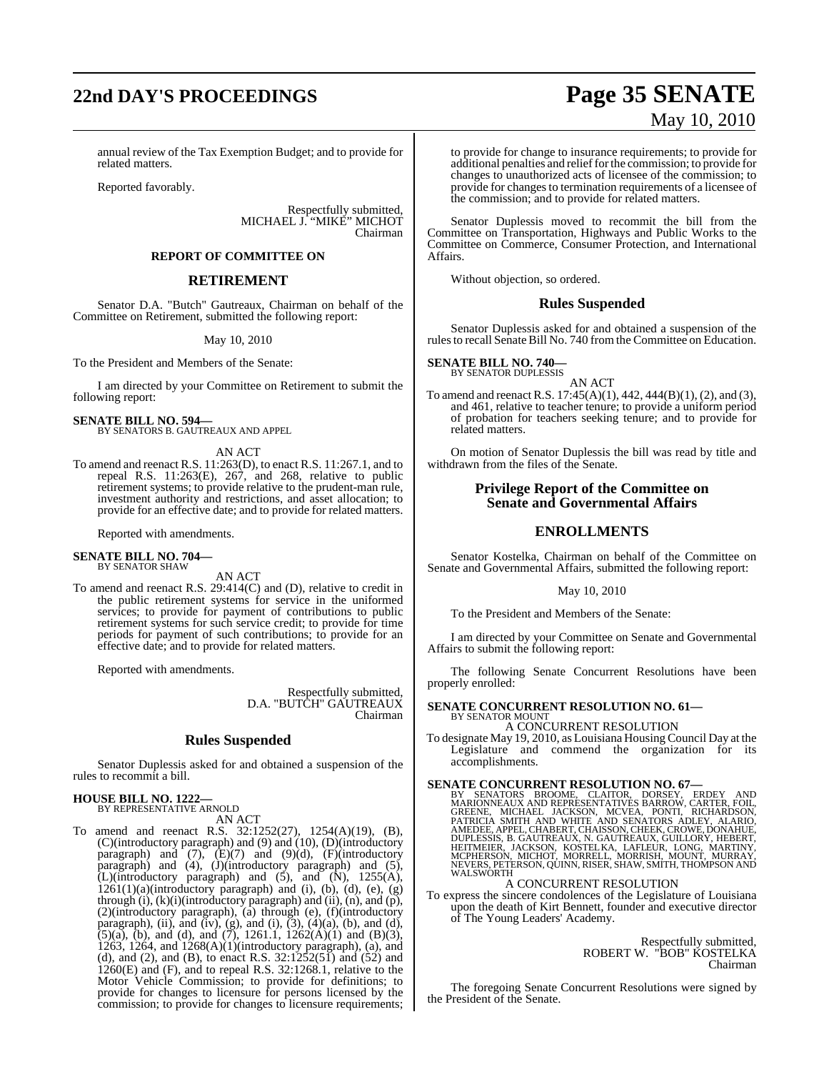annual review of the Tax Exemption Budget; and to provide for related matters.

Reported favorably.

Respectfully submitted,
MICHAEL J. "MIKE" MICHOT
Chairman

## REPORT OF COMMITTEE ON

## RETIREMENT

Senator D.A. "Butch" Gautreaux, Chairman on behalf of the Committee on Retirement, submitted the following report:

May 10, 2010

To the President and Members of the Senate:

I am directed by your Committee on Retirement to submit the following report:

**SENATE BILL NO. 594—**
BY SENATORS B. GAUTREAUX AND APPEL

AN ACT

To amend and reenact R.S. 11:263(D), to enact R.S. 11:267.1, and to repeal R.S. 11:263(E), 267, and 268, relative to public retirement systems; to provide relative to the prudent-man rule, investment authority and restrictions, and asset allocation; to provide for an effective date; and to provide for related matters.

Reported with amendments.

**SENATE BILL NO. 704—**
BY SENATOR SHAW

AN ACT

To amend and reenact R.S. 29:414(C) and (D), relative to credit in the public retirement systems for service in the uniformed services; to provide for payment of contributions to public retirement systems for such service credit; to provide for time periods for payment of such contributions; to provide for an effective date; and to provide for related matters.

Reported with amendments.

Respectfully submitted,
D.A. "BUTCH" GAUTREAUX
Chairman

## Rules Suspended

Senator Duplessis asked for and obtained a suspension of the rules to recommit a bill.

**HOUSE BILL NO. 1222—**
BY REPRESENTATIVE ARNOLD

AN ACT

To amend and reenact R.S. 32:1252(27), 1254(A)(19), (B), (C)(introductory paragraph) and (9) and (10), (D)(introductory paragraph) and (7), (E)(7) and (9)(d), (F)(introductory paragraph) and (4), (J)(introductory paragraph) and (5), (L)(introductory paragraph) and (5), and (N), 1255(A), 1261(1)(a)(introductory paragraph) and (i), (b), (d), (e), (g) through (i), (k)(i)(introductory paragraph) and (ii), (n), and (p), (2)(introductory paragraph), (a) through (e), (f)(introductory paragraph), (ii), and (iv), (g), and (i), (3), (4)(a), (b), and (d), (5)(a), (b), and (d), and (7), 1261.1, 1262(A)(1) and (B)(3), 1263, 1264, and 1268(A)(1)(introductory paragraph), (a), and (d), and (2), and (B), to enact R.S. 32:1252(51) and (52) and 1260(E) and (F), and to repeal R.S. 32:1268.1, relative to the Motor Vehicle Commission; to provide for definitions; to provide for changes to licensure for persons licensed by the commission; to provide for changes to licensure requirements; to provide for change to insurance requirements; to provide for additional penalties and relief for the commission; to provide for changes to unauthorized acts of licensee of the commission; to provide for changes to termination requirements of a licensee of the commission; and to provide for related matters.

Senator Duplessis moved to recommit the bill from the Committee on Transportation, Highways and Public Works to the Committee on Commerce, Consumer Protection, and International Affairs.

Without objection, so ordered.

## Rules Suspended

Senator Duplessis asked for and obtained a suspension of the rules to recall Senate Bill No. 740 from the Committee on Education.

**SENATE BILL NO. 740—**
BY SENATOR DUPLESSIS

AN ACT

To amend and reenact R.S. 17:45(A)(1), 442, 444(B)(1), (2), and (3), and 461, relative to teacher tenure; to provide a uniform period of probation for teachers seeking tenure; and to provide for related matters.

On motion of Senator Duplessis the bill was read by title and withdrawn from the files of the Senate.

## Privilege Report of the Committee on Senate and Governmental Affairs

## ENROLLMENTS

Senator Kostelka, Chairman on behalf of the Committee on Senate and Governmental Affairs, submitted the following report:

May 10, 2010

To the President and Members of the Senate:

I am directed by your Committee on Senate and Governmental Affairs to submit the following report:

The following Senate Concurrent Resolutions have been properly enrolled:

**SENATE CONCURRENT RESOLUTION NO. 61—**
BY SENATOR MOUNT

A CONCURRENT RESOLUTION

To designate May 19, 2010, as Louisiana Housing Council Day at the Legislature and commend the organization for its accomplishments.

**SENATE CONCURRENT RESOLUTION NO. 67—**
BY SENATORS BROOME, CLAITOR, DORSEY, ERDEY AND MARIONNEAUX AND REPRESENTATIVES BARROW, CARTER, FOIL, GREENE, MICHAEL JACKSON, MCVEA, PONTI, RICHARDSON, PATRICIA SMITH AND WHITE AND SENATORS ADLEY, ALARIO, AMEDEE, APPEL, CHABERT, CHAISSON, CHEEK, CROWE, DONAHUE, DUPLESSIS, B. GAUTREAUX, N. GAUTREAUX, GUILLORY, HEBERT, HEITMEIER, JACKSON, KOSTELKA, LAFLEUR, LONG, MARTINY, MCPHERSON, MICHOT, MORRELL, MORRISH, MOUNT, MURRAY, NEVERS, PETERSON, QUINN, RISER, SHAW, SMITH, THOMPSON AND WALSWORTH

A CONCURRENT RESOLUTION

To express the sincere condolences of the Legislature of Louisiana upon the death of Kirt Bennett, founder and executive director of The Young Leaders' Academy.

Respectfully submitted,
ROBERT W. "BOB" KOSTELKA
Chairman

The foregoing Senate Concurrent Resolutions were signed by the President of the Senate.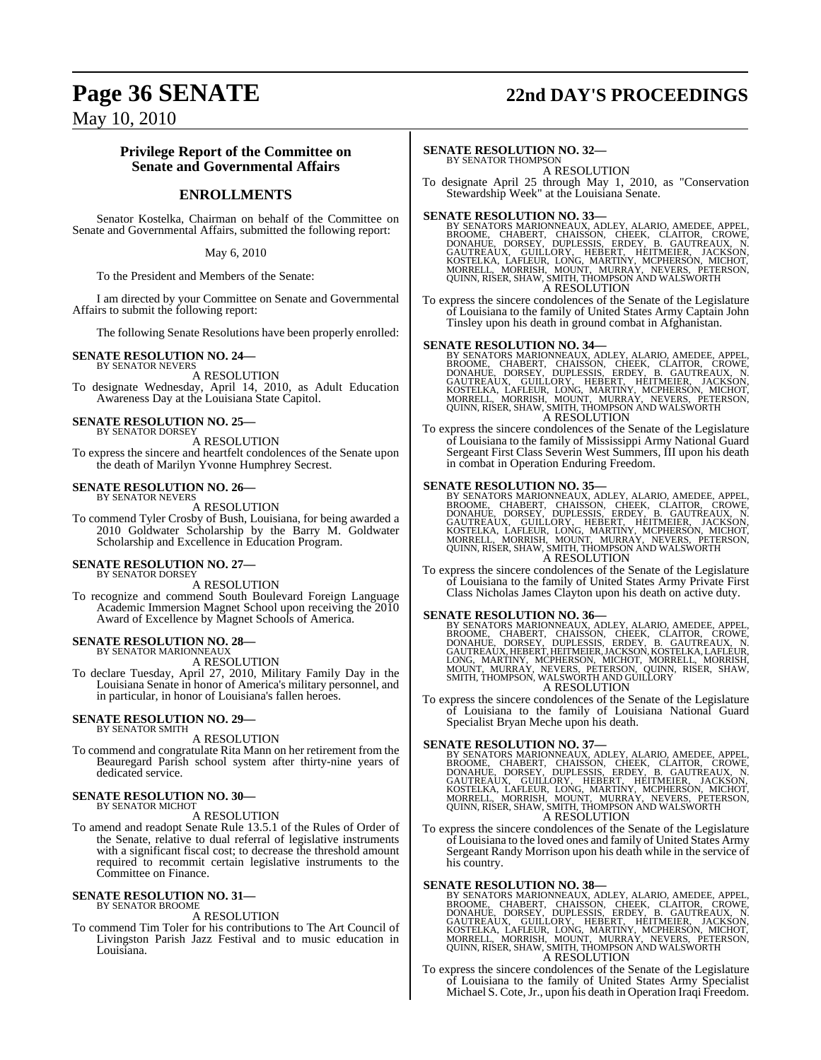## Privilege Report of the Committee on Senate and Governmental Affairs

## ENROLLMENTS

Senator Kostelka, Chairman on behalf of the Committee on Senate and Governmental Affairs, submitted the following report:

May 6, 2010

To the President and Members of the Senate:

I am directed by your Committee on Senate and Governmental Affairs to submit the following report:

The following Senate Resolutions have been properly enrolled:

**SENATE RESOLUTION NO. 24—**
BY SENATOR NEVERS
A RESOLUTION

To designate Wednesday, April 14, 2010, as Adult Education Awareness Day at the Louisiana State Capitol.

**SENATE RESOLUTION NO. 25—**
BY SENATOR DORSEY
A RESOLUTION

To express the sincere and heartfelt condolences of the Senate upon the death of Marilyn Yvonne Humphrey Secrest.

**SENATE RESOLUTION NO. 26—**
BY SENATOR NEVERS
A RESOLUTION

To commend Tyler Crosby of Bush, Louisiana, for being awarded a 2010 Goldwater Scholarship by the Barry M. Goldwater Scholarship and Excellence in Education Program.

**SENATE RESOLUTION NO. 27—**
BY SENATOR DORSEY
A RESOLUTION

To recognize and commend South Boulevard Foreign Language Academic Immersion Magnet School upon receiving the 2010 Award of Excellence by Magnet Schools of America.

**SENATE RESOLUTION NO. 28—**
BY SENATOR MARIONNEAUX
A RESOLUTION

To declare Tuesday, April 27, 2010, Military Family Day in the Louisiana Senate in honor of America's military personnel, and in particular, in honor of Louisiana's fallen heroes.

**SENATE RESOLUTION NO. 29—**
BY SENATOR SMITH
A RESOLUTION

To commend and congratulate Rita Mann on her retirement from the Beauregard Parish school system after thirty-nine years of dedicated service.

**SENATE RESOLUTION NO. 30—**
BY SENATOR MICHOT
A RESOLUTION

To amend and readopt Senate Rule 13.5.1 of the Rules of Order of the Senate, relative to dual referral of legislative instruments with a significant fiscal cost; to decrease the threshold amount required to recommit certain legislative instruments to the Committee on Finance.

**SENATE RESOLUTION NO. 31—**
BY SENATOR BROOME
A RESOLUTION

To commend Tim Toler for his contributions to The Art Council of Livingston Parish Jazz Festival and to music education in Louisiana.

**SENATE RESOLUTION NO. 32—**
BY SENATOR THOMPSON
A RESOLUTION

To designate April 25 through May 1, 2010, as "Conservation Stewardship Week" at the Louisiana Senate.

**SENATE RESOLUTION NO. 33—**
BY SENATORS MARIONNEAUX, ADLEY, ALARIO, AMEDEE, APPEL, BROOME, CHABERT, CHAISSON, CHEEK, CLAITOR, CROWE, DONAHUE, DORSEY, DUPLESSIS, ERDEY, B. GAUTREAUX, N. GAUTREAUX, GUILLORY, HEBERT, HEITMEIER, JACKSON, KOSTELKA, LAFLEUR, LONG, MARTINY, MCPHERSON, MICHOT, MORRELL, MORRISH, MOUNT, MURRAY, NEVERS, PETERSON, QUINN, RISER, SHAW, SMITH, THOMPSON AND WALSWORTH
A RESOLUTION

To express the sincere condolences of the Senate of the Legislature of Louisiana to the family of United States Army Captain John Tinsley upon his death in ground combat in Afghanistan.

**SENATE RESOLUTION NO. 34—**
BY SENATORS MARIONNEAUX, ADLEY, ALARIO, AMEDEE, APPEL, BROOME, CHABERT, CHAISSON, CHEEK, CLAITOR, CROWE, DONAHUE, DORSEY, DUPLESSIS, ERDEY, B. GAUTREAUX, N. GAUTREAUX, GUILLORY, HEBERT, HEITMEIER, JACKSON, KOSTELKA, LAFLEUR, LONG, MARTINY, MCPHERSON, MICHOT, MORRELL, MORRISH, MOUNT, MURRAY, NEVERS, PETERSON, QUINN, RISER, SHAW, SMITH, THOMPSON AND WALSWORTH
A RESOLUTION

To express the sincere condolences of the Senate of the Legislature of Louisiana to the family of Mississippi Army National Guard Sergeant First Class Severin West Summers, III upon his death in combat in Operation Enduring Freedom.

**SENATE RESOLUTION NO. 35—**
BY SENATORS MARIONNEAUX, ADLEY, ALARIO, AMEDEE, APPEL, BROOME, CHABERT, CHAISSON, CHEEK, CLAITOR, CROWE, DONAHUE, DORSEY, DUPLESSIS, ERDEY, B. GAUTREAUX, N. GAUTREAUX, GUILLORY, HEBERT, HEITMEIER, JACKSON, KOSTELKA, LAFLEUR, LONG, MARTINY, MCPHERSON, MICHOT, MORRELL, MORRISH, MOUNT, MURRAY, NEVERS, PETERSON, QUINN, RISER, SHAW, SMITH, THOMPSON AND WALSWORTH
A RESOLUTION

To express the sincere condolences of the Senate of the Legislature of Louisiana to the family of United States Army Private First Class Nicholas James Clayton upon his death on active duty.

**SENATE RESOLUTION NO. 36—**
BY SENATORS MARIONNEAUX, ADLEY, ALARIO, AMEDEE, APPEL, BROOME, CHABERT, CHAISSON, CHEEK, CLAITOR, CROWE, DONAHUE, DORSEY, DUPLESSIS, ERDEY, B. GAUTREAUX, N. GAUTREAUX, HEBERT, HEITMEIER, JACKSON, KOSTELKA, LAFLEUR, LONG, MARTINY, MCPHERSON, MICHOT, MORRELL, MORRISH, MOUNT, MURRAY, NEVERS, PETERSON, QUINN, RISER, SHAW, SMITH, THOMPSON, WALSWORTH AND GUILLORY
A RESOLUTION

To express the sincere condolences of the Senate of the Legislature of Louisiana to the family of Louisiana National Guard Specialist Bryan Meche upon his death.

**SENATE RESOLUTION NO. 37—**
BY SENATORS MARIONNEAUX, ADLEY, ALARIO, AMEDEE, APPEL, BROOME, CHABERT, CHAISSON, CHEEK, CLAITOR, CROWE, DONAHUE, DORSEY, DUPLESSIS, ERDEY, B. GAUTREAUX, N. GAUTREAUX, GUILLORY, HEBERT, HEITMEIER, JACKSON, KOSTELKA, LAFLEUR, LONG, MARTINY, MCPHERSON, MICHOT, MORRELL, MORRISH, MOUNT, MURRAY, NEVERS, PETERSON, QUINN, RISER, SHAW, SMITH, THOMPSON AND WALSWORTH
A RESOLUTION

To express the sincere condolences of the Senate of the Legislature of Louisiana to the loved ones and family of United States Army Sergeant Randy Morrison upon his death while in the service of his country.

**SENATE RESOLUTION NO. 38—**
BY SENATORS MARIONNEAUX, ADLEY, ALARIO, AMEDEE, APPEL, BROOME, CHABERT, CHAISSON, CHEEK, CLAITOR, CROWE, DONAHUE, DORSEY, DUPLESSIS, ERDEY, B. GAUTREAUX, N. GAUTREAUX, GUILLORY, HEBERT, HEITMEIER, JACKSON, KOSTELKA, LAFLEUR, LONG, MARTINY, MCPHERSON, MICHOT, MORRELL, MORRISH, MOUNT, MURRAY, NEVERS, PETERSON, QUINN, RISER, SHAW, SMITH, THOMPSON AND WALSWORTH
A RESOLUTION

To express the sincere condolences of the Senate of the Legislature of Louisiana to the family of United States Army Specialist Michael S. Cote, Jr., upon his death in Operation Iraqi Freedom.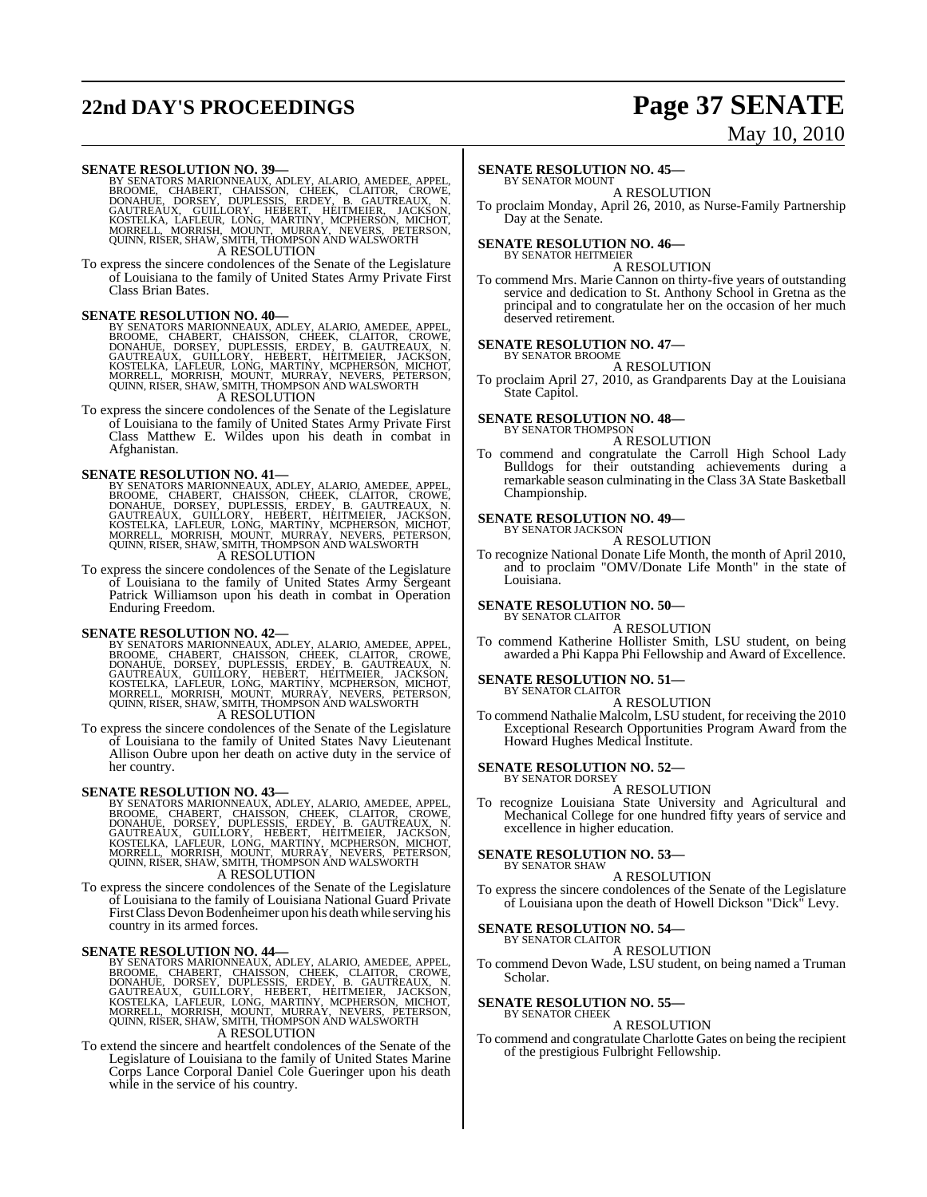**SENATE RESOLUTION NO. 39—**
BY SENATORS MARIONNEAUX, ADLEY, ALARIO, AMEDEE, APPEL, BROOME, CHABERT, CHAISSON, CHEEK, CLAITOR, CROWE, DONAHUE, DORSEY, DUPLESSIS, ERDEY, B. GAUTREAUX, N. GAUTREAUX, GUILLORY, HEBERT, HEITMEIER, JACKSON, KOSTELKA, LAFLEUR, LONG, MARTINY, MCPHERSON, MICHOT, MORRELL, MORRISH, MOUNT, MURRAY, NEVERS, PETERSON, QUINN, RISER, SHAW, SMITH, THOMPSON AND WALSWORTH

A RESOLUTION

To express the sincere condolences of the Senate of the Legislature of Louisiana to the family of United States Army Private First Class Brian Bates.

**SENATE RESOLUTION NO. 40—**
BY SENATORS MARIONNEAUX, ADLEY, ALARIO, AMEDEE, APPEL, BROOME, CHABERT, CHAISSON, CHEEK, CLAITOR, CROWE, DONAHUE, DORSEY, DUPLESSIS, ERDEY, B. GAUTREAUX, N. GAUTREAUX, GUILLORY, HEBERT, HEITMEIER, JACKSON, KOSTELKA, LAFLEUR, LONG, MARTINY, MCPHERSON, MICHOT, MORRELL, MORRISH, MOUNT, MURRAY, NEVERS, PETERSON, QUINN, RISER, SHAW, SMITH, THOMPSON AND WALSWORTH

A RESOLUTION

To express the sincere condolences of the Senate of the Legislature of Louisiana to the family of United States Army Private First Class Matthew E. Wildes upon his death in combat in Afghanistan.

**SENATE RESOLUTION NO. 41—**
BY SENATORS MARIONNEAUX, ADLEY, ALARIO, AMEDEE, APPEL, BROOME, CHABERT, CHAISSON, CHEEK, CLAITOR, CROWE, DONAHUE, DORSEY, DUPLESSIS, ERDEY, B. GAUTREAUX, N. GAUTREAUX, GUILLORY, HEBERT, HEITMEIER, JACKSON, KOSTELKA, LAFLEUR, LONG, MARTINY, MCPHERSON, MICHOT, MORRELL, MORRISH, MOUNT, MURRAY, NEVERS, PETERSON, QUINN, RISER, SHAW, SMITH, THOMPSON AND WALSWORTH

A RESOLUTION

To express the sincere condolences of the Senate of the Legislature of Louisiana to the family of United States Army Sergeant Patrick Williamson upon his death in combat in Operation Enduring Freedom.

**SENATE RESOLUTION NO. 42—**
BY SENATORS MARIONNEAUX, ADLEY, ALARIO, AMEDEE, APPEL, BROOME, CHABERT, CHAISSON, CHEEK, CLAITOR, CROWE, DONAHUE, DORSEY, DUPLESSIS, ERDEY, B. GAUTREAUX, N. GAUTREAUX, GUILLORY, HEBERT, HEITMEIER, JACKSON, KOSTELKA, LAFLEUR, LONG, MARTINY, MCPHERSON, MICHOT, MORRELL, MORRISH, MOUNT, MURRAY, NEVERS, PETERSON, QUINN, RISER, SHAW, SMITH, THOMPSON AND WALSWORTH

A RESOLUTION

To express the sincere condolences of the Senate of the Legislature of Louisiana to the family of United States Navy Lieutenant Allison Oubre upon her death on active duty in the service of her country.

**SENATE RESOLUTION NO. 43—**
BY SENATORS MARIONNEAUX, ADLEY, ALARIO, AMEDEE, APPEL, BROOME, CHABERT, CHAISSON, CHEEK, CLAITOR, CROWE, DONAHUE, DORSEY, DUPLESSIS, ERDEY, B. GAUTREAUX, N. GAUTREAUX, GUILLORY, HEBERT, HEITMEIER, JACKSON, KOSTELKA, LAFLEUR, LONG, MARTINY, MCPHERSON, MICHOT, MORRELL, MORRISH, MOUNT, MURRAY, NEVERS, PETERSON, QUINN, RISER, SHAW, SMITH, THOMPSON AND WALSWORTH

A RESOLUTION

To express the sincere condolences of the Senate of the Legislature of Louisiana to the family of Louisiana National Guard Private First Class Devon Bodenheimer upon his death while serving his country in its armed forces.

**SENATE RESOLUTION NO. 44—**
BY SENATORS MARIONNEAUX, ADLEY, ALARIO, AMEDEE, APPEL, BROOME, CHABERT, CHAISSON, CHEEK, CLAITOR, CROWE, DONAHUE, DORSEY, DUPLESSIS, ERDEY, B. GAUTREAUX, N. GAUTREAUX, GUILLORY, HEBERT, HEITMEIER, JACKSON, KOSTELKA, LAFLEUR, LONG, MARTINY, MCPHERSON, MICHOT, MORRELL, MORRISH, MOUNT, MURRAY, NEVERS, PETERSON, QUINN, RISER, SHAW, SMITH, THOMPSON AND WALSWORTH

A RESOLUTION

To extend the sincere and heartfelt condolences of the Senate of the Legislature of Louisiana to the family of United States Marine Corps Lance Corporal Daniel Cole Gueringer upon his death while in the service of his country.

**SENATE RESOLUTION NO. 45—**
BY SENATOR MOUNT

A RESOLUTION

To proclaim Monday, April 26, 2010, as Nurse-Family Partnership Day at the Senate.

**SENATE RESOLUTION NO. 46—**
BY SENATOR HEITMEIER

A RESOLUTION

To commend Mrs. Marie Cannon on thirty-five years of outstanding service and dedication to St. Anthony School in Gretna as the principal and to congratulate her on the occasion of her much deserved retirement.

**SENATE RESOLUTION NO. 47—**
BY SENATOR BROOME

A RESOLUTION

To proclaim April 27, 2010, as Grandparents Day at the Louisiana State Capitol.

**SENATE RESOLUTION NO. 48—**
BY SENATOR THOMPSON

A RESOLUTION

To commend and congratulate the Carroll High School Lady Bulldogs for their outstanding achievements during a remarkable season culminating in the Class 3A State Basketball Championship.

**SENATE RESOLUTION NO. 49—**
BY SENATOR JACKSON

A RESOLUTION

To recognize National Donate Life Month, the month of April 2010, and to proclaim "OMV/Donate Life Month" in the state of Louisiana.

**SENATE RESOLUTION NO. 50—**
BY SENATOR CLAITOR

A RESOLUTION

To commend Katherine Hollister Smith, LSU student, on being awarded a Phi Kappa Phi Fellowship and Award of Excellence.

**SENATE RESOLUTION NO. 51—**
BY SENATOR CLAITOR

A RESOLUTION

To commend Nathalie Malcolm, LSU student, for receiving the 2010 Exceptional Research Opportunities Program Award from the Howard Hughes Medical Institute.

**SENATE RESOLUTION NO. 52—**
BY SENATOR DORSEY

A RESOLUTION

To recognize Louisiana State University and Agricultural and Mechanical College for one hundred fifty years of service and excellence in higher education.

**SENATE RESOLUTION NO. 53—**
BY SENATOR SHAW

A RESOLUTION

To express the sincere condolences of the Senate of the Legislature of Louisiana upon the death of Howell Dickson "Dick" Levy.

**SENATE RESOLUTION NO. 54—**
BY SENATOR CLAITOR

A RESOLUTION

To commend Devon Wade, LSU student, on being named a Truman Scholar.

**SENATE RESOLUTION NO. 55—**
BY SENATOR CHEEK

A RESOLUTION

To commend and congratulate Charlotte Gates on being the recipient of the prestigious Fulbright Fellowship.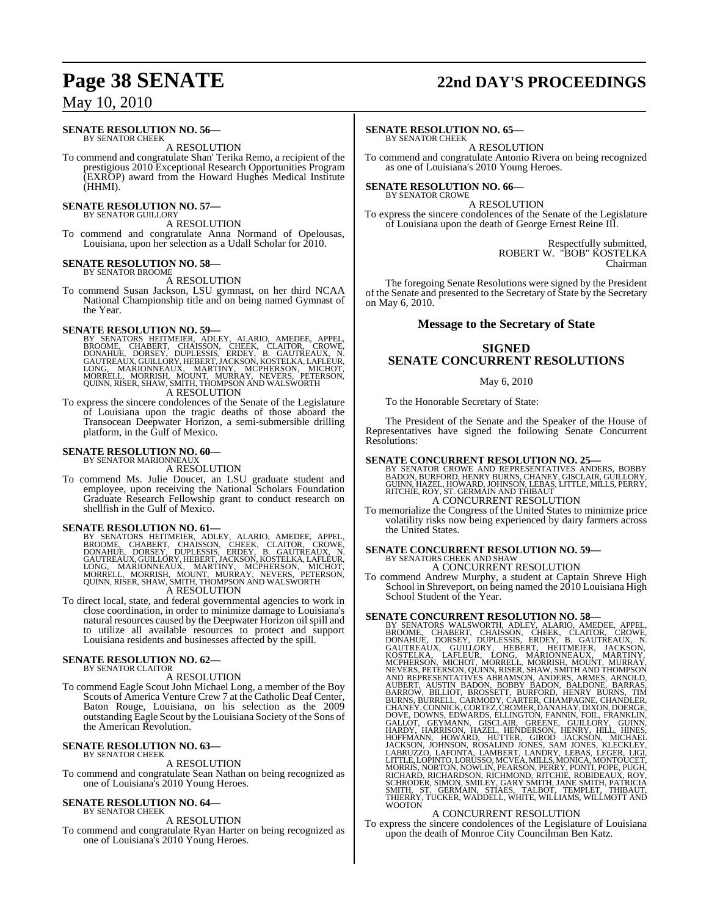**SENATE RESOLUTION NO. 56—**
BY SENATOR CHEEK

A RESOLUTION

To commend and congratulate Shan' Terika Remo, a recipient of the prestigious 2010 Exceptional Research Opportunities Program (EXROP) award from the Howard Hughes Medical Institute (HHMI).

**SENATE RESOLUTION NO. 57—**
BY SENATOR GUILLORY

A RESOLUTION

To commend and congratulate Anna Normand of Opelousas, Louisiana, upon her selection as a Udall Scholar for 2010.

**SENATE RESOLUTION NO. 58—**
BY SENATOR BROOME

A RESOLUTION

To commend Susan Jackson, LSU gymnast, on her third NCAA National Championship title and on being named Gymnast of the Year.

**SENATE RESOLUTION NO. 59—**
BY SENATORS HEITMEIER, ADLEY, ALARIO, AMEDEE, APPEL, BROOME, CHABERT, CHAISSON, CHEEK, CLAITOR, CROWE, DONAHUE, DORSEY, DUPLESSIS, ERDEY, B. GAUTREAUX, N. GAUTREAUX, GUILLORY, HEBERT, JACKSON, KOSTELKA, LAFLEUR, LONG, MARIONNEAUX, MARTINY, MCPHERSON, MICHOT, MORRELL, MORRISH, MOUNT, MURRAY, NEVERS, PETERSON, QUINN, RISER, SHAW, SMITH, THOMPSON AND WALSWORTH

A RESOLUTION

To express the sincere condolences of the Senate of the Legislature of Louisiana upon the tragic deaths of those aboard the Transocean Deepwater Horizon, a semi-submersible drilling platform, in the Gulf of Mexico.

**SENATE RESOLUTION NO. 60—**
BY SENATOR MARIONNEAUX

A RESOLUTION

To commend Ms. Julie Doucet, an LSU graduate student and employee, upon receiving the National Scholars Foundation Graduate Research Fellowship grant to conduct research on shellfish in the Gulf of Mexico.

**SENATE RESOLUTION NO. 61—**
BY SENATORS HEITMEIER, ADLEY, ALARIO, AMEDEE, APPEL, BROOME, CHABERT, CHAISSON, CHEEK, CLAITOR, CROWE, DONAHUE, DORSEY, DUPLESSIS, ERDEY, B. GAUTREAUX, N. GAUTREAUX, GUILLORY, HEBERT, JACKSON, KOSTELKA, LAFLEUR, LONG, MARIONNEAUX, MARTINY, MCPHERSON, MICHOT, MORRELL, MORRISH, MOUNT, MURRAY, NEVERS, PETERSON, QUINN, RISER, SHAW, SMITH, THOMPSON AND WALSWORTH

A RESOLUTION

To direct local, state, and federal governmental agencies to work in close coordination, in order to minimize damage to Louisiana's natural resources caused by the Deepwater Horizon oil spill and to utilize all available resources to protect and support Louisiana residents and businesses affected by the spill.

**SENATE RESOLUTION NO. 62—**
BY SENATOR CLAITOR

A RESOLUTION

To commend Eagle Scout John Michael Long, a member of the Boy Scouts of America Venture Crew 7 at the Catholic Deaf Center, Baton Rouge, Louisiana, on his selection as the 2009 outstanding Eagle Scout by the Louisiana Society of the Sons of the American Revolution.

**SENATE RESOLUTION NO. 63—**
BY SENATOR CHEEK

A RESOLUTION

To commend and congratulate Sean Nathan on being recognized as one of Louisiana's 2010 Young Heroes.

**SENATE RESOLUTION NO. 64—**
BY SENATOR CHEEK

A RESOLUTION

To commend and congratulate Ryan Harter on being recognized as one of Louisiana's 2010 Young Heroes.

**SENATE RESOLUTION NO. 65—**
BY SENATOR CHEEK

A RESOLUTION

To commend and congratulate Antonio Rivera on being recognized as one of Louisiana's 2010 Young Heroes.

**SENATE RESOLUTION NO. 66—**
BY SENATOR CROWE

A RESOLUTION

To express the sincere condolences of the Senate of the Legislature of Louisiana upon the death of George Ernest Reine III.

Respectfully submitted,
ROBERT W. "BOB" KOSTELKA
Chairman

The foregoing Senate Resolutions were signed by the President of the Senate and presented to the Secretary of State by the Secretary on May 6, 2010.

## Message to the Secretary of State

## SIGNED SENATE CONCURRENT RESOLUTIONS

May 6, 2010

To the Honorable Secretary of State:

The President of the Senate and the Speaker of the House of Representatives have signed the following Senate Concurrent Resolutions:

**SENATE CONCURRENT RESOLUTION NO. 25—**
BY SENATOR CROWE AND REPRESENTATIVES ANDERS, BOBBY BADON, BURFORD, HENRY BURNS, CHANEY, GISCLAIR, GUILLORY, GUINN, HAZEL, HOWARD, JOHNSON, LEBAS, LITTLE, MILLS, PERRY, RITCHIE, ROY, ST. GERMAIN AND THIBAUT

A CONCURRENT RESOLUTION

To memorialize the Congress of the United States to minimize price volatility risks now being experienced by dairy farmers across the United States.

**SENATE CONCURRENT RESOLUTION NO. 59—**
BY SENATORS CHEEK AND SHAW

A CONCURRENT RESOLUTION

To commend Andrew Murphy, a student at Captain Shreve High School in Shreveport, on being named the 2010 Louisiana High School Student of the Year.

**SENATE CONCURRENT RESOLUTION NO. 58—**
BY SENATORS WALSWORTH, ADLEY, ALARIO, AMEDEE, APPEL, BROOME, CHABERT, CHAISSON, CHEEK, CLAITOR, CROWE, DONAHUE, DORSEY, DUPLESSIS, ERDEY, B. GAUTREAUX, N. GAUTREAUX, GUILLORY, HEBERT, HEITMEIER, JACKSON, KOSTELKA, LAFLEUR, LONG, MARIONNEAUX, MARTINY, MCPHERSON, MICHOT, MORRELL, MORRISH, MOUNT, MURRAY, NEVERS, PETERSON, QUINN, RISER, SHAW, SMITH AND THOMPSON AND REPRESENTATIVES ABRAMSON, ANDERS, ARMES, ARNOLD, AUBERT, AUSTIN BADON, BOBBY BADON, BALDONE, BARRAS, BARROW, BILLIOT, BROSSETT, BURFORD, HENRY BURNS, TIM BURNS, BURRELL, CARMODY, CARTER, CHAMPAGNE, CHANDLER, CHANEY, CONNICK, CORTEZ, CROMER, DANAHAY, DIXON, DOERGE, DOVE, DOWNS, EDWARDS, ELLINGTON, FANNIN, FOIL, FRANKLIN, GALLOT, GEYMANN, GISCLAIR, GREENE, GUILLORY, GUINN, HARDY, HARRISON, HAZEL, HENDERSON, HENRY, HILL, HINES, HOFFMANN, HOWARD, HUTTER, GIROD JACKSON, MICHAEL JACKSON, JOHNSON, ROSALIND JONES, SAM JONES, KLECKLEY, LABRUZZO, LAFONTA, LAMBERT, LANDRY, LEBAS, LEGER, LIGI, LITTLE, LOPINTO, LORUSSO, MCVEA, MILLS, MONICA, MONTOUCET, MORRIS, NORTON, NOWLIN, PEARSON, PERRY, PONTI, POPE, PUGH, RICHARD, RICHARDSON, RICHMOND, RITCHIE, ROBIDEAUX, ROY, SCHRODER, SIMON, SMILEY, GARY SMITH, JANE SMITH, PATRICIA SMITH, ST. GERMAIN, STIAES, TALBOT, TEMPLET, THIBAUT, THIERRY, TUCKER, WADDELL, WHITE, WILLIAMS, WILLMOTT AND WOOTON

A CONCURRENT RESOLUTION

To express the sincere condolences of the Legislature of Louisiana upon the death of Monroe City Councilman Ben Katz.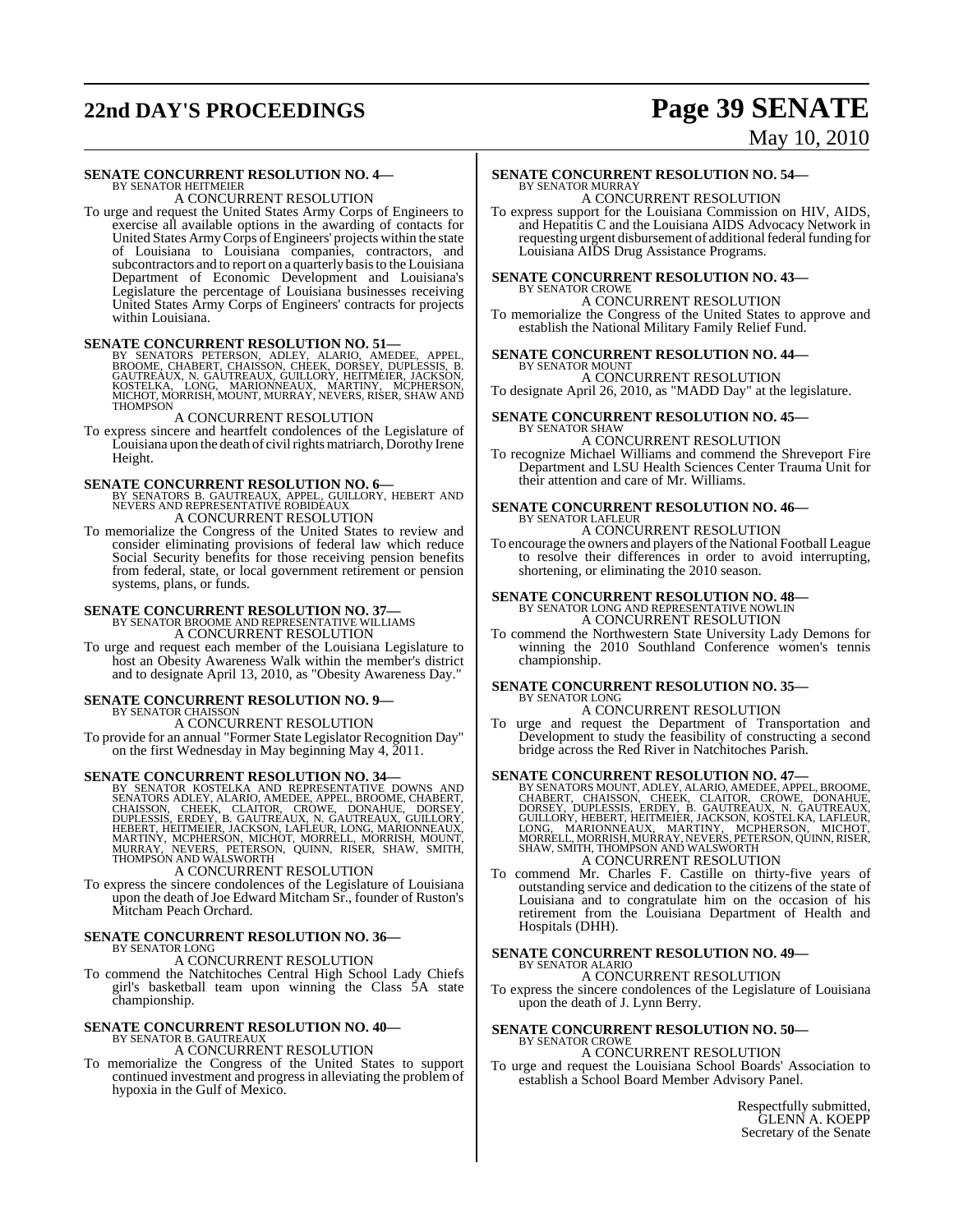**SENATE CONCURRENT RESOLUTION NO. 4—**
BY SENATOR HEITMEIER
A CONCURRENT RESOLUTION

To urge and request the United States Army Corps of Engineers to exercise all available options in the awarding of contacts for United States Army Corps of Engineers' projects within the state of Louisiana to Louisiana companies, contractors, and subcontractors and to report on a quarterly basis to the Louisiana Department of Economic Development and Louisiana's Legislature the percentage of Louisiana businesses receiving United States Army Corps of Engineers' contracts for projects within Louisiana.

**SENATE CONCURRENT RESOLUTION NO. 51—**
BY SENATORS PETERSON, ADLEY, ALARIO, AMEDEE, APPEL, BROOME, CHABERT, CHAISSON, CHEEK, DORSEY, DUPLESSIS, B. GAUTREAUX, N. GAUTREAUX, GUILLORY, HEITMEIER, JACKSON, KOSTELKA, LONG, MARIONNEAUX, MARTINY, MCPHERSON, MICHOT, MORRISH, MOUNT, MURRAY, NEVERS, RISER, SHAW AND THOMPSON
A CONCURRENT RESOLUTION

To express sincere and heartfelt condolences of the Legislature of Louisiana upon the death of civil rights matriarch, Dorothy Irene Height.

**SENATE CONCURRENT RESOLUTION NO. 6—**
BY SENATORS B. GAUTREAUX, APPEL, GUILLORY, HEBERT AND NEVERS AND REPRESENTATIVE ROBIDEAUX
A CONCURRENT RESOLUTION

To memorialize the Congress of the United States to review and consider eliminating provisions of federal law which reduce Social Security benefits for those receiving pension benefits from federal, state, or local government retirement or pension systems, plans, or funds.

**SENATE CONCURRENT RESOLUTION NO. 37—**
BY SENATOR BROOME AND REPRESENTATIVE WILLIAMS
A CONCURRENT RESOLUTION

To urge and request each member of the Louisiana Legislature to host an Obesity Awareness Walk within the member's district and to designate April 13, 2010, as "Obesity Awareness Day."

**SENATE CONCURRENT RESOLUTION NO. 9—**
BY SENATOR CHAISSON
A CONCURRENT RESOLUTION

To provide for an annual "Former State Legislator Recognition Day" on the first Wednesday in May beginning May 4, 2011.

**SENATE CONCURRENT RESOLUTION NO. 34—**
BY SENATOR KOSTELKA AND REPRESENTATIVE DOWNS AND SENATORS ADLEY, ALARIO, AMEDEE, APPEL, BROOME, CHABERT, CHAISSON, CHEEK, CLAITOR, CROWE, DONAHUE, DORSEY, DUPLESSIS, ERDEY, B. GAUTREAUX, N. GAUTREAUX, GUILLORY, HEBERT, HEITMEIER, JACKSON, LAFLEUR, LONG, MARIONNEAUX, MARTINY, MCPHERSON, MICHOT, MORRELL, MORRISH, MOUNT, MURRAY, NEVERS, PETERSON, QUINN, RISER, SHAW, SMITH, THOMPSON AND WALSWORTH
A CONCURRENT RESOLUTION

To express the sincere condolences of the Legislature of Louisiana upon the death of Joe Edward Mitcham Sr., founder of Ruston's Mitcham Peach Orchard.

**SENATE CONCURRENT RESOLUTION NO. 36—**
BY SENATOR LONG
A CONCURRENT RESOLUTION

To commend the Natchitoches Central High School Lady Chiefs girl's basketball team upon winning the Class 5A state championship.

**SENATE CONCURRENT RESOLUTION NO. 40—**
BY SENATOR B. GAUTREAUX
A CONCURRENT RESOLUTION

To memorialize the Congress of the United States to support continued investment and progress in alleviating the problem of hypoxia in the Gulf of Mexico.

**SENATE CONCURRENT RESOLUTION NO. 54—**
BY SENATOR MURRAY
A CONCURRENT RESOLUTION

To express support for the Louisiana Commission on HIV, AIDS, and Hepatitis C and the Louisiana AIDS Advocacy Network in requesting urgent disbursement of additional federal funding for Louisiana AIDS Drug Assistance Programs.

**SENATE CONCURRENT RESOLUTION NO. 43—**
BY SENATOR CROWE
A CONCURRENT RESOLUTION

To memorialize the Congress of the United States to approve and establish the National Military Family Relief Fund.

**SENATE CONCURRENT RESOLUTION NO. 44—**
BY SENATOR MOUNT
A CONCURRENT RESOLUTION

To designate April 26, 2010, as "MADD Day" at the legislature.

**SENATE CONCURRENT RESOLUTION NO. 45—**
BY SENATOR SHAW
A CONCURRENT RESOLUTION

To recognize Michael Williams and commend the Shreveport Fire Department and LSU Health Sciences Center Trauma Unit for their attention and care of Mr. Williams.

**SENATE CONCURRENT RESOLUTION NO. 46—**
BY SENATOR LAFLEUR
A CONCURRENT RESOLUTION

To encourage the owners and players of the National Football League to resolve their differences in order to avoid interrupting, shortening, or eliminating the 2010 season.

**SENATE CONCURRENT RESOLUTION NO. 48—**
BY SENATOR LONG AND REPRESENTATIVE NOWLIN
A CONCURRENT RESOLUTION

To commend the Northwestern State University Lady Demons for winning the 2010 Southland Conference women's tennis championship.

**SENATE CONCURRENT RESOLUTION NO. 35—**
BY SENATOR LONG
A CONCURRENT RESOLUTION

To urge and request the Department of Transportation and Development to study the feasibility of constructing a second bridge across the Red River in Natchitoches Parish.

**SENATE CONCURRENT RESOLUTION NO. 47—**
BY SENATORS MOUNT, ADLEY, ALARIO, AMEDEE, APPEL, BROOME, CHABERT, CHAISSON, CHEEK, CLAITOR, CROWE, DONAHUE, DORSEY, DUPLESSIS, ERDEY, B. GAUTREAUX, N. GAUTREAUX, GUILLORY, HEBERT, HEITMEIER, JACKSON, KOSTELKA, LAFLEUR, LONG, MARIONNEAUX, MARTINY, MCPHERSON, MICHOT, MORRELL, MORRISH, MURRAY, NEVERS, PETERSON, QUINN, RISER, SHAW, SMITH, THOMPSON AND WALSWORTH
A CONCURRENT RESOLUTION

To commend Mr. Charles F. Castille on thirty-five years of outstanding service and dedication to the citizens of the state of Louisiana and to congratulate him on the occasion of his retirement from the Louisiana Department of Health and Hospitals (DHH).

**SENATE CONCURRENT RESOLUTION NO. 49—**
BY SENATOR ALARIO
A CONCURRENT RESOLUTION

To express the sincere condolences of the Legislature of Louisiana upon the death of J. Lynn Berry.

**SENATE CONCURRENT RESOLUTION NO. 50—**
BY SENATOR CROWE
A CONCURRENT RESOLUTION

To urge and request the Louisiana School Boards' Association to establish a School Board Member Advisory Panel.

Respectfully submitted,
GLENN A. KOEPP
Secretary of the Senate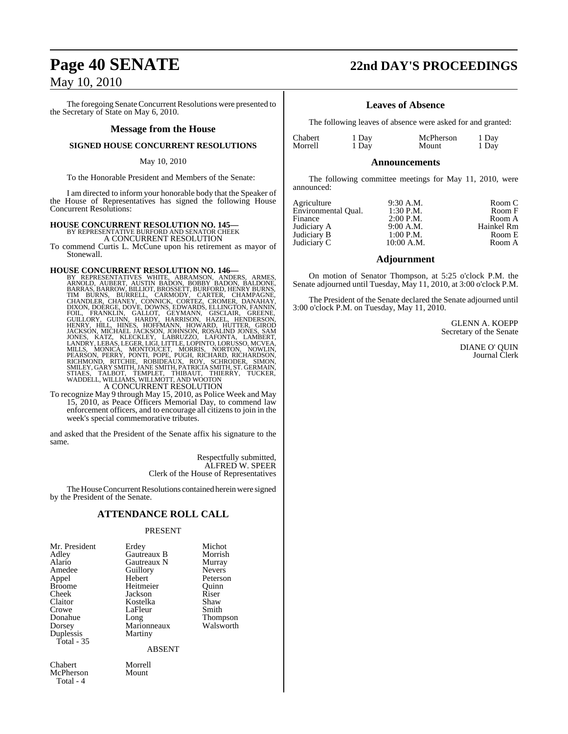The foregoing Senate Concurrent Resolutions were presented to the Secretary of State on May 6, 2010.

## Message from the House

### SIGNED HOUSE CONCURRENT RESOLUTIONS

May 10, 2010

To the Honorable President and Members of the Senate:

I am directed to inform your honorable body that the Speaker of the House of Representatives has signed the following House Concurrent Resolutions:

**HOUSE CONCURRENT RESOLUTION NO. 145—**
BY REPRESENTATIVE BURFORD AND SENATOR CHEEK
A CONCURRENT RESOLUTION
To commend Curtis L. McCune upon his retirement as mayor of Stonewall.

**HOUSE CONCURRENT RESOLUTION NO. 146—**
BY REPRESENTATIVES WHITE, ABRAMSON, ANDERS, ARMES, ARNOLD, AUBERT, AUSTIN BADON, BOBBY BADON, BALDONE, BARRAS, BARROW, BILLIOT, BROSSETT, BURFORD, HENRY BURNS, TIM BURNS, BURRELL, CARMODY, CARTER, CHAMPAGNE, CHANDLER, CHANEY, CONNICK, CORTEZ, CROMER, DANAHAY, DIXON, DOERGE, DOVE, DOWNS, EDWARDS, ELLINGTON, FANNIN, FOIL, FRANKLIN, GALLOT, GEYMANN, GISCLAIR, GREENE, GUILLORY, GUINN, HARDY, HARRISON, HAZEL, HENDERSON, HENRY, HILL, HINES, HOFFMANN, HOWARD, HUTTER, GIROD JACKSON, MICHAEL JACKSON, JOHNSON, ROSALIND JONES, SAM JONES, KATZ, KLECKLEY, LABRUZZO, LAFONTA, LAMBERT, LANDRY, LEBAS, LEGER, LIGI, LITTLE, LOPINTO, LORUSSO, MCVEA, MILLS, MONICA, MONTOUCET, MORRIS, NORTON, NOWLIN, PEARSON, PERRY, PONTI, POPE, PUGH, RICHARD, RICHARDSON, RICHMOND, RITCHIE, ROBIDEAUX, ROY, SCHRODER, SIMON, SMILEY, GARY SMITH, JANE SMITH, PATRICIA SMITH, ST. GERMAIN, STIAES, TALBOT, TEMPLET, THIBAUT, THIERRY, TUCKER, WADDELL, WILLIAMS, WILLMOTT, AND WOOTON
A CONCURRENT RESOLUTION
To recognize May 9 through May 15, 2010, as Police Week and May 15, 2010, as Peace Officers Memorial Day, to commend law enforcement officers, and to encourage all citizens to join in the week's special commemorative tributes.

and asked that the President of the Senate affix his signature to the same.

Respectfully submitted,
ALFRED W. SPEER
Clerk of the House of Representatives

The House Concurrent Resolutions contained herein were signed by the President of the Senate.

## ATTENDANCE ROLL CALL

PRESENT

| | | |
|---|---|---|
| Mr. President | Erdey | Michot |
| Adley | Gautreaux B | Morrish |
| Alario | Gautreaux N | Murray |
| Amedee | Guillory | Nevers |
| Appel | Hebert | Peterson |
| Broome | Heitmeier | Quinn |
| Cheek | Jackson | Riser |
| Claitor | Kostelka | Shaw |
| Crowe | LaFleur | Smith |
| Donahue | Long | Thompson |
| Dorsey | Marionneaux | Walsworth |
| Duplessis | Martiny | |

Total - 35

ABSENT

| | |
|---|---|
| Chabert | Morrell |
| McPherson | Mount |

Total - 4

## Leaves of Absence

The following leaves of absence were asked for and granted:

| | | | |
|---|---|---|---|
| Chabert | 1 Day | McPherson | 1 Day |
| Morrell | 1 Day | Mount | 1 Day |

## Announcements

The following committee meetings for May 11, 2010, were announced:

| | | |
|---|---|---|
| Agriculture | 9:30 A.M. | Room C |
| Environmental Qual. | 1:30 P.M. | Room F |
| Finance | 2:00 P.M. | Room A |
| Judiciary A | 9:00 A.M. | Hainkel Rm |
| Judiciary B | 1:00 P.M. | Room E |
| Judiciary C | 10:00 A.M. | Room A |

## Adjournment

On motion of Senator Thompson, at 5:25 o'clock P.M. the Senate adjourned until Tuesday, May 11, 2010, at 3:00 o'clock P.M.

The President of the Senate declared the Senate adjourned until 3:00 o'clock P.M. on Tuesday, May 11, 2010.

GLENN A. KOEPP
Secretary of the Senate

DIANE O' QUIN
Journal Clerk